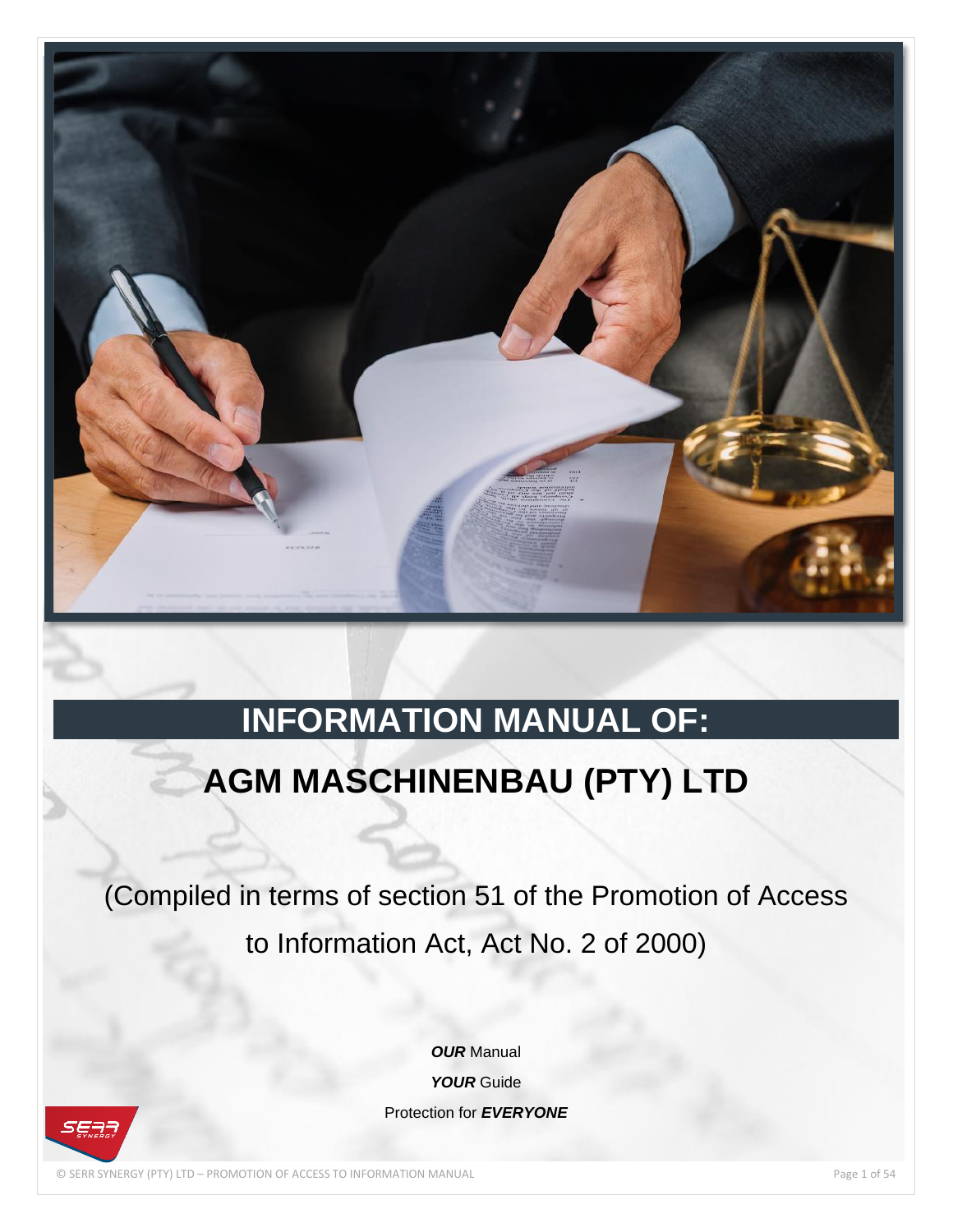# INFORMATION MANUAL OF:

# AGM MASCHINENBAU (PTY) LTD

(Compiled in terms of section 51 of the Promotion of Access to Information Act, Act No. 2 of 2000)

***OUR*** Manual

***YOUR*** Guide

Protection for ***EVERYONE***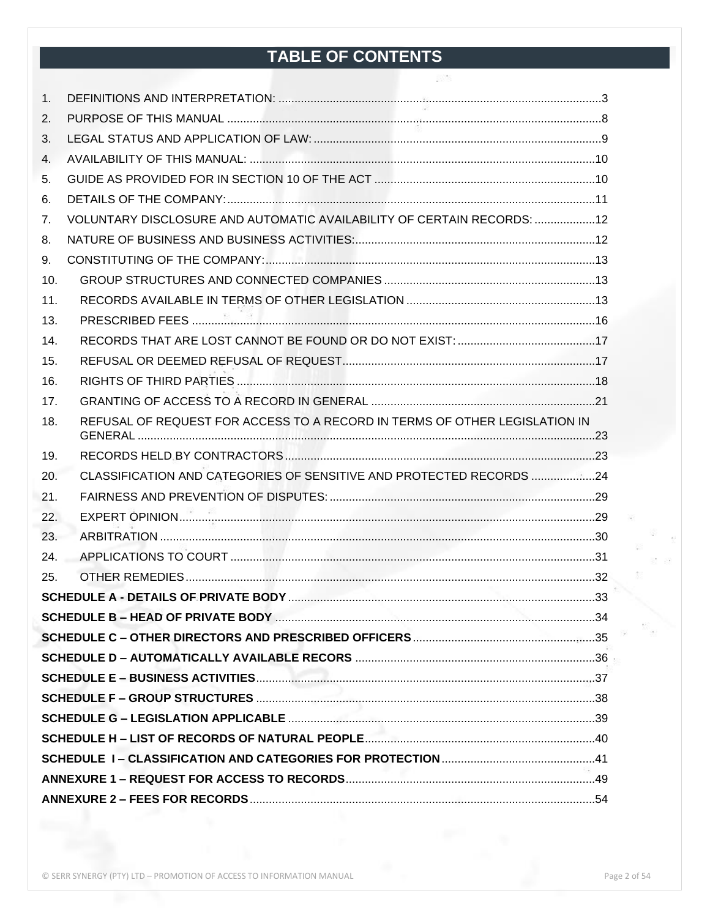# TABLE OF CONTENTS

1. DEFINITIONS AND INTERPRETATION: ....................................................................................................3
2. PURPOSE OF THIS MANUAL ....................................................................................................................8
3. LEGAL STATUS AND APPLICATION OF LAW: ........................................................................................9
4. AVAILABILITY OF THIS MANUAL: ..........................................................................................................10
5. GUIDE AS PROVIDED FOR IN SECTION 10 OF THE ACT ....................................................................10
6. DETAILS OF THE COMPANY: ..................................................................................................................11
7. VOLUNTARY DISCLOSURE AND AUTOMATIC AVAILABILITY OF CERTAIN RECORDS: ...................12
8. NATURE OF BUSINESS AND BUSINESS ACTIVITIES: ..........................................................................12
9. CONSTITUTING OF THE COMPANY: .......................................................................................................13
10. GROUP STRUCTURES AND CONNECTED COMPANIES .....................................................................13
11. RECORDS AVAILABLE IN TERMS OF OTHER LEGISLATION ...............................................................13
13. PRESCRIBED FEES ...................................................................................................................................16
14. RECORDS THAT ARE LOST CANNOT BE FOUND OR DO NOT EXIST: ..............................................17
15. REFUSAL OR DEEMED REFUSAL OF REQUEST ....................................................................................17
16. RIGHTS OF THIRD PARTIES ......................................................................................................................18
17. GRANTING OF ACCESS TO A RECORD IN GENERAL ...........................................................................21
18. REFUSAL OF REQUEST FOR ACCESS TO A RECORD IN TERMS OF OTHER LEGISLATION IN GENERAL .......................................................................................................................................................23
19. RECORDS HELD BY CONTRACTORS ......................................................................................................23
20. CLASSIFICATION AND CATEGORIES OF SENSITIVE AND PROTECTED RECORDS ..........................24
21. FAIRNESS AND PREVENTION OF DISPUTES: ........................................................................................29
22. EXPERT OPINION .......................................................................................................................................29
23. ARBITRATION ..............................................................................................................................................30
24. APPLICATIONS TO COURT .......................................................................................................................31
25. OTHER REMEDIES ......................................................................................................................................32

**SCHEDULE A - DETAILS OF PRIVATE BODY** ......................................................................................33

**SCHEDULE B – HEAD OF PRIVATE BODY** ..........................................................................................34

**SCHEDULE C – OTHER DIRECTORS AND PRESCRIBED OFFICERS** ................................................35

**SCHEDULE D – AUTOMATICALLY AVAILABLE RECORS** ...................................................................36

**SCHEDULE E – BUSINESS ACTIVITIES** ................................................................................................37

**SCHEDULE F – GROUP STRUCTURES** .................................................................................................38

**SCHEDULE G – LEGISLATION APPLICABLE** .......................................................................................39

**SCHEDULE H – LIST OF RECORDS OF NATURAL PEOPLE** ...............................................................40

**SCHEDULE I – CLASSIFICATION AND CATEGORIES FOR PROTECTION** ........................................41

**ANNEXURE 1 – REQUEST FOR ACCESS TO RECORDS** .....................................................................49

**ANNEXURE 2 – FEES FOR RECORDS** ...................................................................................................54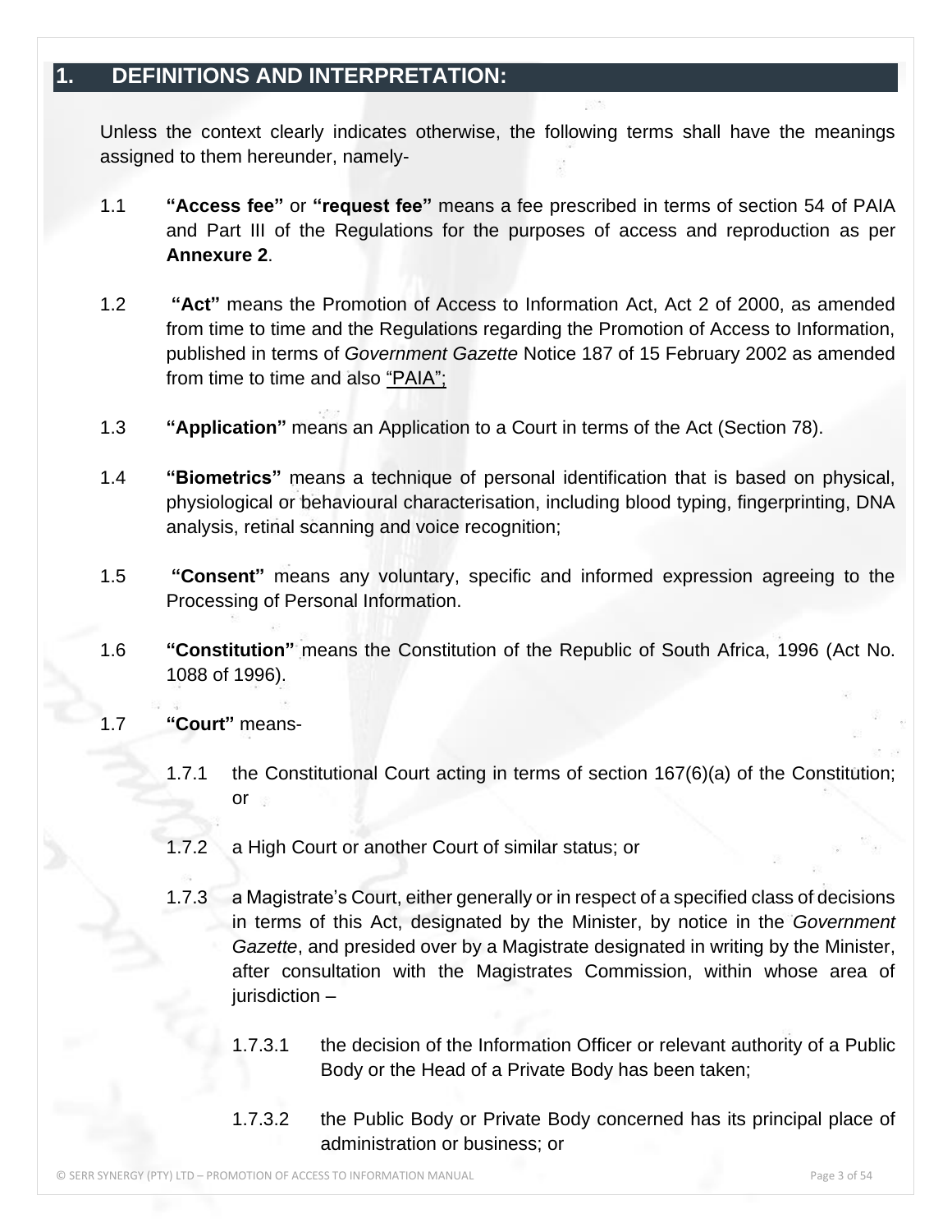## 1. DEFINITIONS AND INTERPRETATION:

Unless the context clearly indicates otherwise, the following terms shall have the meanings assigned to them hereunder, namely-

1.1 **"Access fee"** or **"request fee"** means a fee prescribed in terms of section 54 of PAIA and Part III of the Regulations for the purposes of access and reproduction as per **Annexure 2**.

1.2 **"Act"** means the Promotion of Access to Information Act, Act 2 of 2000, as amended from time to time and the Regulations regarding the Promotion of Access to Information, published in terms of *Government Gazette* Notice 187 of 15 February 2002 as amended from time to time and also "PAIA";

1.3 **"Application"** means an Application to a Court in terms of the Act (Section 78).

1.4 **"Biometrics"** means a technique of personal identification that is based on physical, physiological or behavioural characterisation, including blood typing, fingerprinting, DNA analysis, retinal scanning and voice recognition;

1.5 **"Consent"** means any voluntary, specific and informed expression agreeing to the Processing of Personal Information.

1.6 **"Constitution"** means the Constitution of the Republic of South Africa, 1996 (Act No. 1088 of 1996).

1.7 **"Court"** means-

1.7.1 the Constitutional Court acting in terms of section 167(6)(a) of the Constitution; or

1.7.2 a High Court or another Court of similar status; or

1.7.3 a Magistrate's Court, either generally or in respect of a specified class of decisions in terms of this Act, designated by the Minister, by notice in the *Government Gazette*, and presided over by a Magistrate designated in writing by the Minister, after consultation with the Magistrates Commission, within whose area of jurisdiction –

1.7.3.1 the decision of the Information Officer or relevant authority of a Public Body or the Head of a Private Body has been taken;

1.7.3.2 the Public Body or Private Body concerned has its principal place of administration or business; or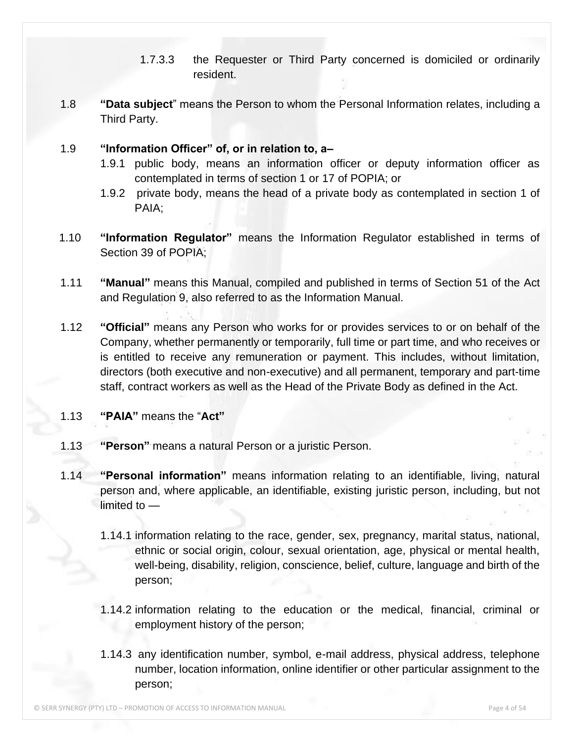1.7.3.3 the Requester or Third Party concerned is domiciled or ordinarily resident.

1.8 **"Data subject**" means the Person to whom the Personal Information relates, including a Third Party.

1.9 **"Information Officer" of, or in relation to, a–**

1.9.1 public body, means an information officer or deputy information officer as contemplated in terms of section 1 or 17 of POPIA; or

1.9.2 private body, means the head of a private body as contemplated in section 1 of PAIA;

1.10 **"Information Regulator"** means the Information Regulator established in terms of Section 39 of POPIA;

1.11 **"Manual"** means this Manual, compiled and published in terms of Section 51 of the Act and Regulation 9, also referred to as the Information Manual.

1.12 **"Official"** means any Person who works for or provides services to or on behalf of the Company, whether permanently or temporarily, full time or part time, and who receives or is entitled to receive any remuneration or payment. This includes, without limitation, directors (both executive and non-executive) and all permanent, temporary and part-time staff, contract workers as well as the Head of the Private Body as defined in the Act.

1.13 **"PAIA"** means the "**Act"**

1.13 **"Person"** means a natural Person or a juristic Person.

1.14 **"Personal information"** means information relating to an identifiable, living, natural person and, where applicable, an identifiable, existing juristic person, including, but not limited to —

1.14.1 information relating to the race, gender, sex, pregnancy, marital status, national, ethnic or social origin, colour, sexual orientation, age, physical or mental health, well-being, disability, religion, conscience, belief, culture, language and birth of the person;

1.14.2 information relating to the education or the medical, financial, criminal or employment history of the person;

1.14.3 any identification number, symbol, e-mail address, physical address, telephone number, location information, online identifier or other particular assignment to the person;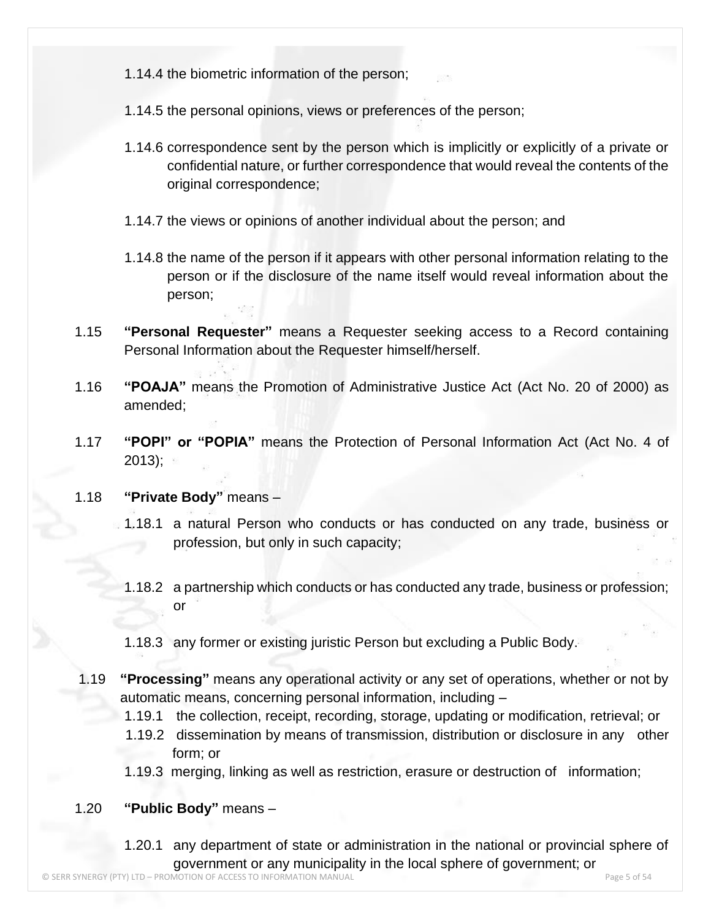1.14.4 the biometric information of the person;

1.14.5 the personal opinions, views or preferences of the person;

1.14.6 correspondence sent by the person which is implicitly or explicitly of a private or confidential nature, or further correspondence that would reveal the contents of the original correspondence;

1.14.7 the views or opinions of another individual about the person; and

1.14.8 the name of the person if it appears with other personal information relating to the person or if the disclosure of the name itself would reveal information about the person;

1.15 **"Personal Requester"** means a Requester seeking access to a Record containing Personal Information about the Requester himself/herself.

1.16 **"POAJA"** means the Promotion of Administrative Justice Act (Act No. 20 of 2000) as amended;

1.17 **"POPI" or "POPIA"** means the Protection of Personal Information Act (Act No. 4 of 2013);

1.18 **"Private Body"** means –

1.18.1 a natural Person who conducts or has conducted on any trade, business or profession, but only in such capacity;

1.18.2 a partnership which conducts or has conducted any trade, business or profession; or

1.18.3 any former or existing juristic Person but excluding a Public Body.

1.19 **"Processing"** means any operational activity or any set of operations, whether or not by automatic means, concerning personal information, including –

1.19.1 the collection, receipt, recording, storage, updating or modification, retrieval; or

1.19.2 dissemination by means of transmission, distribution or disclosure in any other form; or

1.19.3 merging, linking as well as restriction, erasure or destruction of information;

1.20 **"Public Body"** means –

1.20.1 any department of state or administration in the national or provincial sphere of government or any municipality in the local sphere of government; or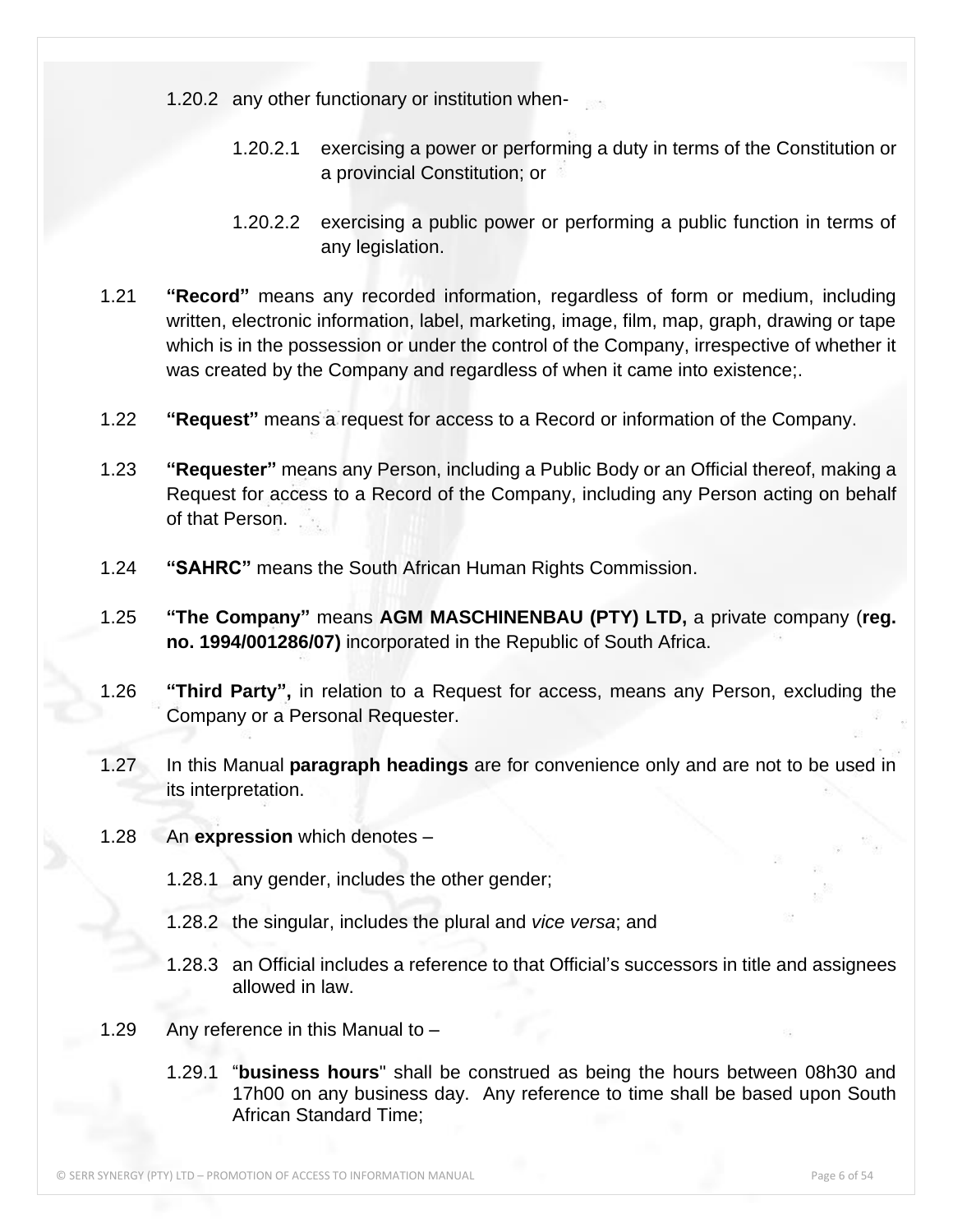1.20.2 any other functionary or institution when-

1.20.2.1 exercising a power or performing a duty in terms of the Constitution or a provincial Constitution; or

1.20.2.2 exercising a public power or performing a public function in terms of any legislation.

1.21 **"Record"** means any recorded information, regardless of form or medium, including written, electronic information, label, marketing, image, film, map, graph, drawing or tape which is in the possession or under the control of the Company, irrespective of whether it was created by the Company and regardless of when it came into existence;.

1.22 **"Request"** means a request for access to a Record or information of the Company.

1.23 **"Requester"** means any Person, including a Public Body or an Official thereof, making a Request for access to a Record of the Company, including any Person acting on behalf of that Person.

1.24 **"SAHRC"** means the South African Human Rights Commission.

1.25 **"The Company"** means **AGM MASCHINENBAU (PTY) LTD,** a private company (**reg. no. 1994/001286/07)** incorporated in the Republic of South Africa.

1.26 **"Third Party",** in relation to a Request for access, means any Person, excluding the Company or a Personal Requester.

1.27 In this Manual **paragraph headings** are for convenience only and are not to be used in its interpretation.

1.28 An **expression** which denotes –

1.28.1 any gender, includes the other gender;

1.28.2 the singular, includes the plural and *vice versa*; and

1.28.3 an Official includes a reference to that Official's successors in title and assignees allowed in law.

1.29 Any reference in this Manual to –

1.29.1 "**business hours**" shall be construed as being the hours between 08h30 and 17h00 on any business day. Any reference to time shall be based upon South African Standard Time;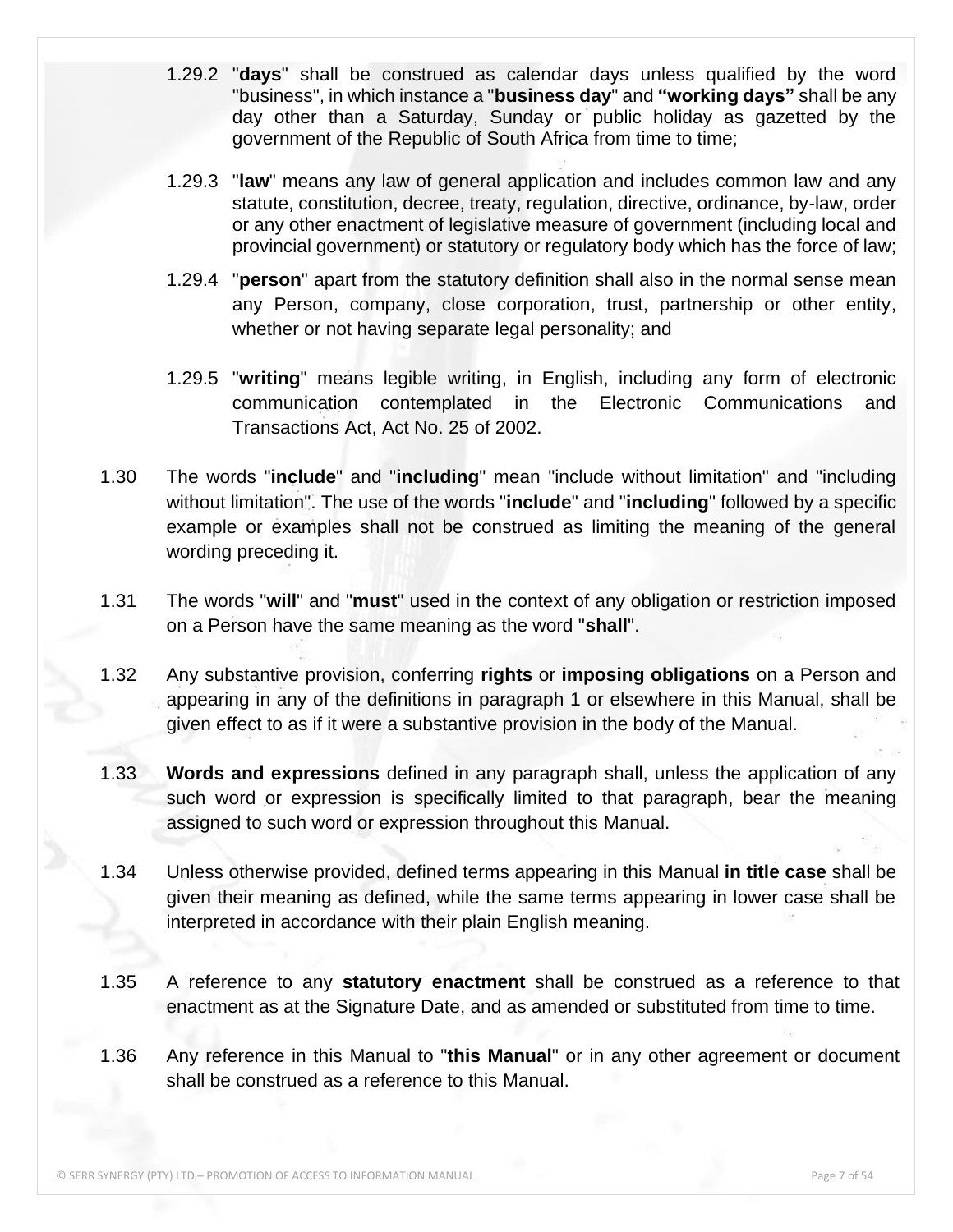1.29.2 "**days**" shall be construed as calendar days unless qualified by the word "business", in which instance a "**business day**" and **"working days"** shall be any day other than a Saturday, Sunday or public holiday as gazetted by the government of the Republic of South Africa from time to time;

1.29.3 "**law**" means any law of general application and includes common law and any statute, constitution, decree, treaty, regulation, directive, ordinance, by-law, order or any other enactment of legislative measure of government (including local and provincial government) or statutory or regulatory body which has the force of law;

1.29.4 "**person**" apart from the statutory definition shall also in the normal sense mean any Person, company, close corporation, trust, partnership or other entity, whether or not having separate legal personality; and

1.29.5 "**writing**" means legible writing, in English, including any form of electronic communication contemplated in the Electronic Communications and Transactions Act, Act No. 25 of 2002.

1.30 The words "**include**" and "**including**" mean "include without limitation" and "including without limitation". The use of the words "**include**" and "**including**" followed by a specific example or examples shall not be construed as limiting the meaning of the general wording preceding it.

1.31 The words "**will**" and "**must**" used in the context of any obligation or restriction imposed on a Person have the same meaning as the word "**shall**".

1.32 Any substantive provision, conferring **rights** or **imposing obligations** on a Person and appearing in any of the definitions in paragraph 1 or elsewhere in this Manual, shall be given effect to as if it were a substantive provision in the body of the Manual.

1.33 **Words and expressions** defined in any paragraph shall, unless the application of any such word or expression is specifically limited to that paragraph, bear the meaning assigned to such word or expression throughout this Manual.

1.34 Unless otherwise provided, defined terms appearing in this Manual **in title case** shall be given their meaning as defined, while the same terms appearing in lower case shall be interpreted in accordance with their plain English meaning.

1.35 A reference to any **statutory enactment** shall be construed as a reference to that enactment as at the Signature Date, and as amended or substituted from time to time.

1.36 Any reference in this Manual to "**this Manual**" or in any other agreement or document shall be construed as a reference to this Manual.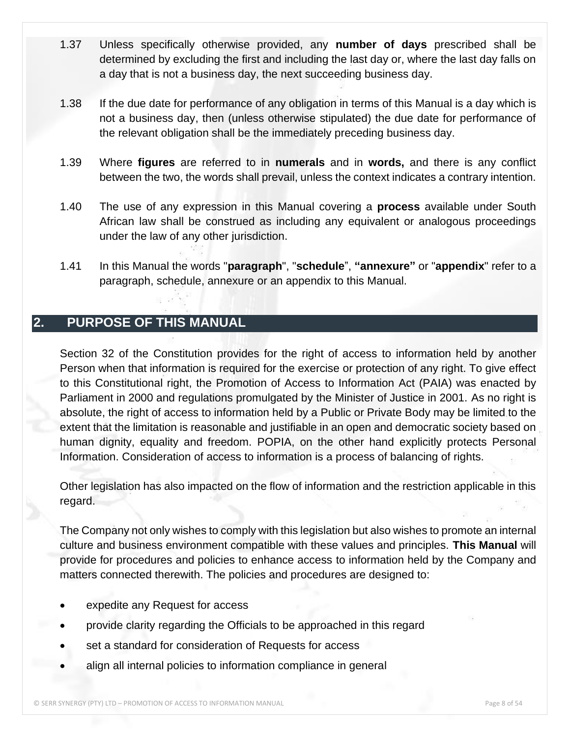1.37 Unless specifically otherwise provided, any **number of days** prescribed shall be determined by excluding the first and including the last day or, where the last day falls on a day that is not a business day, the next succeeding business day.

1.38 If the due date for performance of any obligation in terms of this Manual is a day which is not a business day, then (unless otherwise stipulated) the due date for performance of the relevant obligation shall be the immediately preceding business day.

1.39 Where **figures** are referred to in **numerals** and in **words,** and there is any conflict between the two, the words shall prevail, unless the context indicates a contrary intention.

1.40 The use of any expression in this Manual covering a **process** available under South African law shall be construed as including any equivalent or analogous proceedings under the law of any other jurisdiction.

1.41 In this Manual the words "**paragraph**", "**schedule**", **"annexure"** or "**appendix**" refer to a paragraph, schedule, annexure or an appendix to this Manual.

## 2. PURPOSE OF THIS MANUAL

Section 32 of the Constitution provides for the right of access to information held by another Person when that information is required for the exercise or protection of any right. To give effect to this Constitutional right, the Promotion of Access to Information Act (PAIA) was enacted by Parliament in 2000 and regulations promulgated by the Minister of Justice in 2001. As no right is absolute, the right of access to information held by a Public or Private Body may be limited to the extent that the limitation is reasonable and justifiable in an open and democratic society based on human dignity, equality and freedom. POPIA, on the other hand explicitly protects Personal Information. Consideration of access to information is a process of balancing of rights.

Other legislation has also impacted on the flow of information and the restriction applicable in this regard.

The Company not only wishes to comply with this legislation but also wishes to promote an internal culture and business environment compatible with these values and principles. **This Manual** will provide for procedures and policies to enhance access to information held by the Company and matters connected therewith. The policies and procedures are designed to:

- expedite any Request for access
- provide clarity regarding the Officials to be approached in this regard
- set a standard for consideration of Requests for access
- align all internal policies to information compliance in general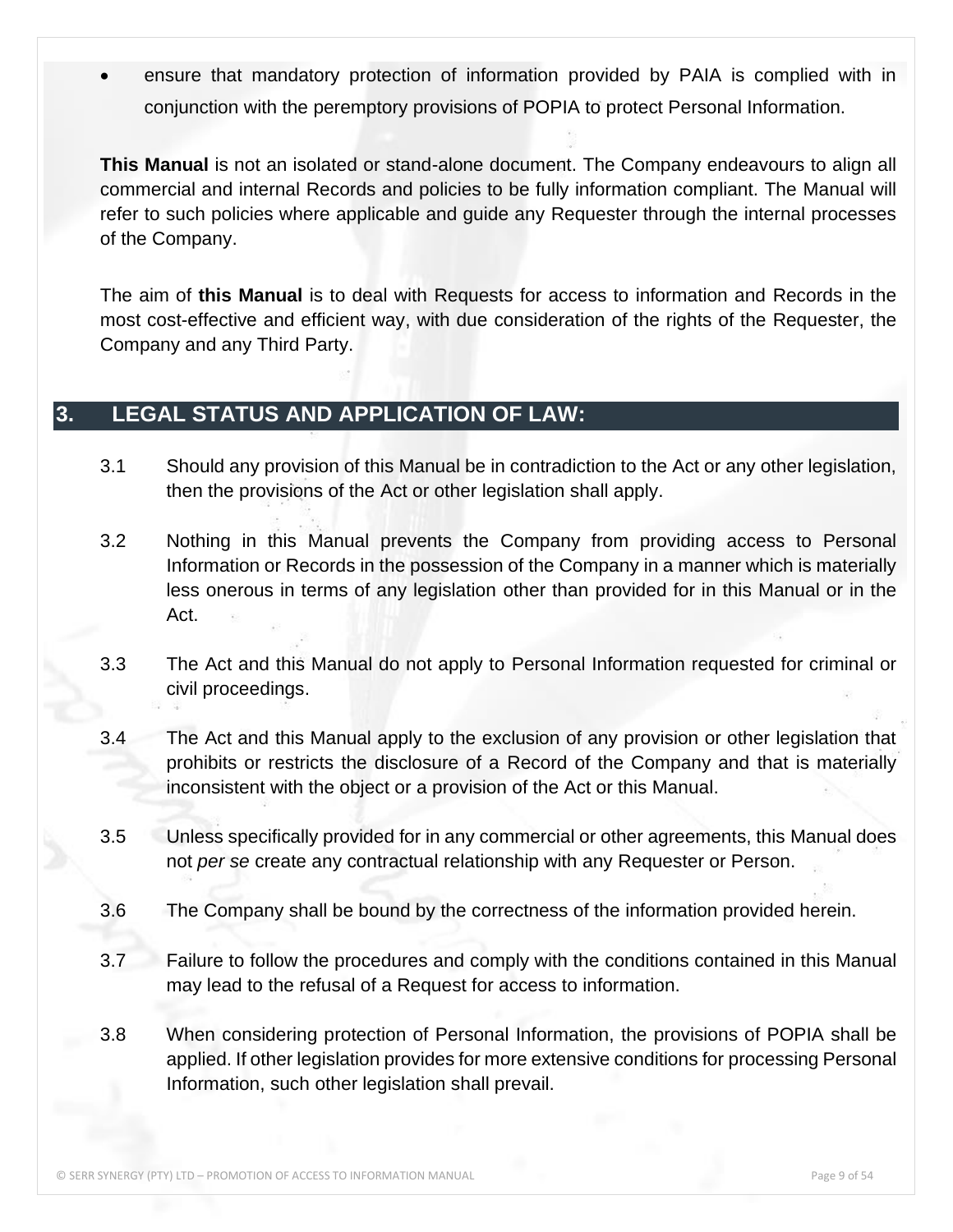- ensure that mandatory protection of information provided by PAIA is complied with in conjunction with the peremptory provisions of POPIA to protect Personal Information.

**This Manual** is not an isolated or stand-alone document. The Company endeavours to align all commercial and internal Records and policies to be fully information compliant. The Manual will refer to such policies where applicable and guide any Requester through the internal processes of the Company.

The aim of **this Manual** is to deal with Requests for access to information and Records in the most cost-effective and efficient way, with due consideration of the rights of the Requester, the Company and any Third Party.

## 3. LEGAL STATUS AND APPLICATION OF LAW:

3.1 Should any provision of this Manual be in contradiction to the Act or any other legislation, then the provisions of the Act or other legislation shall apply.

3.2 Nothing in this Manual prevents the Company from providing access to Personal Information or Records in the possession of the Company in a manner which is materially less onerous in terms of any legislation other than provided for in this Manual or in the Act.

3.3 The Act and this Manual do not apply to Personal Information requested for criminal or civil proceedings.

3.4 The Act and this Manual apply to the exclusion of any provision or other legislation that prohibits or restricts the disclosure of a Record of the Company and that is materially inconsistent with the object or a provision of the Act or this Manual.

3.5 Unless specifically provided for in any commercial or other agreements, this Manual does not *per se* create any contractual relationship with any Requester or Person.

3.6 The Company shall be bound by the correctness of the information provided herein.

3.7 Failure to follow the procedures and comply with the conditions contained in this Manual may lead to the refusal of a Request for access to information.

3.8 When considering protection of Personal Information, the provisions of POPIA shall be applied. If other legislation provides for more extensive conditions for processing Personal Information, such other legislation shall prevail.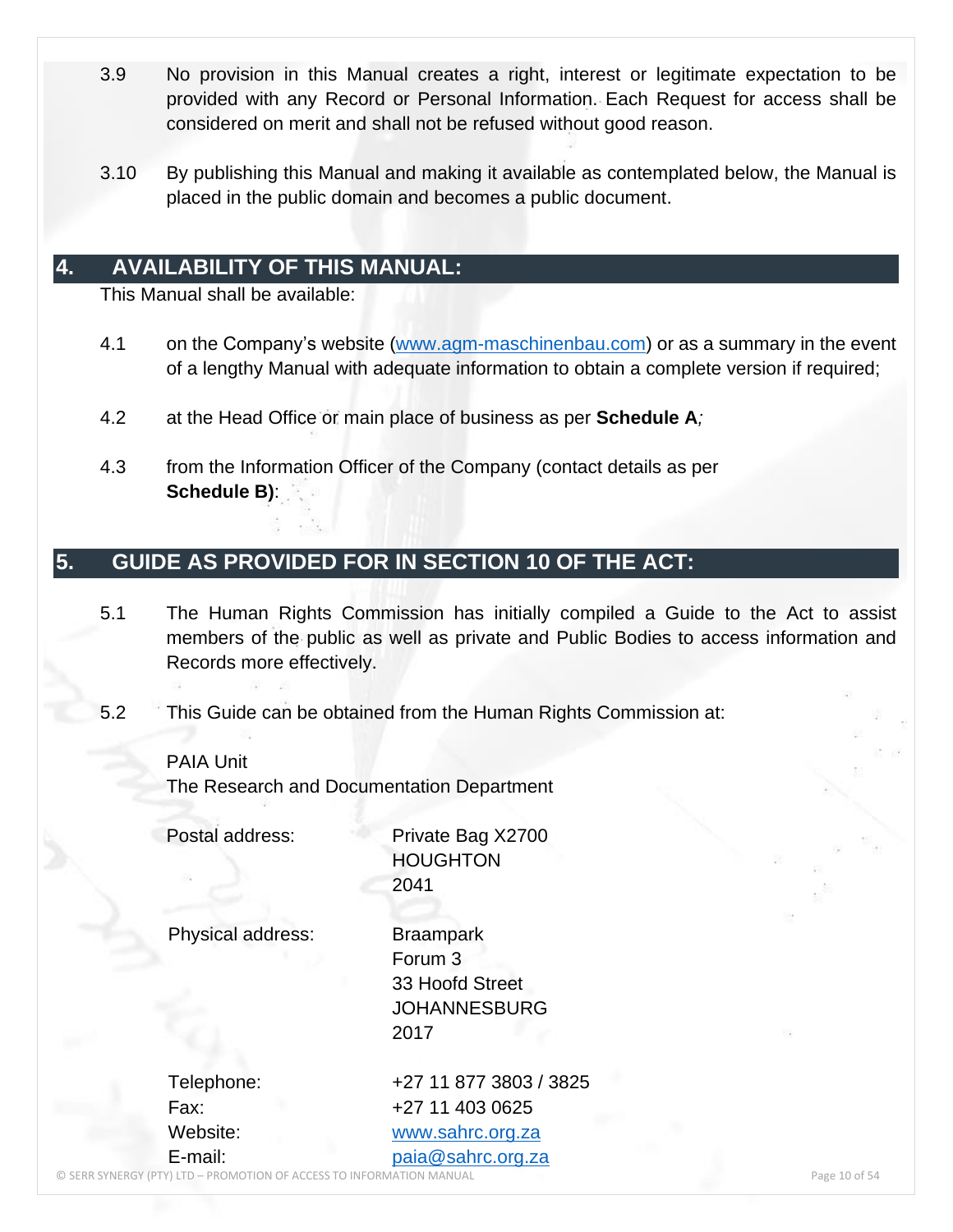3.9 No provision in this Manual creates a right, interest or legitimate expectation to be provided with any Record or Personal Information. Each Request for access shall be considered on merit and shall not be refused without good reason.

3.10 By publishing this Manual and making it available as contemplated below, the Manual is placed in the public domain and becomes a public document.

## 4. AVAILABILITY OF THIS MANUAL:

This Manual shall be available:

4.1 on the Company's website (www.agm-maschinenbau.com) or as a summary in the event of a lengthy Manual with adequate information to obtain a complete version if required;

4.2 at the Head Office or main place of business as per **Schedule A**;

4.3 from the Information Officer of the Company (contact details as per **Schedule B)**:

## 5. GUIDE AS PROVIDED FOR IN SECTION 10 OF THE ACT:

5.1 The Human Rights Commission has initially compiled a Guide to the Act to assist members of the public as well as private and Public Bodies to access information and Records more effectively.

5.2 This Guide can be obtained from the Human Rights Commission at:

PAIA Unit
The Research and Documentation Department

Postal address: Private Bag X2700
HOUGHTON
2041

Physical address: Braampark
Forum 3
33 Hoofd Street
JOHANNESBURG
2017

Telephone: +27 11 877 3803 / 3825
Fax: +27 11 403 0625
Website: www.sahrc.org.za
E-mail: paia@sahrc.org.za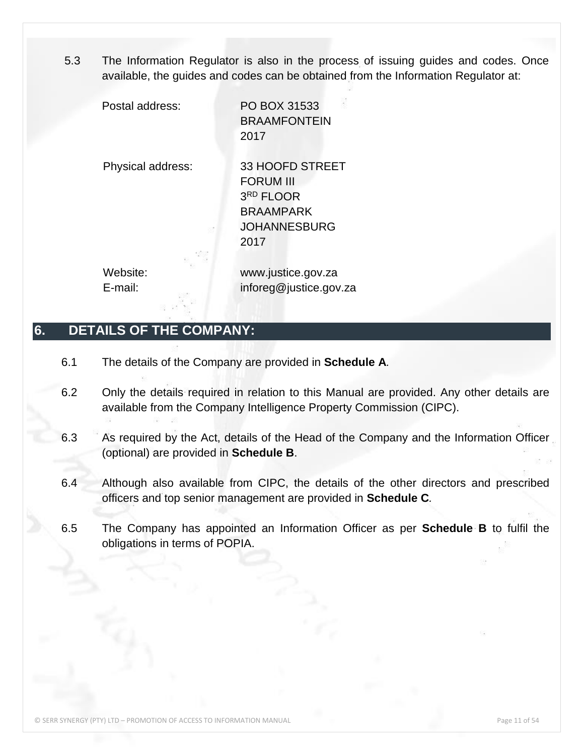5.3 The Information Regulator is also in the process of issuing guides and codes. Once available, the guides and codes can be obtained from the Information Regulator at:

Postal address: PO BOX 31533
BRAAMFONTEIN
2017

Physical address: 33 HOOFD STREET
FORUM III
3RD FLOOR
BRAAMPARK
JOHANNESBURG
2017

Website: www.justice.gov.za
E-mail: inforeg@justice.gov.za

## 6. DETAILS OF THE COMPANY:

6.1 The details of the Company are provided in **Schedule A**.

6.2 Only the details required in relation to this Manual are provided. Any other details are available from the Company Intelligence Property Commission (CIPC).

6.3 As required by the Act, details of the Head of the Company and the Information Officer (optional) are provided in **Schedule B**.

6.4 Although also available from CIPC, the details of the other directors and prescribed officers and top senior management are provided in **Schedule C**.

6.5 The Company has appointed an Information Officer as per **Schedule B** to fulfil the obligations in terms of POPIA.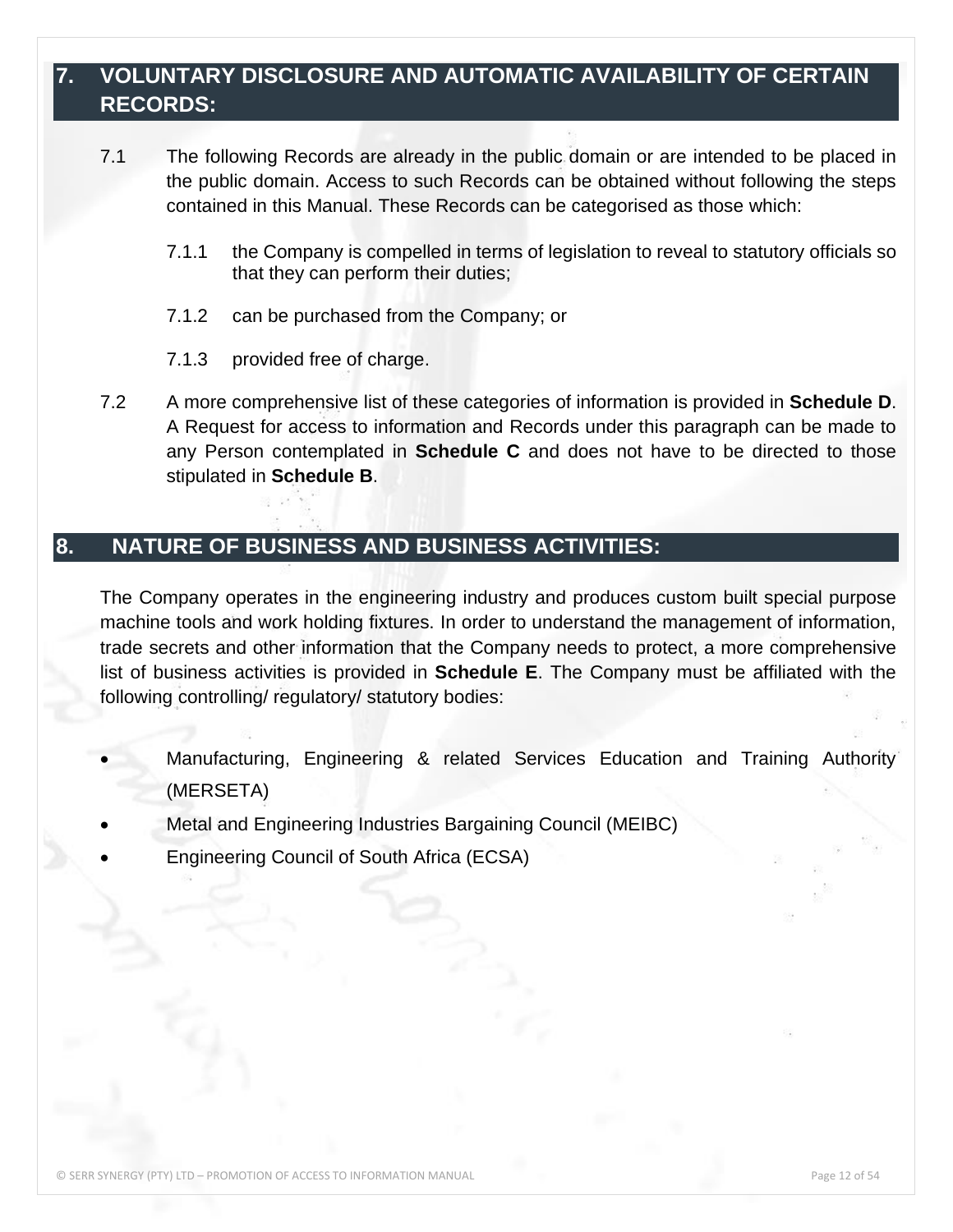## 7. VOLUNTARY DISCLOSURE AND AUTOMATIC AVAILABILITY OF CERTAIN RECORDS:

7.1 The following Records are already in the public domain or are intended to be placed in the public domain. Access to such Records can be obtained without following the steps contained in this Manual. These Records can be categorised as those which:

7.1.1 the Company is compelled in terms of legislation to reveal to statutory officials so that they can perform their duties;

7.1.2 can be purchased from the Company; or

7.1.3 provided free of charge.

7.2 A more comprehensive list of these categories of information is provided in **Schedule D**. A Request for access to information and Records under this paragraph can be made to any Person contemplated in **Schedule C** and does not have to be directed to those stipulated in **Schedule B**.

## 8. NATURE OF BUSINESS AND BUSINESS ACTIVITIES:

The Company operates in the engineering industry and produces custom built special purpose machine tools and work holding fixtures. In order to understand the management of information, trade secrets and other information that the Company needs to protect, a more comprehensive list of business activities is provided in **Schedule E**. The Company must be affiliated with the following controlling/ regulatory/ statutory bodies:

- Manufacturing, Engineering & related Services Education and Training Authority (MERSETA)
- Metal and Engineering Industries Bargaining Council (MEIBC)
- Engineering Council of South Africa (ECSA)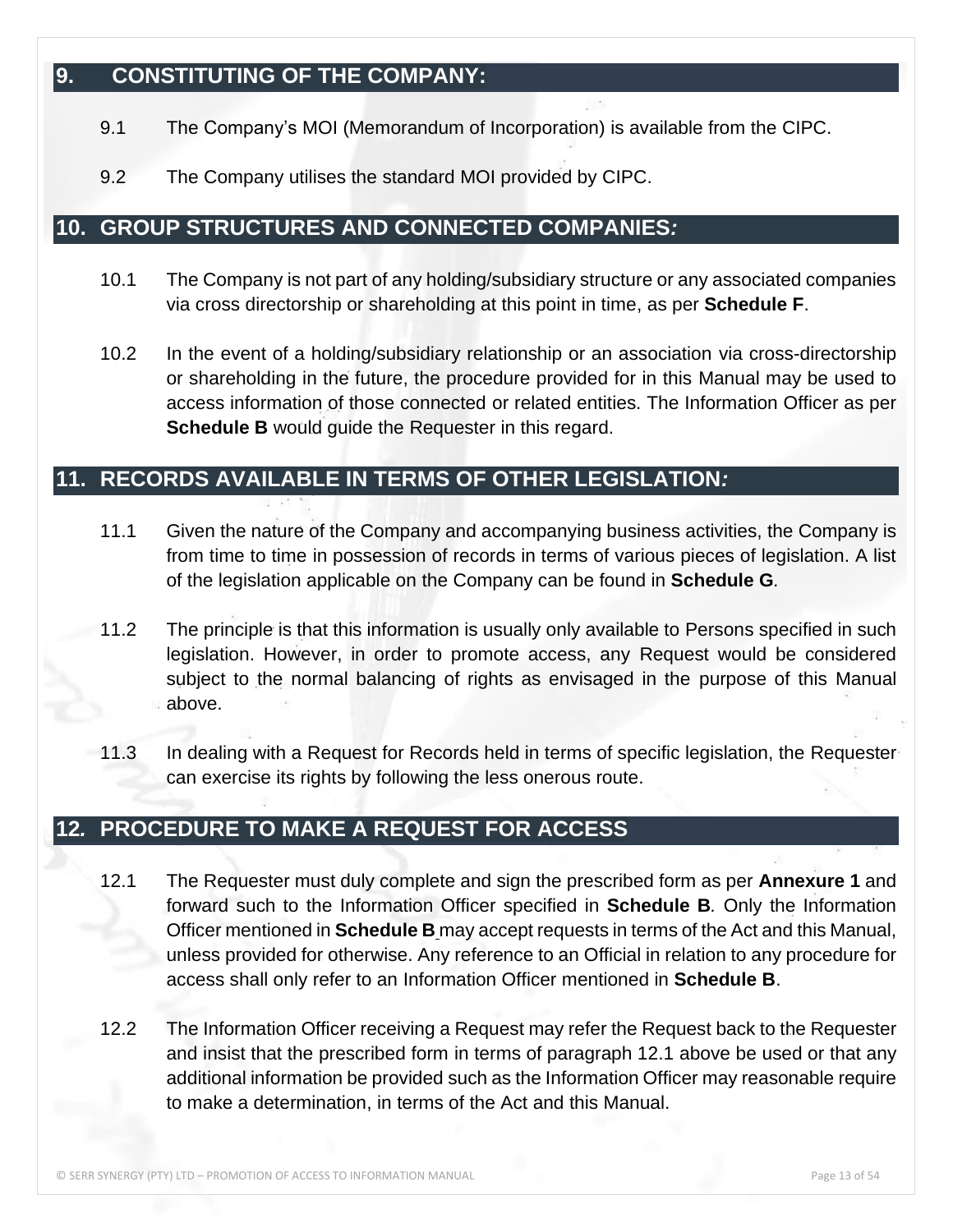## 9. CONSTITUTING OF THE COMPANY:

9.1 The Company's MOI (Memorandum of Incorporation) is available from the CIPC.

9.2 The Company utilises the standard MOI provided by CIPC.

## 10. GROUP STRUCTURES AND CONNECTED COMPANIES*:*

10.1 The Company is not part of any holding/subsidiary structure or any associated companies via cross directorship or shareholding at this point in time, as per **Schedule F**.

10.2 In the event of a holding/subsidiary relationship or an association via cross-directorship or shareholding in the future, the procedure provided for in this Manual may be used to access information of those connected or related entities. The Information Officer as per **Schedule B** would guide the Requester in this regard.

## 11. RECORDS AVAILABLE IN TERMS OF OTHER LEGISLATION*:*

11.1 Given the nature of the Company and accompanying business activities, the Company is from time to time in possession of records in terms of various pieces of legislation. A list of the legislation applicable on the Company can be found in **Schedule G**.

11.2 The principle is that this information is usually only available to Persons specified in such legislation. However, in order to promote access, any Request would be considered subject to the normal balancing of rights as envisaged in the purpose of this Manual above.

11.3 In dealing with a Request for Records held in terms of specific legislation, the Requester can exercise its rights by following the less onerous route.

## 12. PROCEDURE TO MAKE A REQUEST FOR ACCESS

12.1 The Requester must duly complete and sign the prescribed form as per **Annexure 1** and forward such to the Information Officer specified in **Schedule B***.* Only the Information Officer mentioned in **Schedule B** may accept requests in terms of the Act and this Manual, unless provided for otherwise. Any reference to an Official in relation to any procedure for access shall only refer to an Information Officer mentioned in **Schedule B**.

12.2 The Information Officer receiving a Request may refer the Request back to the Requester and insist that the prescribed form in terms of paragraph 12.1 above be used or that any additional information be provided such as the Information Officer may reasonable require to make a determination, in terms of the Act and this Manual.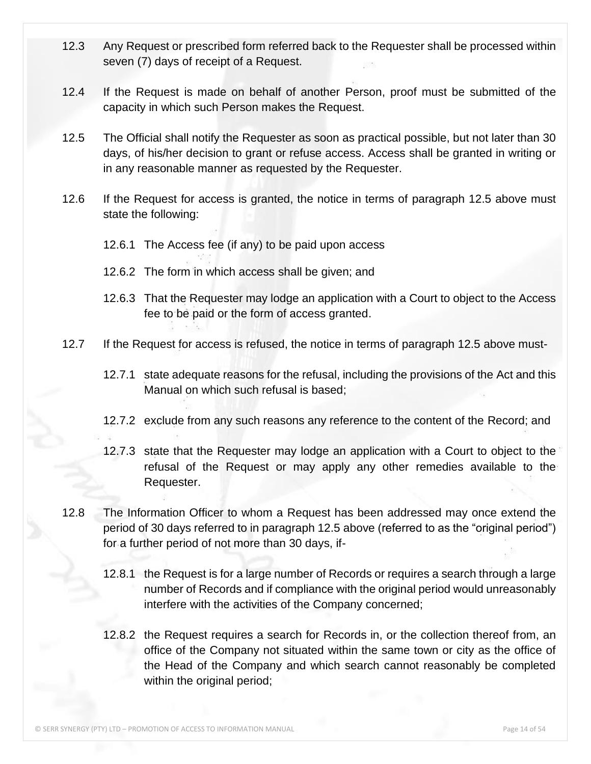12.3 Any Request or prescribed form referred back to the Requester shall be processed within seven (7) days of receipt of a Request.

12.4 If the Request is made on behalf of another Person, proof must be submitted of the capacity in which such Person makes the Request.

12.5 The Official shall notify the Requester as soon as practical possible, but not later than 30 days, of his/her decision to grant or refuse access. Access shall be granted in writing or in any reasonable manner as requested by the Requester.

12.6 If the Request for access is granted, the notice in terms of paragraph 12.5 above must state the following:

12.6.1 The Access fee (if any) to be paid upon access

12.6.2 The form in which access shall be given; and

12.6.3 That the Requester may lodge an application with a Court to object to the Access fee to be paid or the form of access granted.

12.7 If the Request for access is refused, the notice in terms of paragraph 12.5 above must-

12.7.1 state adequate reasons for the refusal, including the provisions of the Act and this Manual on which such refusal is based;

12.7.2 exclude from any such reasons any reference to the content of the Record; and

12.7.3 state that the Requester may lodge an application with a Court to object to the refusal of the Request or may apply any other remedies available to the Requester.

12.8 The Information Officer to whom a Request has been addressed may once extend the period of 30 days referred to in paragraph 12.5 above (referred to as the "original period") for a further period of not more than 30 days, if-

12.8.1 the Request is for a large number of Records or requires a search through a large number of Records and if compliance with the original period would unreasonably interfere with the activities of the Company concerned;

12.8.2 the Request requires a search for Records in, or the collection thereof from, an office of the Company not situated within the same town or city as the office of the Head of the Company and which search cannot reasonably be completed within the original period;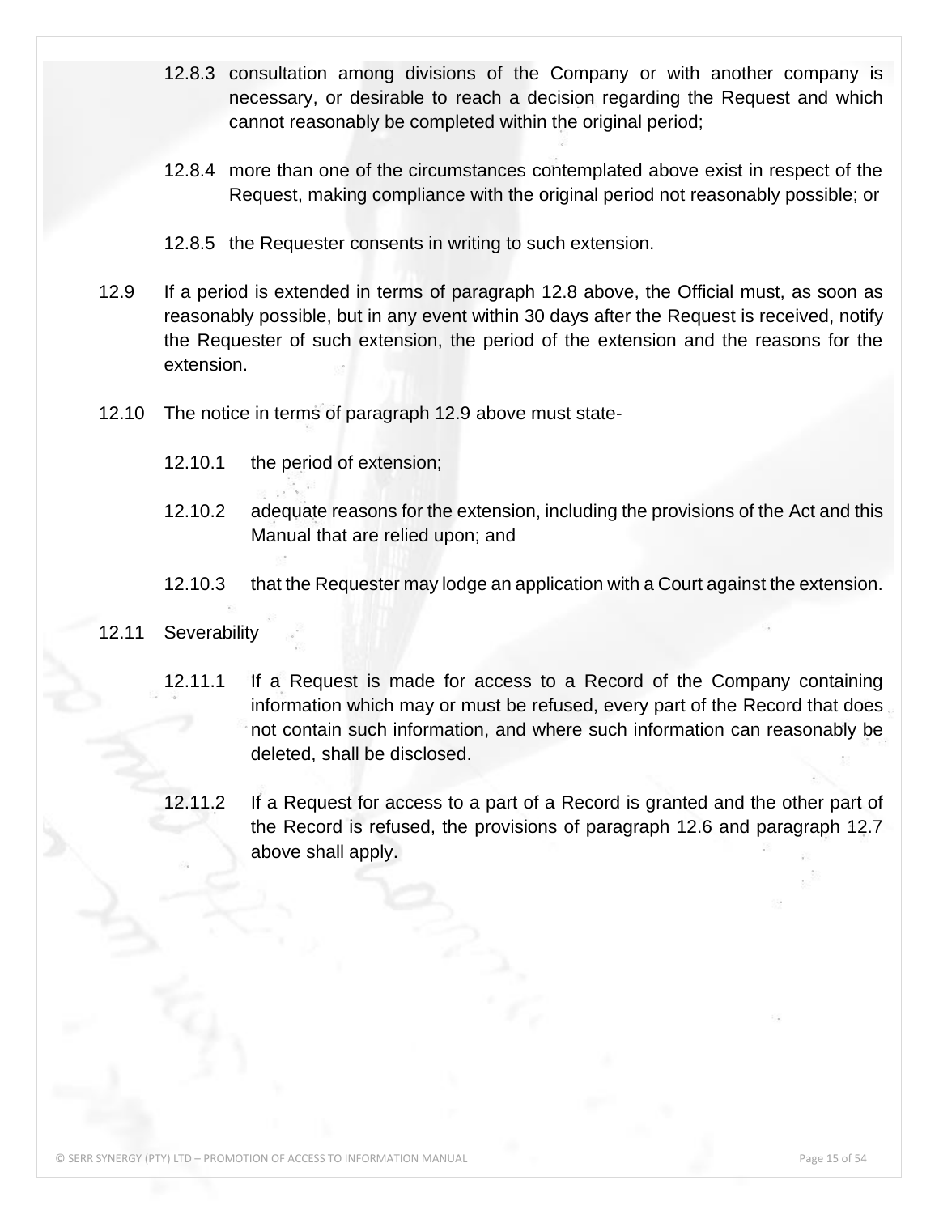12.8.3 consultation among divisions of the Company or with another company is necessary, or desirable to reach a decision regarding the Request and which cannot reasonably be completed within the original period;

12.8.4 more than one of the circumstances contemplated above exist in respect of the Request, making compliance with the original period not reasonably possible; or

12.8.5 the Requester consents in writing to such extension.

12.9 If a period is extended in terms of paragraph 12.8 above, the Official must, as soon as reasonably possible, but in any event within 30 days after the Request is received, notify the Requester of such extension, the period of the extension and the reasons for the extension.

12.10 The notice in terms of paragraph 12.9 above must state-

12.10.1 the period of extension;

12.10.2 adequate reasons for the extension, including the provisions of the Act and this Manual that are relied upon; and

12.10.3 that the Requester may lodge an application with a Court against the extension.

12.11 Severability

12.11.1 If a Request is made for access to a Record of the Company containing information which may or must be refused, every part of the Record that does not contain such information, and where such information can reasonably be deleted, shall be disclosed.

12.11.2 If a Request for access to a part of a Record is granted and the other part of the Record is refused, the provisions of paragraph 12.6 and paragraph 12.7 above shall apply.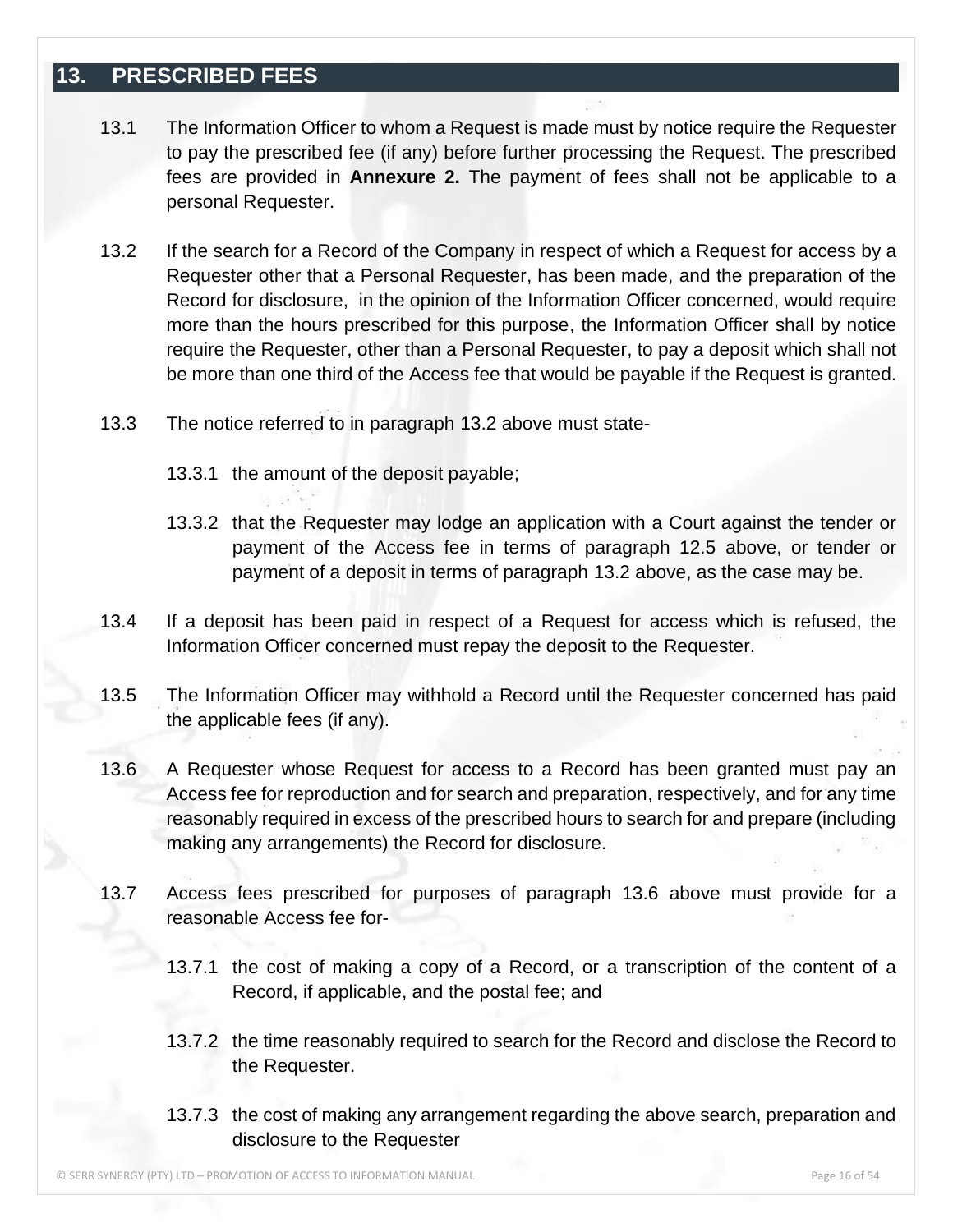## 13. PRESCRIBED FEES

13.1 The Information Officer to whom a Request is made must by notice require the Requester to pay the prescribed fee (if any) before further processing the Request. The prescribed fees are provided in **Annexure 2.** The payment of fees shall not be applicable to a personal Requester.

13.2 If the search for a Record of the Company in respect of which a Request for access by a Requester other that a Personal Requester, has been made, and the preparation of the Record for disclosure, in the opinion of the Information Officer concerned, would require more than the hours prescribed for this purpose, the Information Officer shall by notice require the Requester, other than a Personal Requester, to pay a deposit which shall not be more than one third of the Access fee that would be payable if the Request is granted.

13.3 The notice referred to in paragraph 13.2 above must state-

13.3.1 the amount of the deposit payable;

13.3.2 that the Requester may lodge an application with a Court against the tender or payment of the Access fee in terms of paragraph 12.5 above, or tender or payment of a deposit in terms of paragraph 13.2 above, as the case may be.

13.4 If a deposit has been paid in respect of a Request for access which is refused, the Information Officer concerned must repay the deposit to the Requester.

13.5 The Information Officer may withhold a Record until the Requester concerned has paid the applicable fees (if any).

13.6 A Requester whose Request for access to a Record has been granted must pay an Access fee for reproduction and for search and preparation, respectively, and for any time reasonably required in excess of the prescribed hours to search for and prepare (including making any arrangements) the Record for disclosure.

13.7 Access fees prescribed for purposes of paragraph 13.6 above must provide for a reasonable Access fee for-

13.7.1 the cost of making a copy of a Record, or a transcription of the content of a Record, if applicable, and the postal fee; and

13.7.2 the time reasonably required to search for the Record and disclose the Record to the Requester.

13.7.3 the cost of making any arrangement regarding the above search, preparation and disclosure to the Requester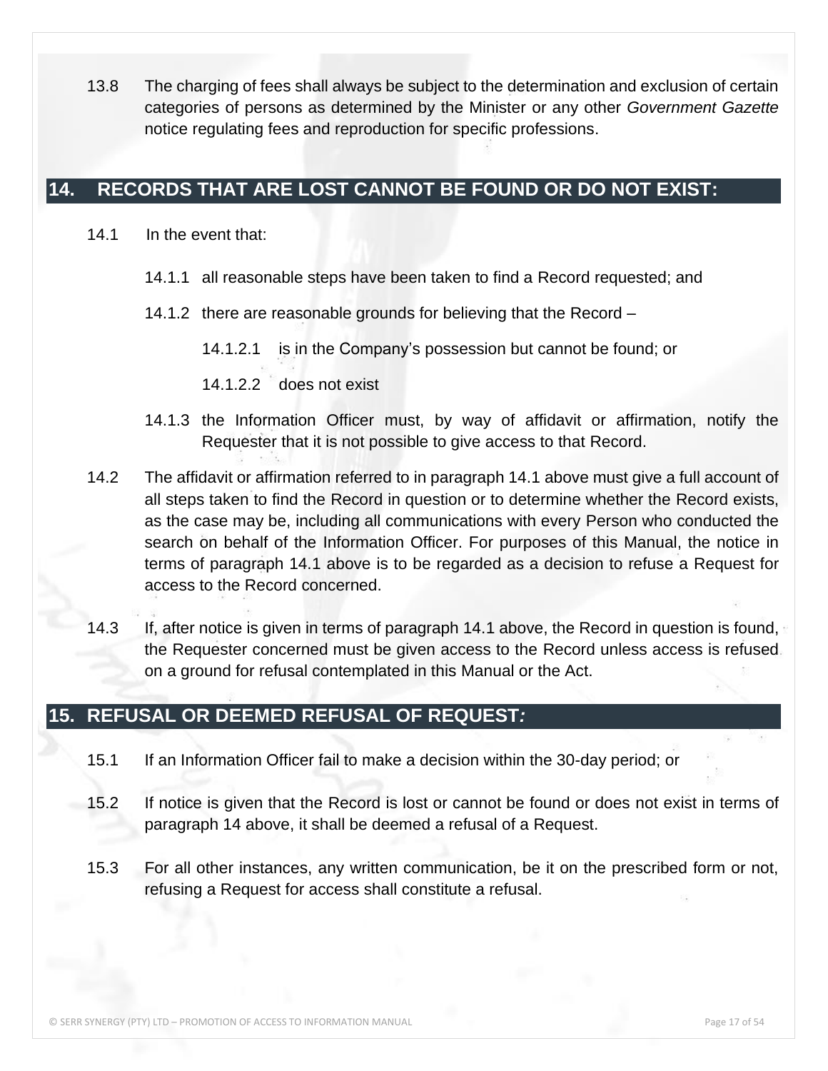13.8 The charging of fees shall always be subject to the determination and exclusion of certain categories of persons as determined by the Minister or any other *Government Gazette* notice regulating fees and reproduction for specific professions.

## 14. RECORDS THAT ARE LOST CANNOT BE FOUND OR DO NOT EXIST:

14.1 In the event that:

14.1.1 all reasonable steps have been taken to find a Record requested; and

14.1.2 there are reasonable grounds for believing that the Record –

14.1.2.1 is in the Company's possession but cannot be found; or

14.1.2.2 does not exist

14.1.3 the Information Officer must, by way of affidavit or affirmation, notify the Requester that it is not possible to give access to that Record.

14.2 The affidavit or affirmation referred to in paragraph 14.1 above must give a full account of all steps taken to find the Record in question or to determine whether the Record exists, as the case may be, including all communications with every Person who conducted the search on behalf of the Information Officer. For purposes of this Manual, the notice in terms of paragraph 14.1 above is to be regarded as a decision to refuse a Request for access to the Record concerned.

14.3 If, after notice is given in terms of paragraph 14.1 above, the Record in question is found, the Requester concerned must be given access to the Record unless access is refused on a ground for refusal contemplated in this Manual or the Act.

## 15. REFUSAL OR DEEMED REFUSAL OF REQUEST*:*

15.1 If an Information Officer fail to make a decision within the 30-day period; or

15.2 If notice is given that the Record is lost or cannot be found or does not exist in terms of paragraph 14 above, it shall be deemed a refusal of a Request.

15.3 For all other instances, any written communication, be it on the prescribed form or not, refusing a Request for access shall constitute a refusal.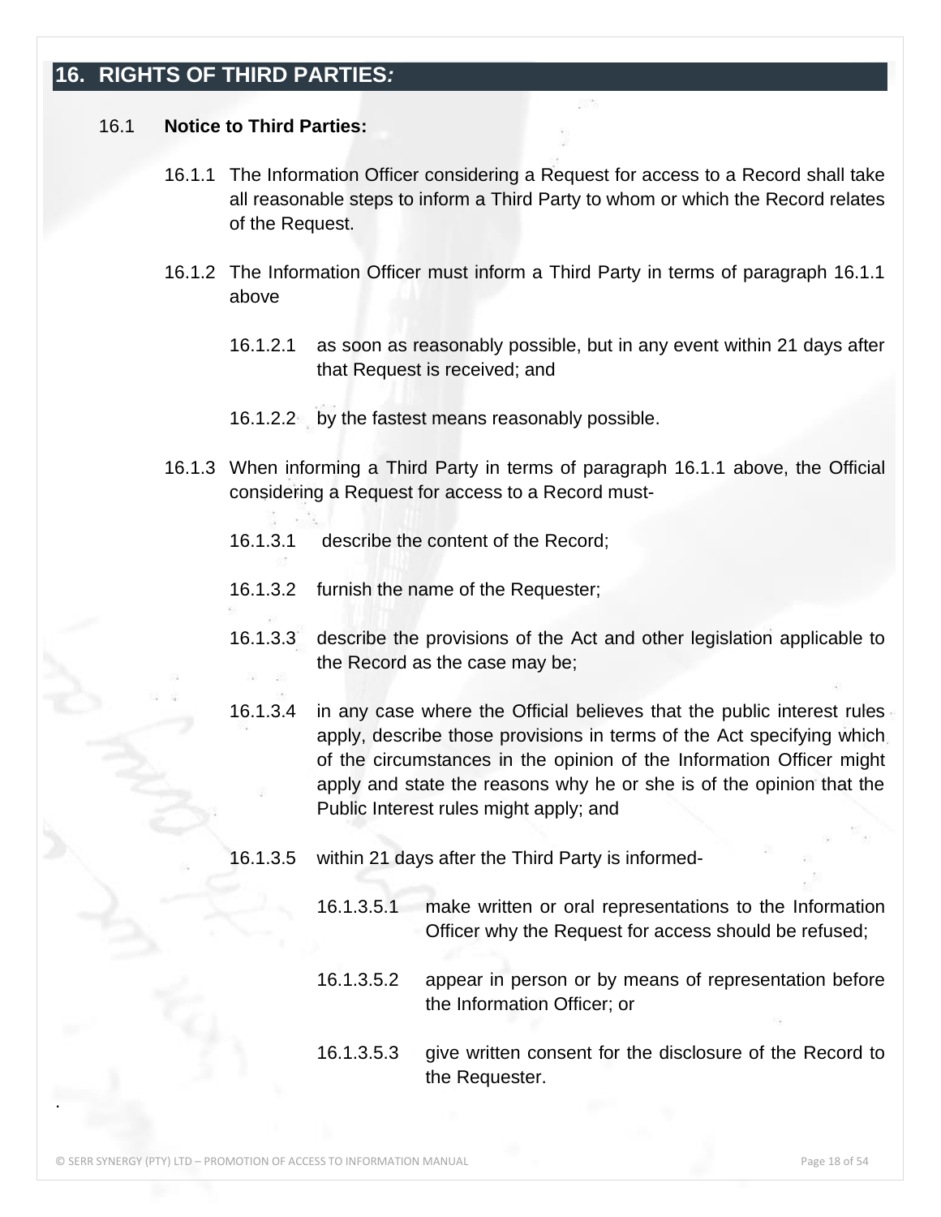## 16. RIGHTS OF THIRD PARTIES*:*

16.1 **Notice to Third Parties:**

16.1.1 The Information Officer considering a Request for access to a Record shall take all reasonable steps to inform a Third Party to whom or which the Record relates of the Request.

16.1.2 The Information Officer must inform a Third Party in terms of paragraph 16.1.1 above

16.1.2.1 as soon as reasonably possible, but in any event within 21 days after that Request is received; and

16.1.2.2 by the fastest means reasonably possible.

16.1.3 When informing a Third Party in terms of paragraph 16.1.1 above, the Official considering a Request for access to a Record must-

16.1.3.1 describe the content of the Record;

16.1.3.2 furnish the name of the Requester;

16.1.3.3 describe the provisions of the Act and other legislation applicable to the Record as the case may be;

16.1.3.4 in any case where the Official believes that the public interest rules apply, describe those provisions in terms of the Act specifying which of the circumstances in the opinion of the Information Officer might apply and state the reasons why he or she is of the opinion that the Public Interest rules might apply; and

16.1.3.5 within 21 days after the Third Party is informed-

16.1.3.5.1 make written or oral representations to the Information Officer why the Request for access should be refused;

16.1.3.5.2 appear in person or by means of representation before the Information Officer; or

16.1.3.5.3 give written consent for the disclosure of the Record to the Requester.

.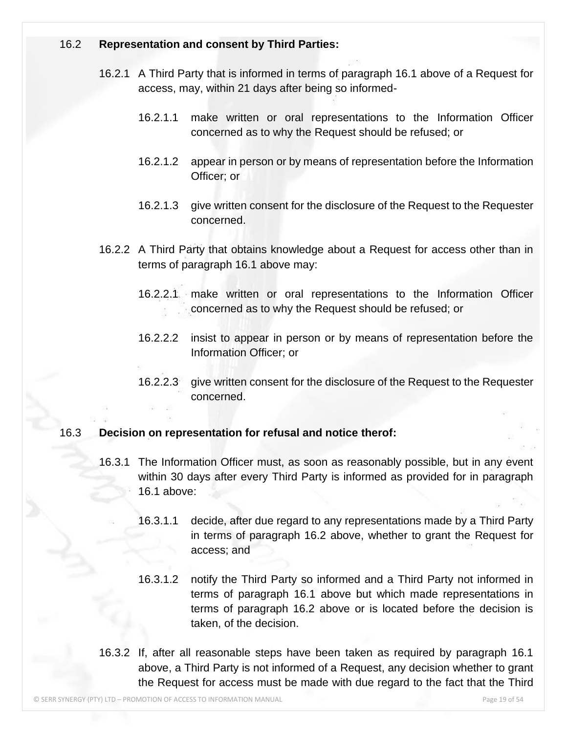16.2 **Representation and consent by Third Parties:**

16.2.1 A Third Party that is informed in terms of paragraph 16.1 above of a Request for access, may, within 21 days after being so informed-

16.2.1.1 make written or oral representations to the Information Officer concerned as to why the Request should be refused; or

16.2.1.2 appear in person or by means of representation before the Information Officer; or

16.2.1.3 give written consent for the disclosure of the Request to the Requester concerned.

16.2.2 A Third Party that obtains knowledge about a Request for access other than in terms of paragraph 16.1 above may:

16.2.2.1 make written or oral representations to the Information Officer concerned as to why the Request should be refused; or

16.2.2.2 insist to appear in person or by means of representation before the Information Officer; or

16.2.2.3 give written consent for the disclosure of the Request to the Requester concerned.

16.3 **Decision on representation for refusal and notice therof:**

16.3.1 The Information Officer must, as soon as reasonably possible, but in any event within 30 days after every Third Party is informed as provided for in paragraph 16.1 above:

16.3.1.1 decide, after due regard to any representations made by a Third Party in terms of paragraph 16.2 above, whether to grant the Request for access; and

16.3.1.2 notify the Third Party so informed and a Third Party not informed in terms of paragraph 16.1 above but which made representations in terms of paragraph 16.2 above or is located before the decision is taken, of the decision.

16.3.2 If, after all reasonable steps have been taken as required by paragraph 16.1 above, a Third Party is not informed of a Request, any decision whether to grant the Request for access must be made with due regard to the fact that the Third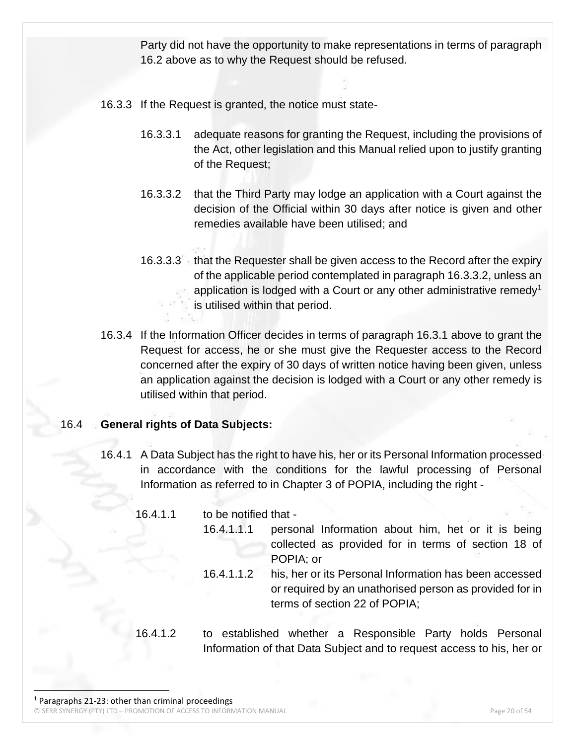Party did not have the opportunity to make representations in terms of paragraph 16.2 above as to why the Request should be refused.

16.3.3 If the Request is granted, the notice must state-

16.3.3.1 adequate reasons for granting the Request, including the provisions of the Act, other legislation and this Manual relied upon to justify granting of the Request;

16.3.3.2 that the Third Party may lodge an application with a Court against the decision of the Official within 30 days after notice is given and other remedies available have been utilised; and

16.3.3.3 that the Requester shall be given access to the Record after the expiry of the applicable period contemplated in paragraph 16.3.3.2, unless an application is lodged with a Court or any other administrative remedy[1] is utilised within that period.

16.3.4 If the Information Officer decides in terms of paragraph 16.3.1 above to grant the Request for access, he or she must give the Requester access to the Record concerned after the expiry of 30 days of written notice having been given, unless an application against the decision is lodged with a Court or any other remedy is utilised within that period.

16.4 **General rights of Data Subjects:**

16.4.1 A Data Subject has the right to have his, her or its Personal Information processed in accordance with the conditions for the lawful processing of Personal Information as referred to in Chapter 3 of POPIA, including the right -

16.4.1.1 to be notified that -

16.4.1.1.1 personal Information about him, het or it is being collected as provided for in terms of section 18 of POPIA; or

16.4.1.1.2 his, her or its Personal Information has been accessed or required by an unathorised person as provided for in terms of section 22 of POPIA;

16.4.1.2 to established whether a Responsible Party holds Personal Information of that Data Subject and to request access to his, her or

[1] Paragraphs 21-23: other than criminal proceedings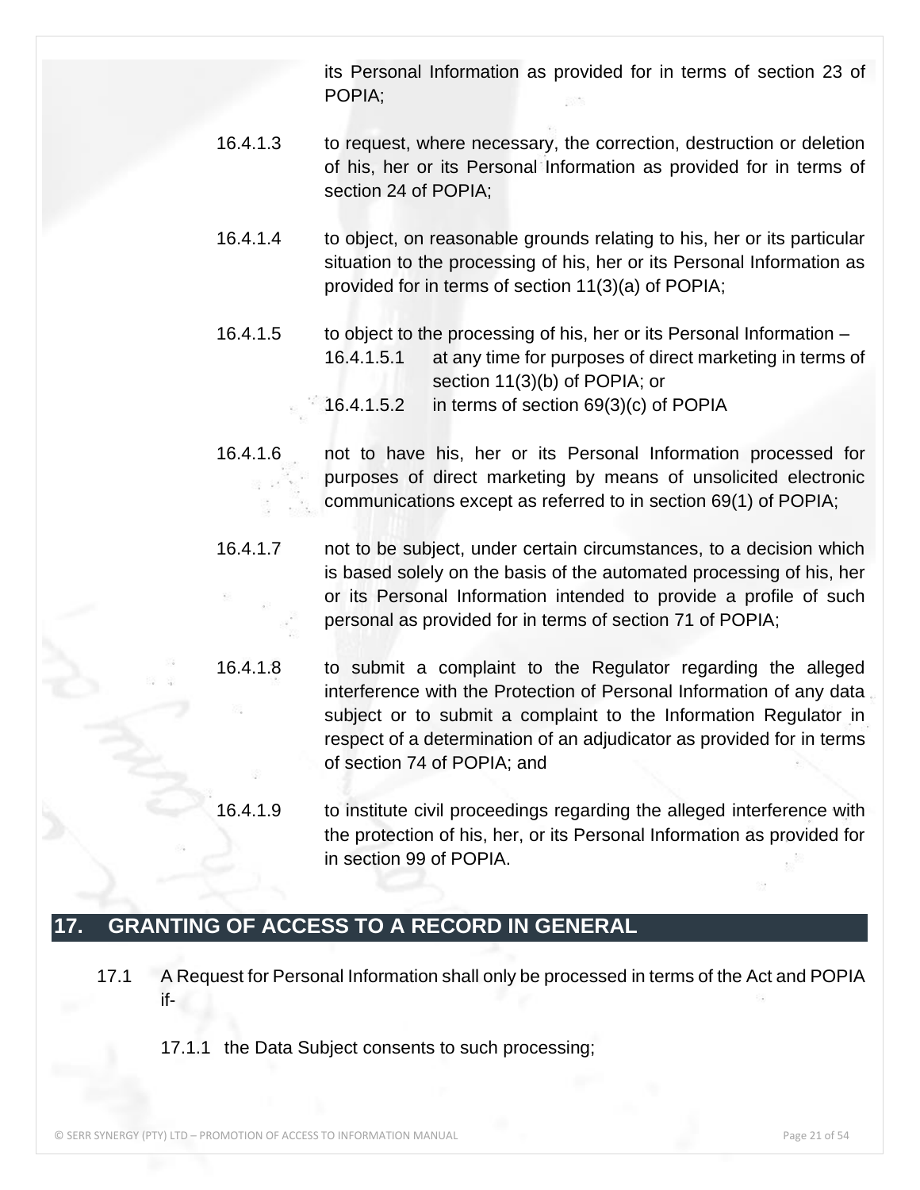its Personal Information as provided for in terms of section 23 of POPIA;

16.4.1.3 to request, where necessary, the correction, destruction or deletion of his, her or its Personal Information as provided for in terms of section 24 of POPIA;

16.4.1.4 to object, on reasonable grounds relating to his, her or its particular situation to the processing of his, her or its Personal Information as provided for in terms of section 11(3)(a) of POPIA;

16.4.1.5 to object to the processing of his, her or its Personal Information –

16.4.1.5.1 at any time for purposes of direct marketing in terms of section 11(3)(b) of POPIA; or

16.4.1.5.2 in terms of section 69(3)(c) of POPIA

16.4.1.6 not to have his, her or its Personal Information processed for purposes of direct marketing by means of unsolicited electronic communications except as referred to in section 69(1) of POPIA;

16.4.1.7 not to be subject, under certain circumstances, to a decision which is based solely on the basis of the automated processing of his, her or its Personal Information intended to provide a profile of such personal as provided for in terms of section 71 of POPIA;

16.4.1.8 to submit a complaint to the Regulator regarding the alleged interference with the Protection of Personal Information of any data subject or to submit a complaint to the Information Regulator in respect of a determination of an adjudicator as provided for in terms of section 74 of POPIA; and

16.4.1.9 to institute civil proceedings regarding the alleged interference with the protection of his, her, or its Personal Information as provided for in section 99 of POPIA.

## 17. GRANTING OF ACCESS TO A RECORD IN GENERAL

17.1 A Request for Personal Information shall only be processed in terms of the Act and POPIA if-

17.1.1 the Data Subject consents to such processing;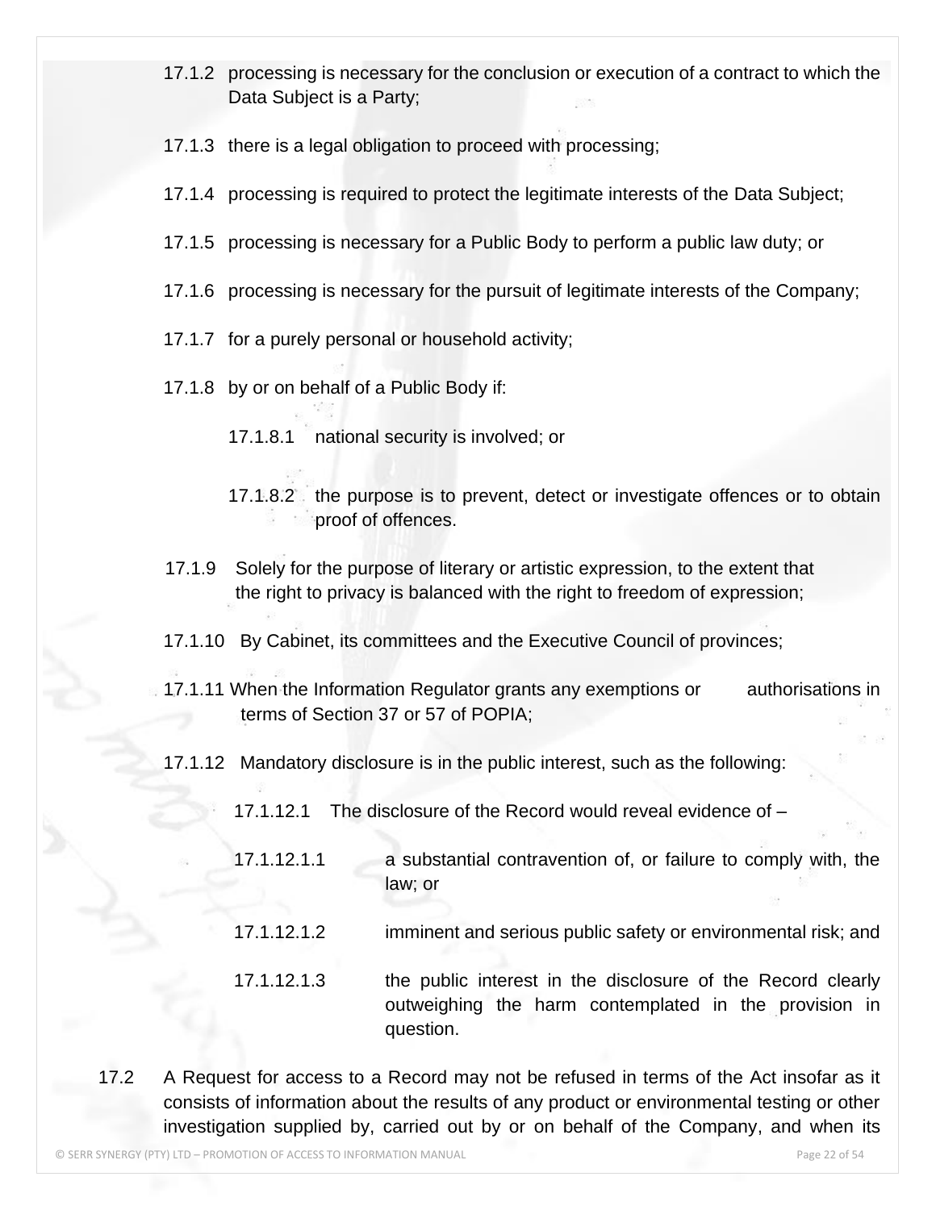17.1.2 processing is necessary for the conclusion or execution of a contract to which the Data Subject is a Party;

17.1.3 there is a legal obligation to proceed with processing;

17.1.4 processing is required to protect the legitimate interests of the Data Subject;

17.1.5 processing is necessary for a Public Body to perform a public law duty; or

17.1.6 processing is necessary for the pursuit of legitimate interests of the Company;

17.1.7 for a purely personal or household activity;

17.1.8 by or on behalf of a Public Body if:

17.1.8.1 national security is involved; or

17.1.8.2 the purpose is to prevent, detect or investigate offences or to obtain proof of offences.

17.1.9 Solely for the purpose of literary or artistic expression, to the extent that the right to privacy is balanced with the right to freedom of expression;

17.1.10 By Cabinet, its committees and the Executive Council of provinces;

17.1.11 When the Information Regulator grants any exemptions or authorisations in terms of Section 37 or 57 of POPIA;

17.1.12 Mandatory disclosure is in the public interest, such as the following:

17.1.12.1 The disclosure of the Record would reveal evidence of –

17.1.12.1.1 a substantial contravention of, or failure to comply with, the law; or

17.1.12.1.2 imminent and serious public safety or environmental risk; and

17.1.12.1.3 the public interest in the disclosure of the Record clearly outweighing the harm contemplated in the provision in question.

17.2 A Request for access to a Record may not be refused in terms of the Act insofar as it consists of information about the results of any product or environmental testing or other investigation supplied by, carried out by or on behalf of the Company, and when its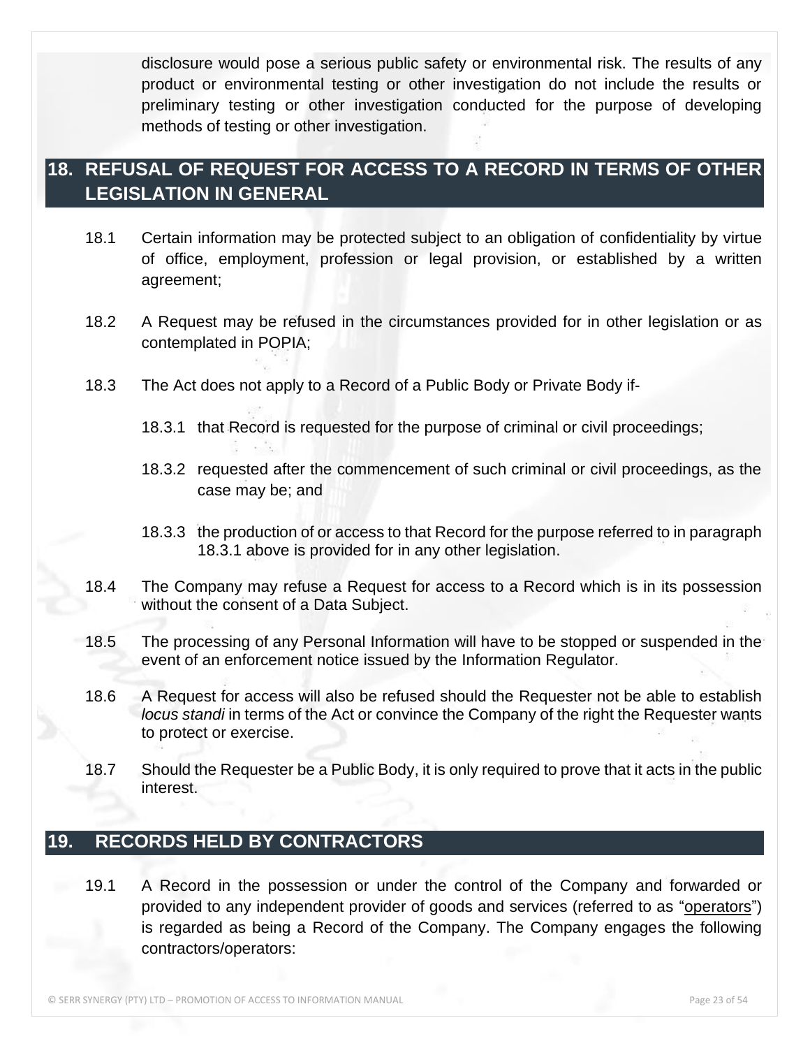disclosure would pose a serious public safety or environmental risk. The results of any product or environmental testing or other investigation do not include the results or preliminary testing or other investigation conducted for the purpose of developing methods of testing or other investigation.

## 18. REFUSAL OF REQUEST FOR ACCESS TO A RECORD IN TERMS OF OTHER LEGISLATION IN GENERAL

18.1 Certain information may be protected subject to an obligation of confidentiality by virtue of office, employment, profession or legal provision, or established by a written agreement;

18.2 A Request may be refused in the circumstances provided for in other legislation or as contemplated in POPIA;

18.3 The Act does not apply to a Record of a Public Body or Private Body if-

18.3.1 that Record is requested for the purpose of criminal or civil proceedings;

18.3.2 requested after the commencement of such criminal or civil proceedings, as the case may be; and

18.3.3 the production of or access to that Record for the purpose referred to in paragraph 18.3.1 above is provided for in any other legislation.

18.4 The Company may refuse a Request for access to a Record which is in its possession without the consent of a Data Subject.

18.5 The processing of any Personal Information will have to be stopped or suspended in the event of an enforcement notice issued by the Information Regulator.

18.6 A Request for access will also be refused should the Requester not be able to establish *locus standi* in terms of the Act or convince the Company of the right the Requester wants to protect or exercise.

18.7 Should the Requester be a Public Body, it is only required to prove that it acts in the public interest.

## 19. RECORDS HELD BY CONTRACTORS

19.1 A Record in the possession or under the control of the Company and forwarded or provided to any independent provider of goods and services (referred to as "operators") is regarded as being a Record of the Company. The Company engages the following contractors/operators: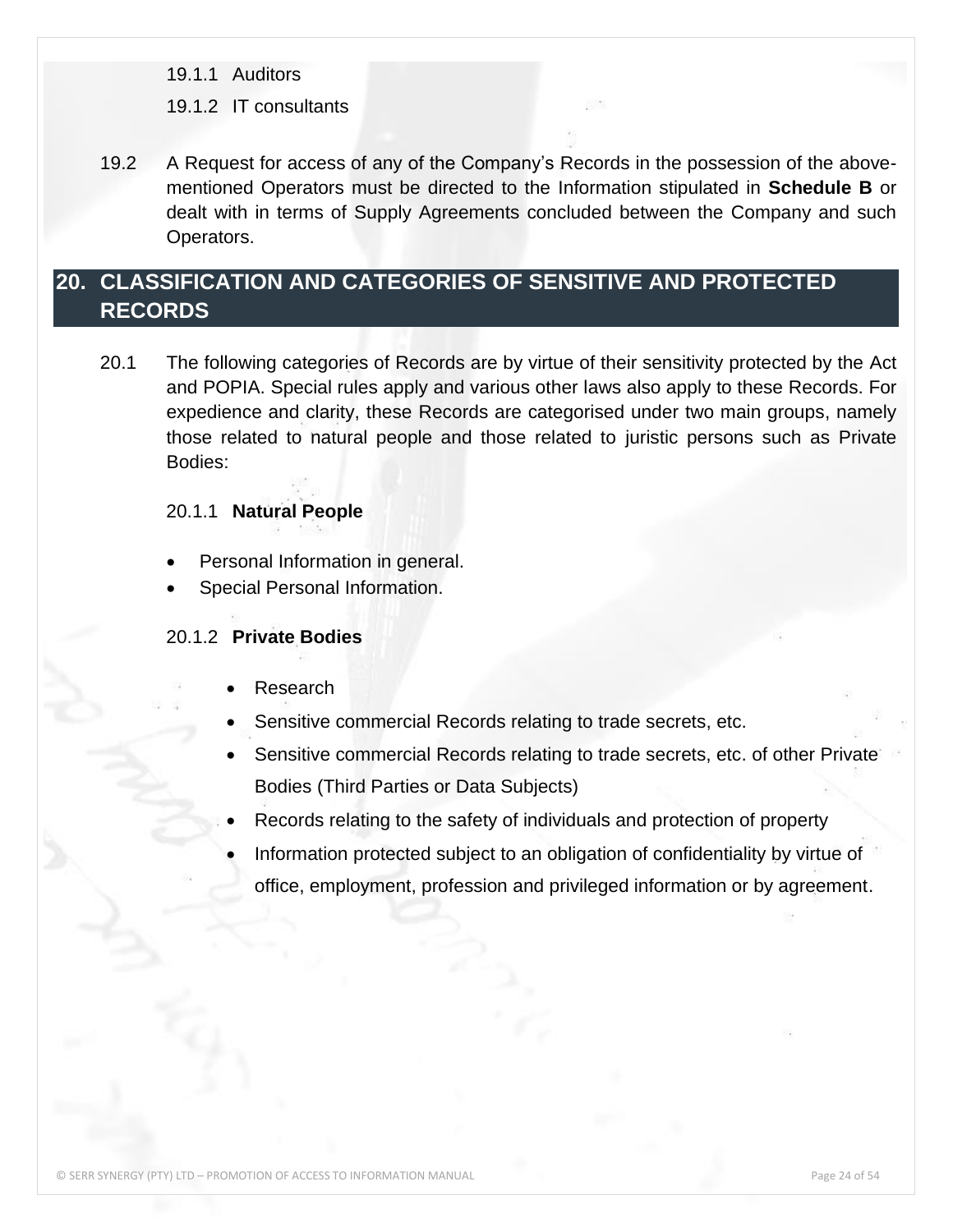19.1.1 Auditors

19.1.2 IT consultants

19.2 A Request for access of any of the Company's Records in the possession of the above-mentioned Operators must be directed to the Information stipulated in **Schedule B** or dealt with in terms of Supply Agreements concluded between the Company and such Operators.

## 20. CLASSIFICATION AND CATEGORIES OF SENSITIVE AND PROTECTED RECORDS

20.1 The following categories of Records are by virtue of their sensitivity protected by the Act and POPIA. Special rules apply and various other laws also apply to these Records. For expedience and clarity, these Records are categorised under two main groups, namely those related to natural people and those related to juristic persons such as Private Bodies:

20.1.1 **Natural People**

- Personal Information in general.
- Special Personal Information.

20.1.2 **Private Bodies**

- Research
- Sensitive commercial Records relating to trade secrets, etc.
- Sensitive commercial Records relating to trade secrets, etc. of other Private Bodies (Third Parties or Data Subjects)
- Records relating to the safety of individuals and protection of property
- Information protected subject to an obligation of confidentiality by virtue of office, employment, profession and privileged information or by agreement.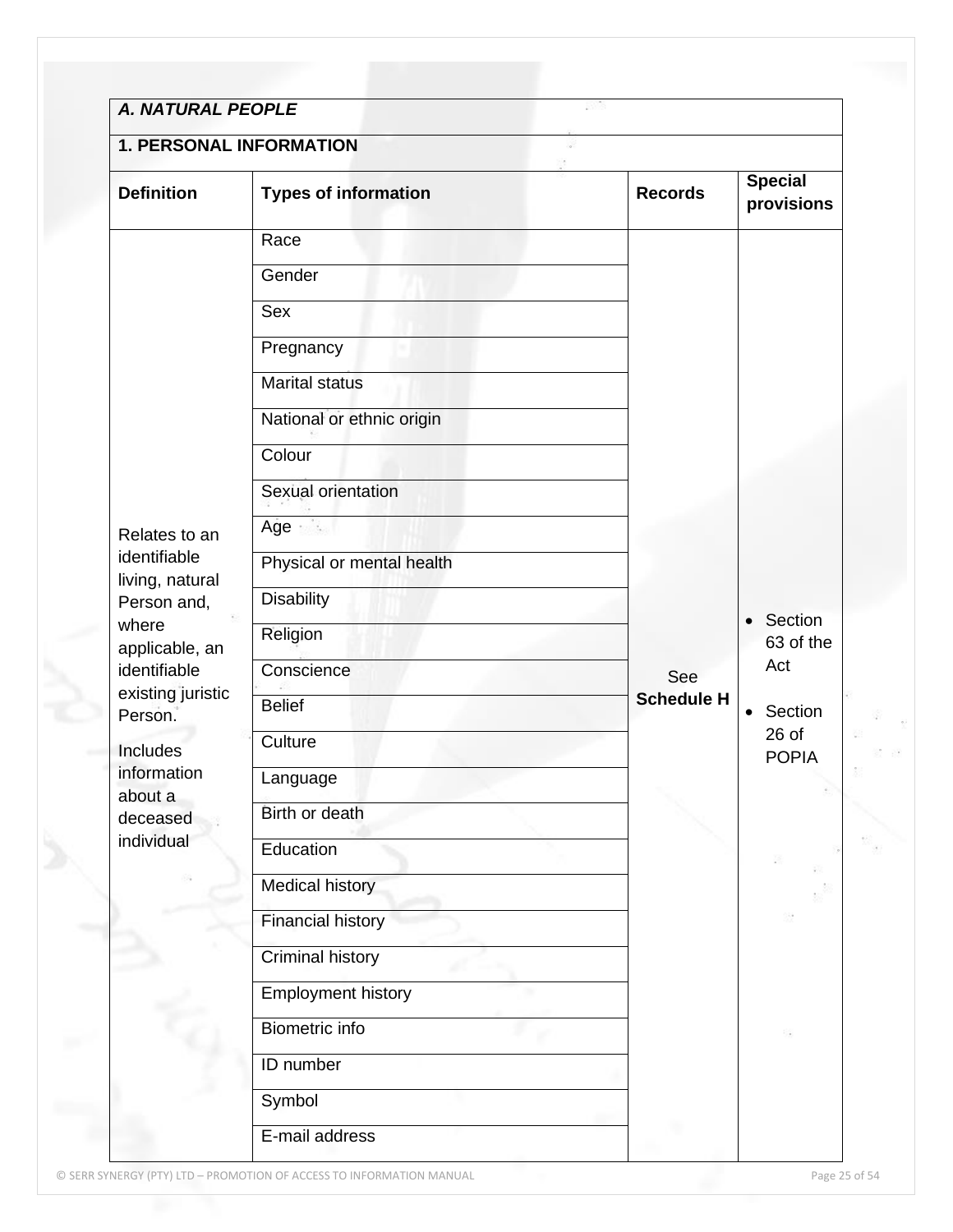| *A. NATURAL PEOPLE* | | | |
|---|---|---|---|
| **1. PERSONAL INFORMATION** | | | |
| **Definition** | **Types of information** | **Records** | **Special provisions** |
| Relates to an identifiable living, natural Person and, where applicable, an identifiable existing juristic Person. Includes information about a deceased individual | Race | See **Schedule H** | • Section 63 of the Act • Section 26 of POPIA |
| | Gender | | |
| | Sex | | |
| | Pregnancy | | |
| | Marital status | | |
| | National or ethnic origin | | |
| | Colour | | |
| | Sexual orientation | | |
| | Age | | |
| | Physical or mental health | | |
| | Disability | | |
| | Religion | | |
| | Conscience | | |
| | Belief | | |
| | Culture | | |
| | Language | | |
| | Birth or death | | |
| | Education | | |
| | Medical history | | |
| | Financial history | | |
| | Criminal history | | |
| | Employment history | | |
| | Biometric info | | |
| | ID number | | |
| | Symbol | | |
| | E-mail address | | |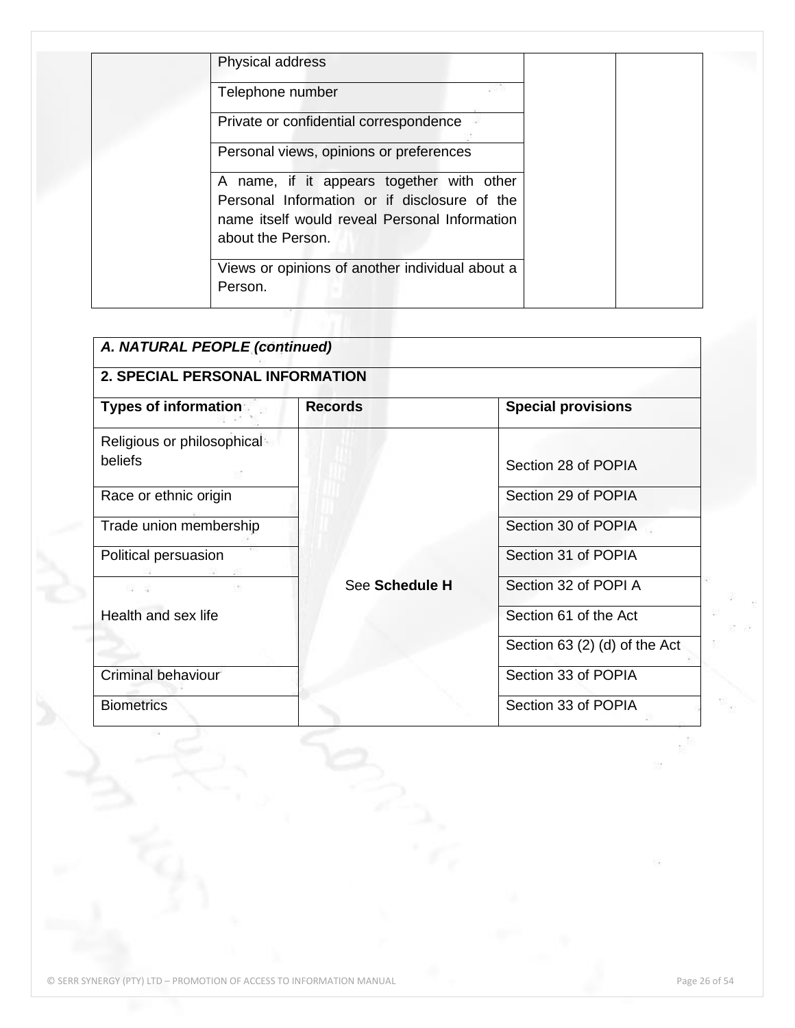| | Physical address | | |
|---|---|---|---|
| | Telephone number | | |
| | Private or confidential correspondence | | |
| | Personal views, opinions or preferences | | |
| | A name, if it appears together with other Personal Information or if disclosure of the name itself would reveal Personal Information about the Person. | | |
| | Views or opinions of another individual about a Person. | | |

| ***A. NATURAL PEOPLE (continued)*** | | |
|---|---|---|
| **2. SPECIAL PERSONAL INFORMATION** | | |
| **Types of information** | **Records** | **Special provisions** |
| Religious or philosophical beliefs | See **Schedule H** | Section 28 of POPIA |
| Race or ethnic origin | | Section 29 of POPIA |
| Trade union membership | | Section 30 of POPIA |
| Political persuasion | | Section 31 of POPIA |
| Health and sex life | | Section 32 of POPI A |
| | | Section 61 of the Act |
| | | Section 63 (2) (d) of the Act |
| Criminal behaviour | | Section 33 of POPIA |
| Biometrics | | Section 33 of POPIA |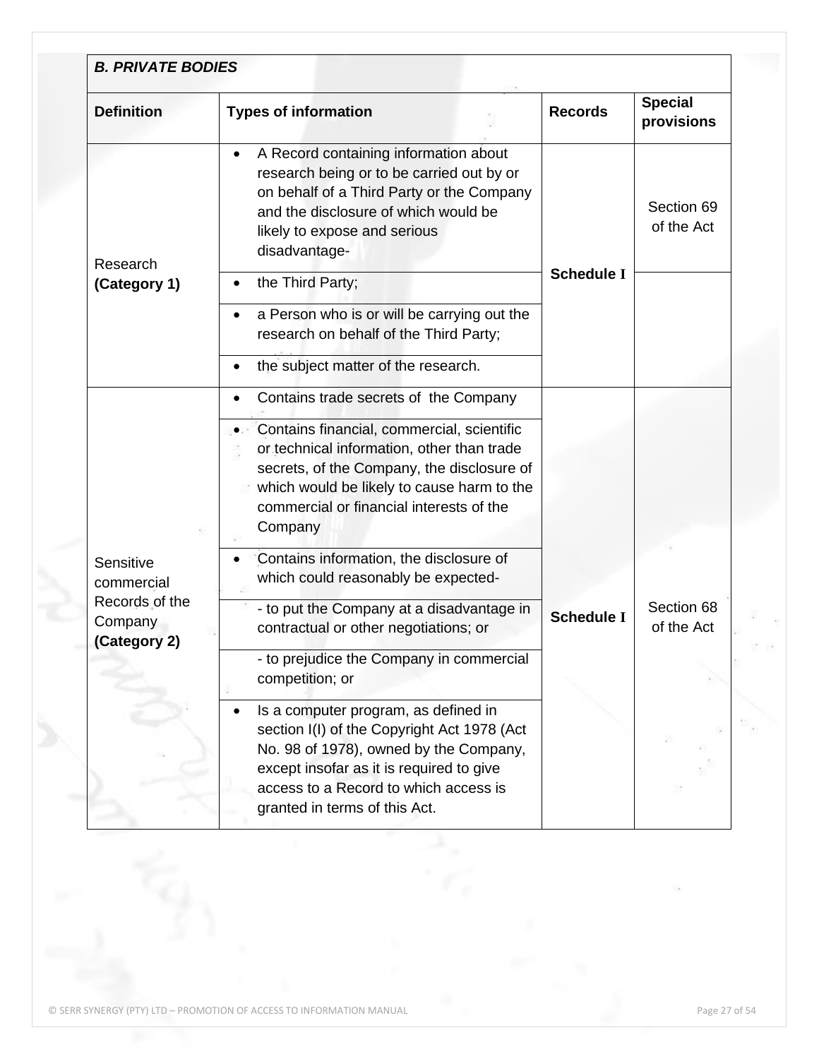| ***B. PRIVATE BODIES*** | | | |
|---|---|---|---|
| **Definition** | **Types of information** | **Records** | **Special provisions** |
| Research **(Category 1)** | • A Record containing information about research being or to be carried out by or on behalf of a Third Party or the Company and the disclosure of which would be likely to expose and serious disadvantage- | **Schedule I** | Section 69 of the Act |
| | • the Third Party; | | |
| | • a Person who is or will be carrying out the research on behalf of the Third Party; | | |
| | • the subject matter of the research. | | |
| Sensitive commercial Records of the Company **(Category 2)** | • Contains trade secrets of the Company | **Schedule I** | Section 68 of the Act |
| | • Contains financial, commercial, scientific or technical information, other than trade secrets, of the Company, the disclosure of which would be likely to cause harm to the commercial or financial interests of the Company | | |
| | • Contains information, the disclosure of which could reasonably be expected- | | |
| | - to put the Company at a disadvantage in contractual or other negotiations; or | | |
| | - to prejudice the Company in commercial competition; or | | |
| | • Is a computer program, as defined in section I(I) of the Copyright Act 1978 (Act No. 98 of 1978), owned by the Company, except insofar as it is required to give access to a Record to which access is granted in terms of this Act. | | |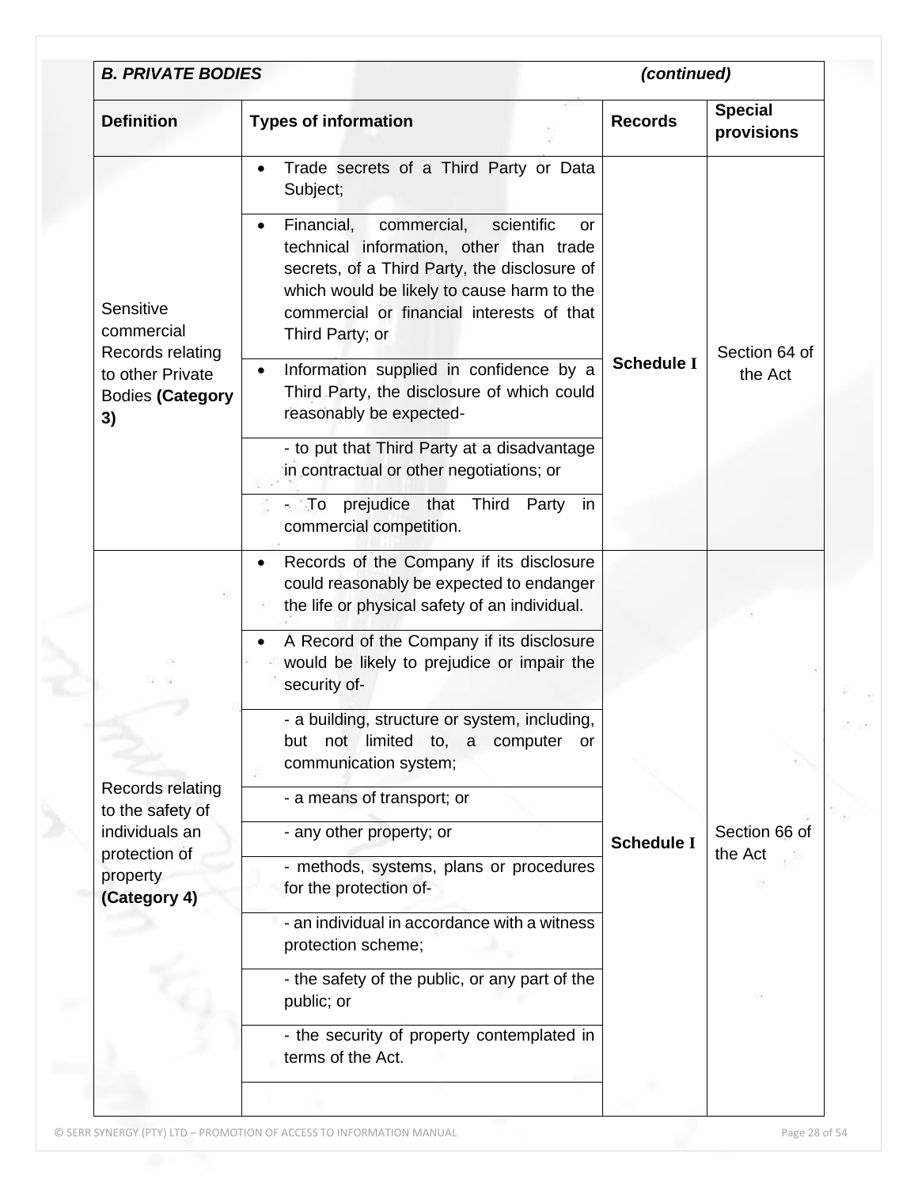| ***B. PRIVATE BODIES*** | | ***(continued)*** | |
|---|---|---|---|
| **Definition** | **Types of information** | **Records** | **Special provisions** |
| Sensitive commercial Records relating to other Private Bodies **(Category 3)** | • Trade secrets of a Third Party or Data Subject;<br>• Financial, commercial, scientific or technical information, other than trade secrets, of a Third Party, the disclosure of which would be likely to cause harm to the commercial or financial interests of that Third Party; or<br>• Information supplied in confidence by a Third Party, the disclosure of which could reasonably be expected-<br>- to put that Third Party at a disadvantage in contractual or other negotiations; or<br>- To prejudice that Third Party in commercial competition. | **Schedule I** | Section 64 of the Act |
| Records relating to the safety of individuals an protection of property **(Category 4)** | • Records of the Company if its disclosure could reasonably be expected to endanger the life or physical safety of an individual.<br>• A Record of the Company if its disclosure would be likely to prejudice or impair the security of-<br>- a building, structure or system, including, but not limited to, a computer or communication system;<br>- a means of transport; or<br>- any other property; or<br>- methods, systems, plans or procedures for the protection of-<br>- an individual in accordance with a witness protection scheme;<br>- the safety of the public, or any part of the public; or<br>- the security of property contemplated in terms of the Act. | **Schedule I** | Section 66 of the Act |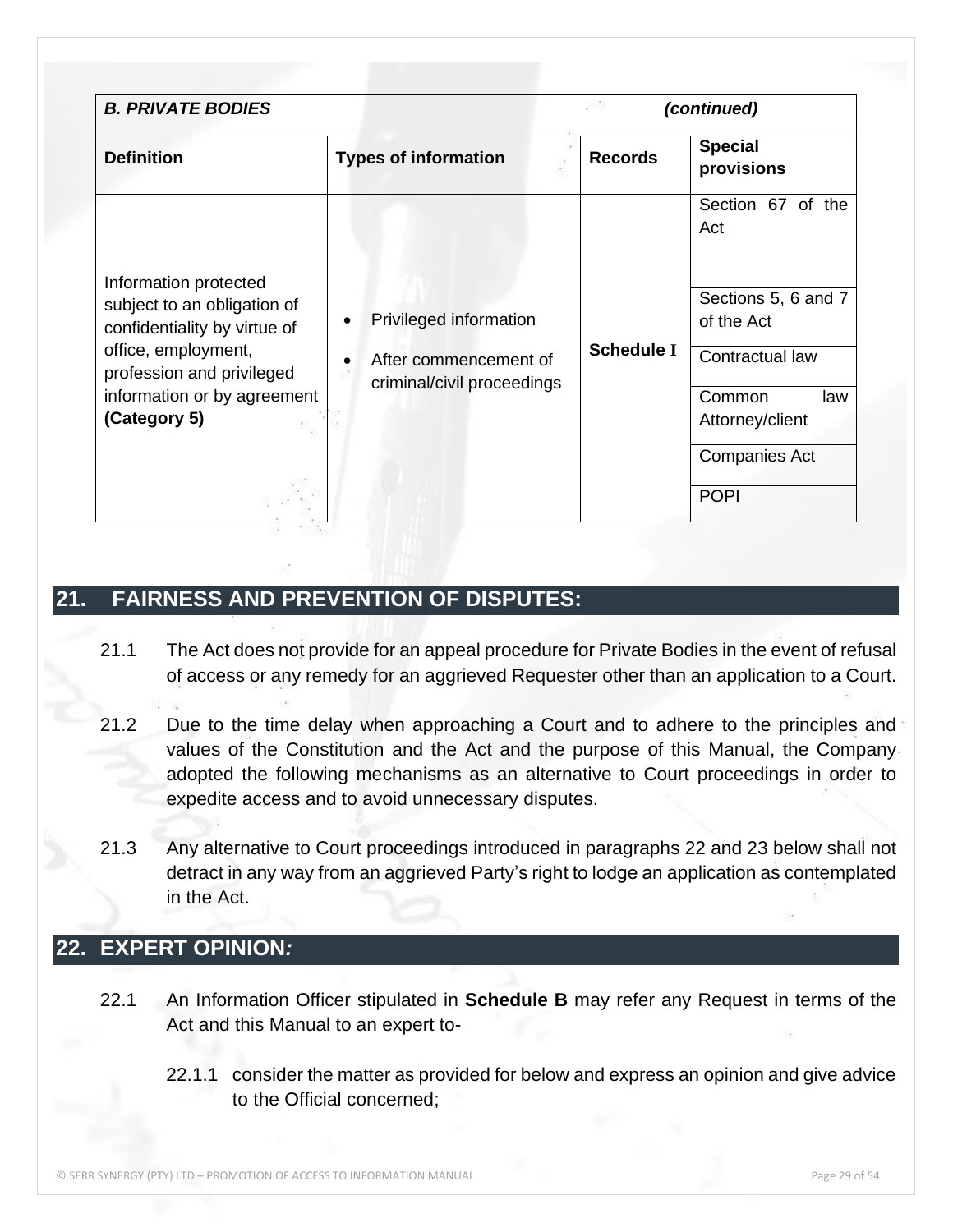| *B. PRIVATE BODIES* | | | *(continued)* |
|---|---|---|---|
| **Definition** | **Types of information** | **Records** | **Special provisions** |
| Information protected subject to an obligation of confidentiality by virtue of office, employment, profession and privileged information or by agreement **(Category 5)** | • Privileged information<br>• After commencement of criminal/civil proceedings | **Schedule I** | Section 67 of the Act |
| | | | Sections 5, 6 and 7 of the Act |
| | | | Contractual law |
| | | | Common law Attorney/client |
| | | | Companies Act |
| | | | POPI |

## 21. FAIRNESS AND PREVENTION OF DISPUTES:

21.1 The Act does not provide for an appeal procedure for Private Bodies in the event of refusal of access or any remedy for an aggrieved Requester other than an application to a Court.

21.2 Due to the time delay when approaching a Court and to adhere to the principles and values of the Constitution and the Act and the purpose of this Manual, the Company adopted the following mechanisms as an alternative to Court proceedings in order to expedite access and to avoid unnecessary disputes.

21.3 Any alternative to Court proceedings introduced in paragraphs 22 and 23 below shall not detract in any way from an aggrieved Party's right to lodge an application as contemplated in the Act.

## 22. EXPERT OPINION*:*

22.1 An Information Officer stipulated in **Schedule B** may refer any Request in terms of the Act and this Manual to an expert to-

22.1.1 consider the matter as provided for below and express an opinion and give advice to the Official concerned;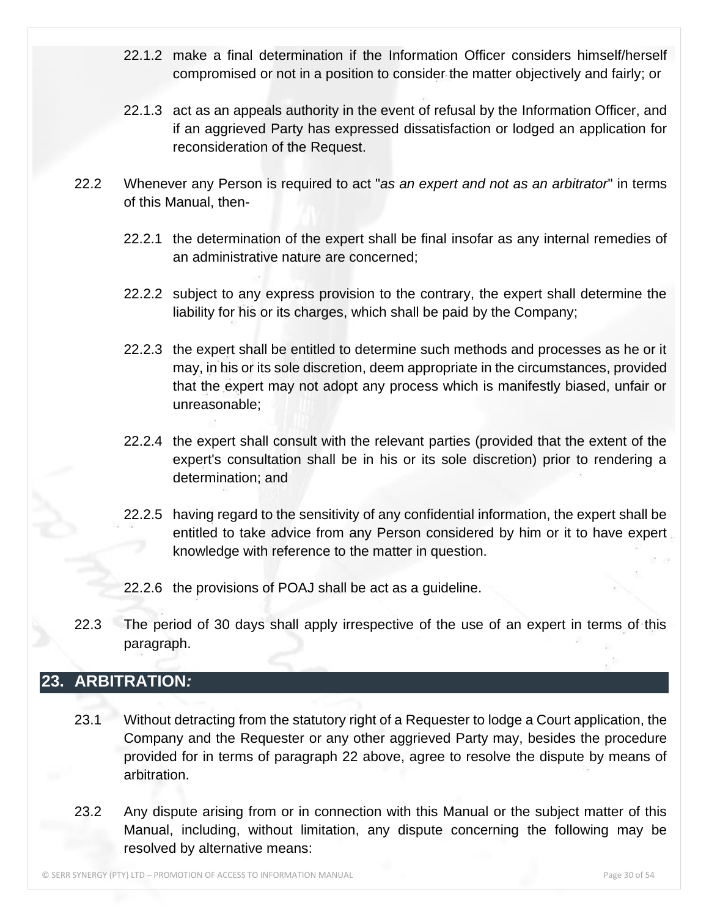22.1.2 make a final determination if the Information Officer considers himself/herself compromised or not in a position to consider the matter objectively and fairly; or

22.1.3 act as an appeals authority in the event of refusal by the Information Officer, and if an aggrieved Party has expressed dissatisfaction or lodged an application for reconsideration of the Request.

22.2 Whenever any Person is required to act "*as an expert and not as an arbitrator*" in terms of this Manual, then-

22.2.1 the determination of the expert shall be final insofar as any internal remedies of an administrative nature are concerned;

22.2.2 subject to any express provision to the contrary, the expert shall determine the liability for his or its charges, which shall be paid by the Company;

22.2.3 the expert shall be entitled to determine such methods and processes as he or it may, in his or its sole discretion, deem appropriate in the circumstances, provided that the expert may not adopt any process which is manifestly biased, unfair or unreasonable;

22.2.4 the expert shall consult with the relevant parties (provided that the extent of the expert's consultation shall be in his or its sole discretion) prior to rendering a determination; and

22.2.5 having regard to the sensitivity of any confidential information, the expert shall be entitled to take advice from any Person considered by him or it to have expert knowledge with reference to the matter in question.

22.2.6 the provisions of POAJ shall be act as a guideline.

22.3 The period of 30 days shall apply irrespective of the use of an expert in terms of this paragraph.

## 23. ARBITRATION*:*

23.1 Without detracting from the statutory right of a Requester to lodge a Court application, the Company and the Requester or any other aggrieved Party may, besides the procedure provided for in terms of paragraph 22 above, agree to resolve the dispute by means of arbitration.

23.2 Any dispute arising from or in connection with this Manual or the subject matter of this Manual, including, without limitation, any dispute concerning the following may be resolved by alternative means: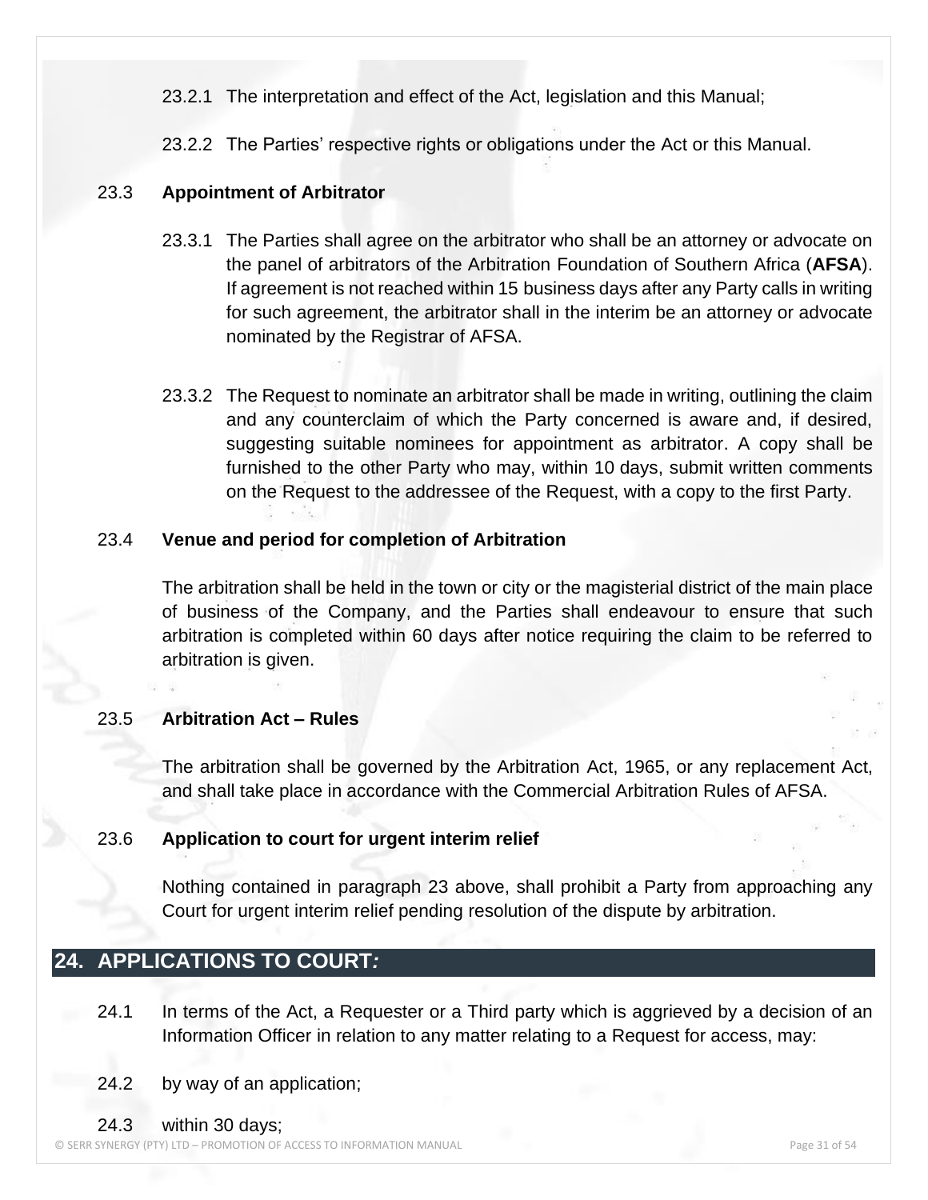23.2.1 The interpretation and effect of the Act, legislation and this Manual;

23.2.2 The Parties' respective rights or obligations under the Act or this Manual.

23.3 **Appointment of Arbitrator**

23.3.1 The Parties shall agree on the arbitrator who shall be an attorney or advocate on the panel of arbitrators of the Arbitration Foundation of Southern Africa (**AFSA**). If agreement is not reached within 15 business days after any Party calls in writing for such agreement, the arbitrator shall in the interim be an attorney or advocate nominated by the Registrar of AFSA.

23.3.2 The Request to nominate an arbitrator shall be made in writing, outlining the claim and any counterclaim of which the Party concerned is aware and, if desired, suggesting suitable nominees for appointment as arbitrator. A copy shall be furnished to the other Party who may, within 10 days, submit written comments on the Request to the addressee of the Request, with a copy to the first Party.

23.4 **Venue and period for completion of Arbitration**

The arbitration shall be held in the town or city or the magisterial district of the main place of business of the Company, and the Parties shall endeavour to ensure that such arbitration is completed within 60 days after notice requiring the claim to be referred to arbitration is given.

23.5 **Arbitration Act – Rules**

The arbitration shall be governed by the Arbitration Act, 1965, or any replacement Act, and shall take place in accordance with the Commercial Arbitration Rules of AFSA.

23.6 **Application to court for urgent interim relief**

Nothing contained in paragraph 23 above, shall prohibit a Party from approaching any Court for urgent interim relief pending resolution of the dispute by arbitration.

## 24. APPLICATIONS TO COURT*:*

24.1 In terms of the Act, a Requester or a Third party which is aggrieved by a decision of an Information Officer in relation to any matter relating to a Request for access, may:

24.2 by way of an application;

24.3 within 30 days;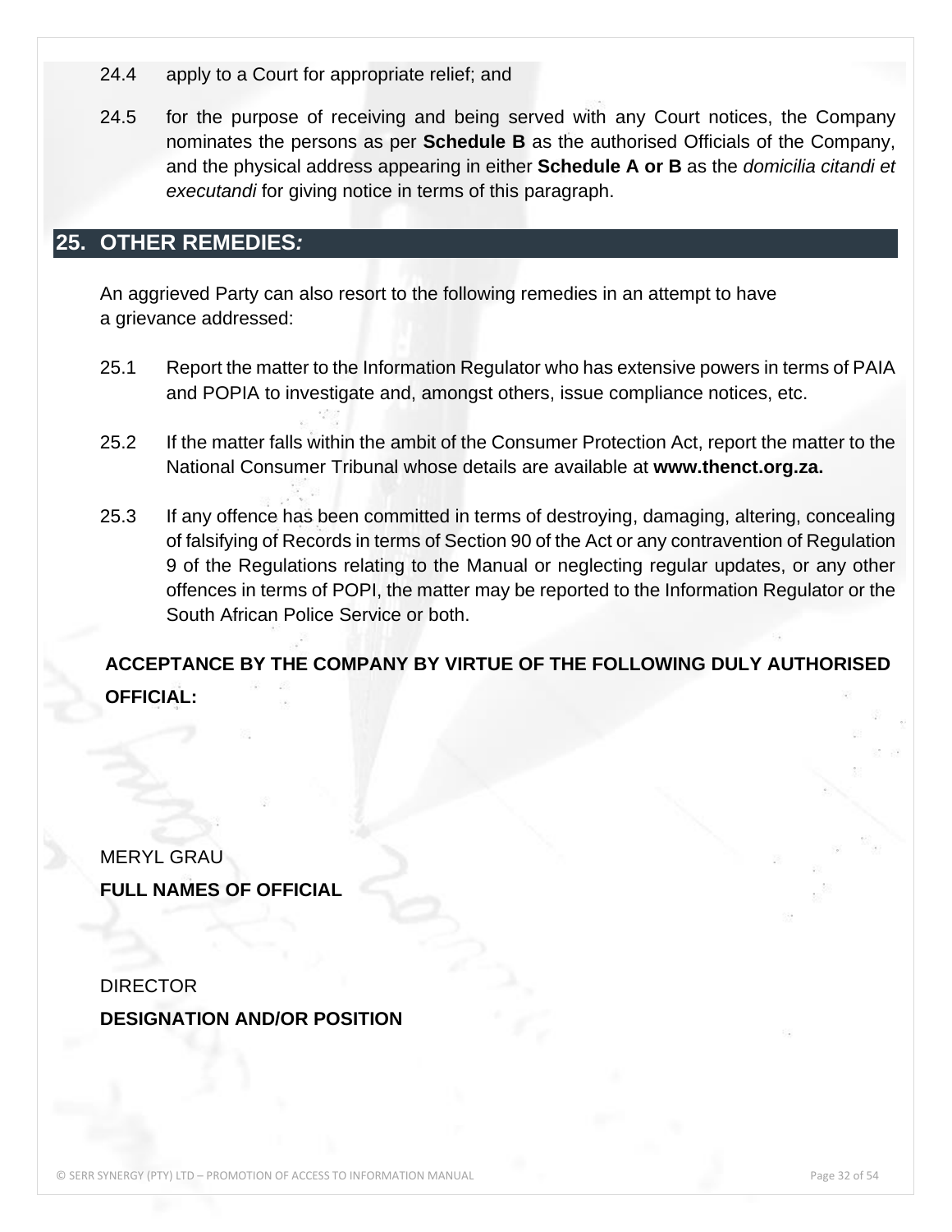24.4 apply to a Court for appropriate relief; and

24.5 for the purpose of receiving and being served with any Court notices, the Company nominates the persons as per **Schedule B** as the authorised Officials of the Company, and the physical address appearing in either **Schedule A or B** as the *domicilia citandi et executandi* for giving notice in terms of this paragraph.

## 25. OTHER REMEDIES*:*

An aggrieved Party can also resort to the following remedies in an attempt to have a grievance addressed:

25.1 Report the matter to the Information Regulator who has extensive powers in terms of PAIA and POPIA to investigate and, amongst others, issue compliance notices, etc.

25.2 If the matter falls within the ambit of the Consumer Protection Act, report the matter to the National Consumer Tribunal whose details are available at **www.thenct.org.za.**

25.3 If any offence has been committed in terms of destroying, damaging, altering, concealing of falsifying of Records in terms of Section 90 of the Act or any contravention of Regulation 9 of the Regulations relating to the Manual or neglecting regular updates, or any other offences in terms of POPI, the matter may be reported to the Information Regulator or the South African Police Service or both.

**ACCEPTANCE BY THE COMPANY BY VIRTUE OF THE FOLLOWING DULY AUTHORISED OFFICIAL:**

MERYL GRAU

**FULL NAMES OF OFFICIAL**

DIRECTOR

**DESIGNATION AND/OR POSITION**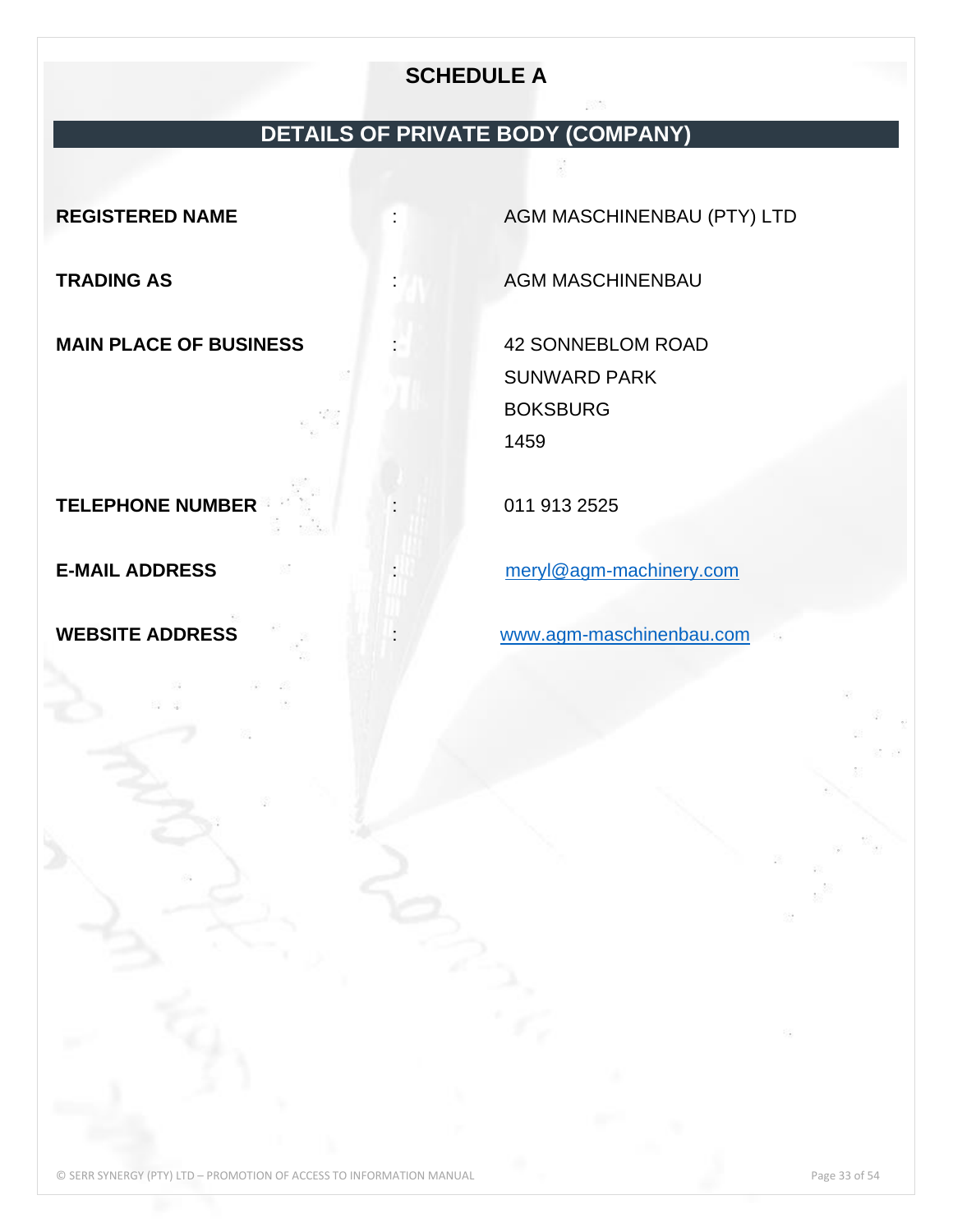# SCHEDULE A

## DETAILS OF PRIVATE BODY (COMPANY)

| | | |
|---|---|---|
| **REGISTERED NAME** | : | AGM MASCHINENBAU (PTY) LTD |
| **TRADING AS** | : | AGM MASCHINENBAU |
| **MAIN PLACE OF BUSINESS** | : | 42 SONNEBLOM ROAD<br>SUNWARD PARK<br>BOKSBURG<br>1459 |
| **TELEPHONE NUMBER** | : | 011 913 2525 |
| **E-MAIL ADDRESS** | : | meryl@agm-machinery.com |
| **WEBSITE ADDRESS** | : | www.agm-maschinenbau.com |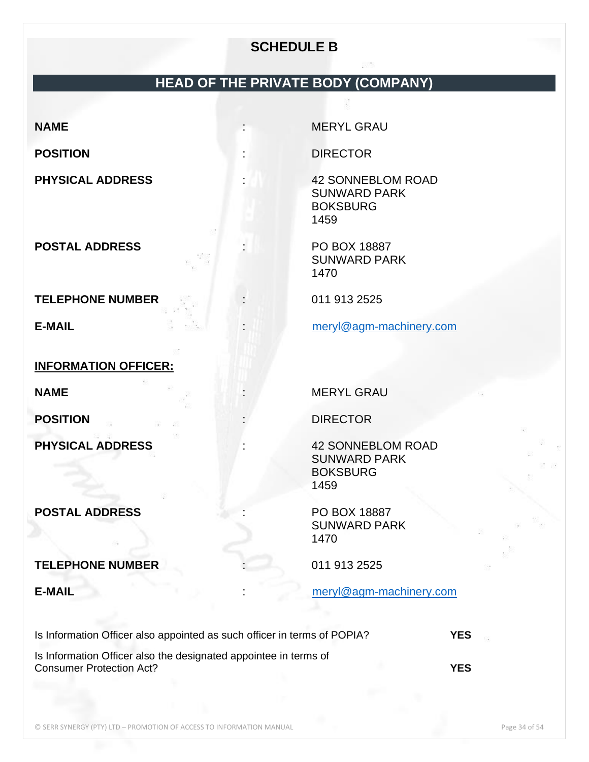# SCHEDULE B

## HEAD OF THE PRIVATE BODY (COMPANY)

| | | |
|---|---|---|
| **NAME** | : | MERYL GRAU |
| **POSITION** | : | DIRECTOR |
| **PHYSICAL ADDRESS** | : | 42 SONNEBLOM ROAD<br>SUNWARD PARK<br>BOKSBURG<br>1459 |
| **POSTAL ADDRESS** | : | PO BOX 18887<br>SUNWARD PARK<br>1470 |
| **TELEPHONE NUMBER** | : | 011 913 2525 |
| **E-MAIL** | : | meryl@agm-machinery.com |

**INFORMATION OFFICER:**

| | | |
|---|---|---|
| **NAME** | : | MERYL GRAU |
| **POSITION** | : | DIRECTOR |
| **PHYSICAL ADDRESS** | : | 42 SONNEBLOM ROAD<br>SUNWARD PARK<br>BOKSBURG<br>1459 |
| **POSTAL ADDRESS** | : | PO BOX 18887<br>SUNWARD PARK<br>1470 |
| **TELEPHONE NUMBER** | : | 011 913 2525 |
| **E-MAIL** | : | meryl@agm-machinery.com |

| | |
|---|---|
| Is Information Officer also appointed as such officer in terms of POPIA? | **YES** |
| Is Information Officer also the designated appointee in terms of Consumer Protection Act? | **YES** |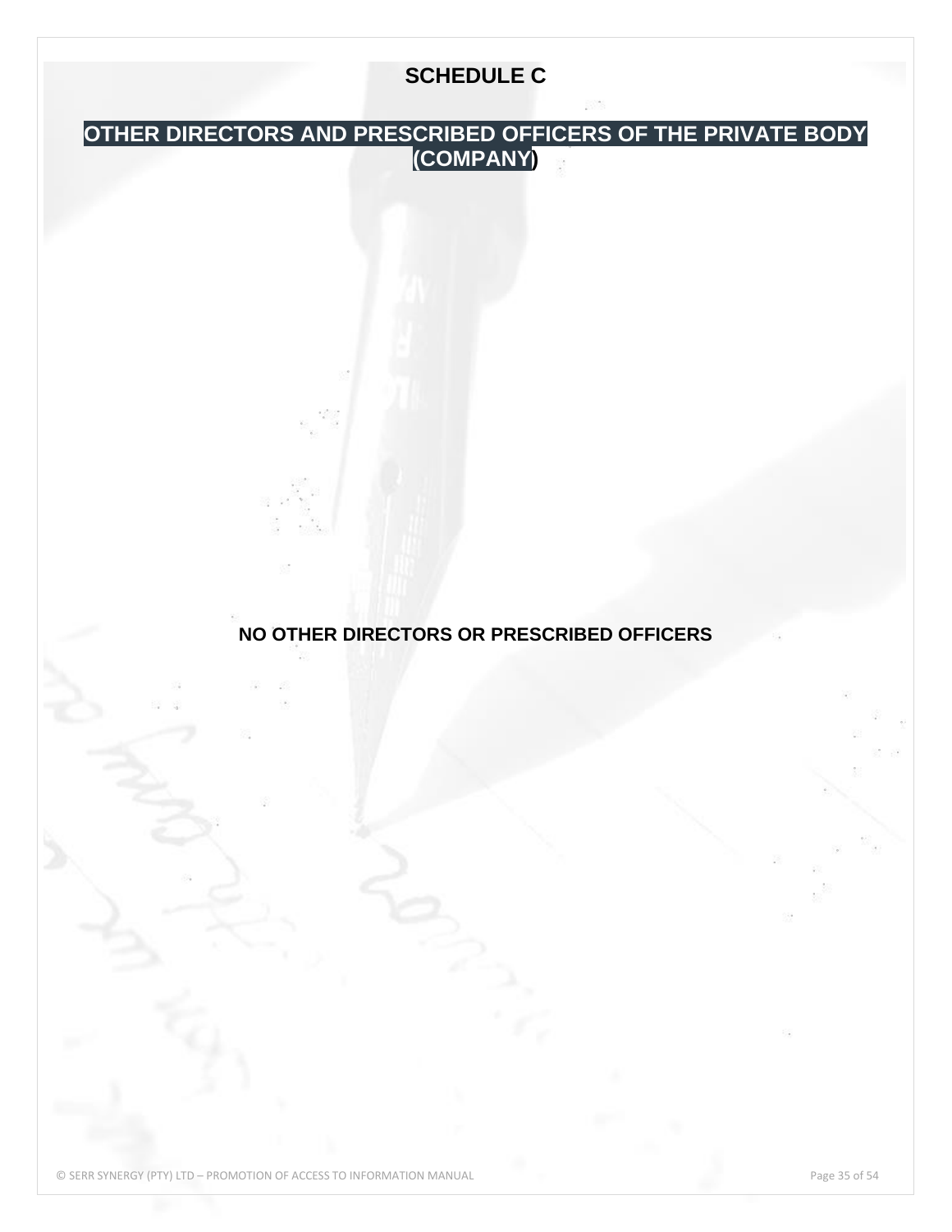# SCHEDULE C

## OTHER DIRECTORS AND PRESCRIBED OFFICERS OF THE PRIVATE BODY (COMPANY)

**NO OTHER DIRECTORS OR PRESCRIBED OFFICERS**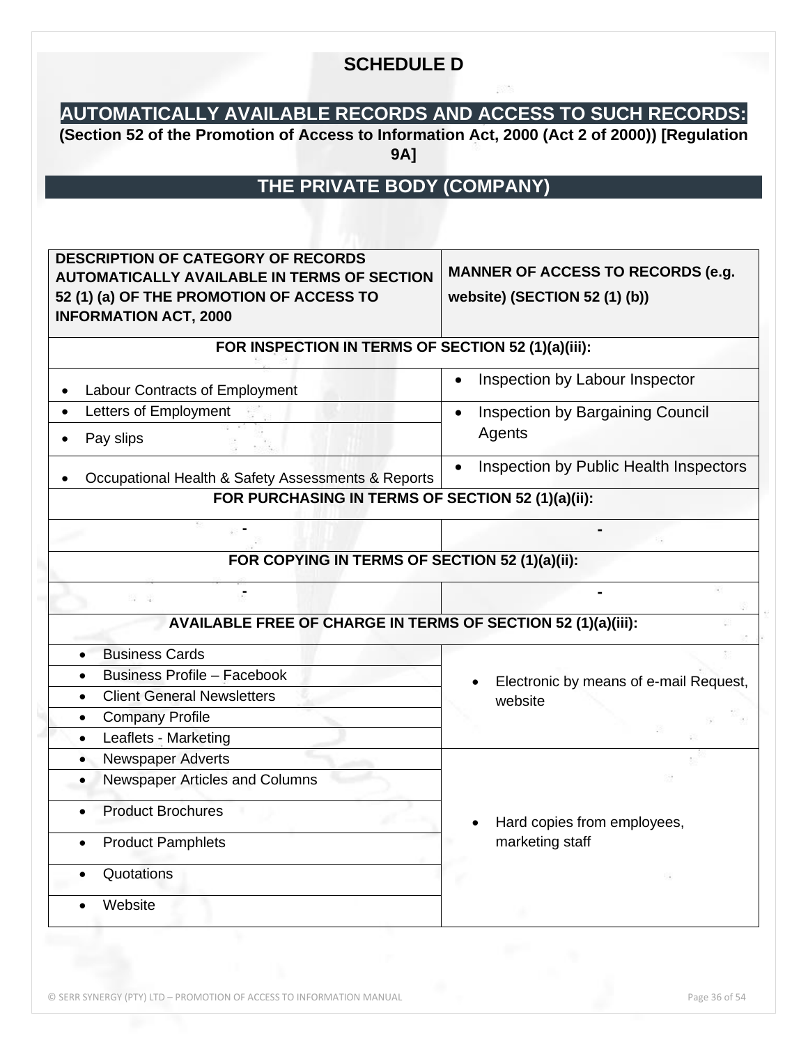# SCHEDULE D

## AUTOMATICALLY AVAILABLE RECORDS AND ACCESS TO SUCH RECORDS:

**(Section 52 of the Promotion of Access to Information Act, 2000 (Act 2 of 2000)) [Regulation 9A]**

## THE PRIVATE BODY (COMPANY)

| DESCRIPTION OF CATEGORY OF RECORDS AUTOMATICALLY AVAILABLE IN TERMS OF SECTION 52 (1) (a) OF THE PROMOTION OF ACCESS TO INFORMATION ACT, 2000 | MANNER OF ACCESS TO RECORDS (e.g. website) (SECTION 52 (1) (b)) |
|---|---|
| **FOR INSPECTION IN TERMS OF SECTION 52 (1)(a)(iii):** | |
| • Labour Contracts of Employment | • Inspection by Labour Inspector |
| • Letters of Employment | • Inspection by Bargaining Council Agents |
| • Pay slips | |
| • Occupational Health & Safety Assessments & Reports | • Inspection by Public Health Inspectors |
| **FOR PURCHASING IN TERMS OF SECTION 52 (1)(a)(ii):** | |
| - | - |
| **FOR COPYING IN TERMS OF SECTION 52 (1)(a)(ii):** | |
| - | - |
| **AVAILABLE FREE OF CHARGE IN TERMS OF SECTION 52 (1)(a)(iii):** | |
| • Business Cards | • Electronic by means of e-mail Request, website |
| • Business Profile – Facebook | |
| • Client General Newsletters | |
| • Company Profile | |
| • Leaflets - Marketing | |
| • Newspaper Adverts | • Hard copies from employees, marketing staff |
| • Newspaper Articles and Columns | |
| • Product Brochures | |
| • Product Pamphlets | |
| • Quotations | |
| • Website | |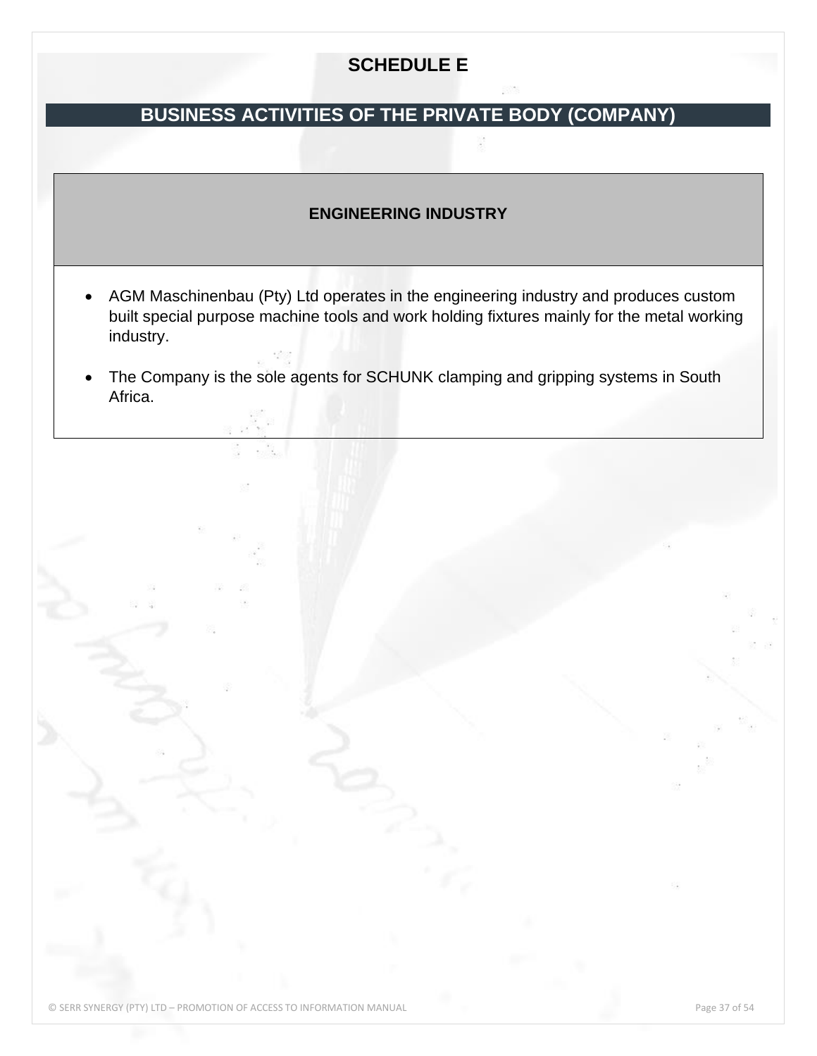# SCHEDULE E

## BUSINESS ACTIVITIES OF THE PRIVATE BODY (COMPANY)

| ENGINEERING INDUSTRY |
| --- |
| • AGM Maschinenbau (Pty) Ltd operates in the engineering industry and produces custom built special purpose machine tools and work holding fixtures mainly for the metal working industry.<br><br>• The Company is the sole agents for SCHUNK clamping and gripping systems in South Africa. |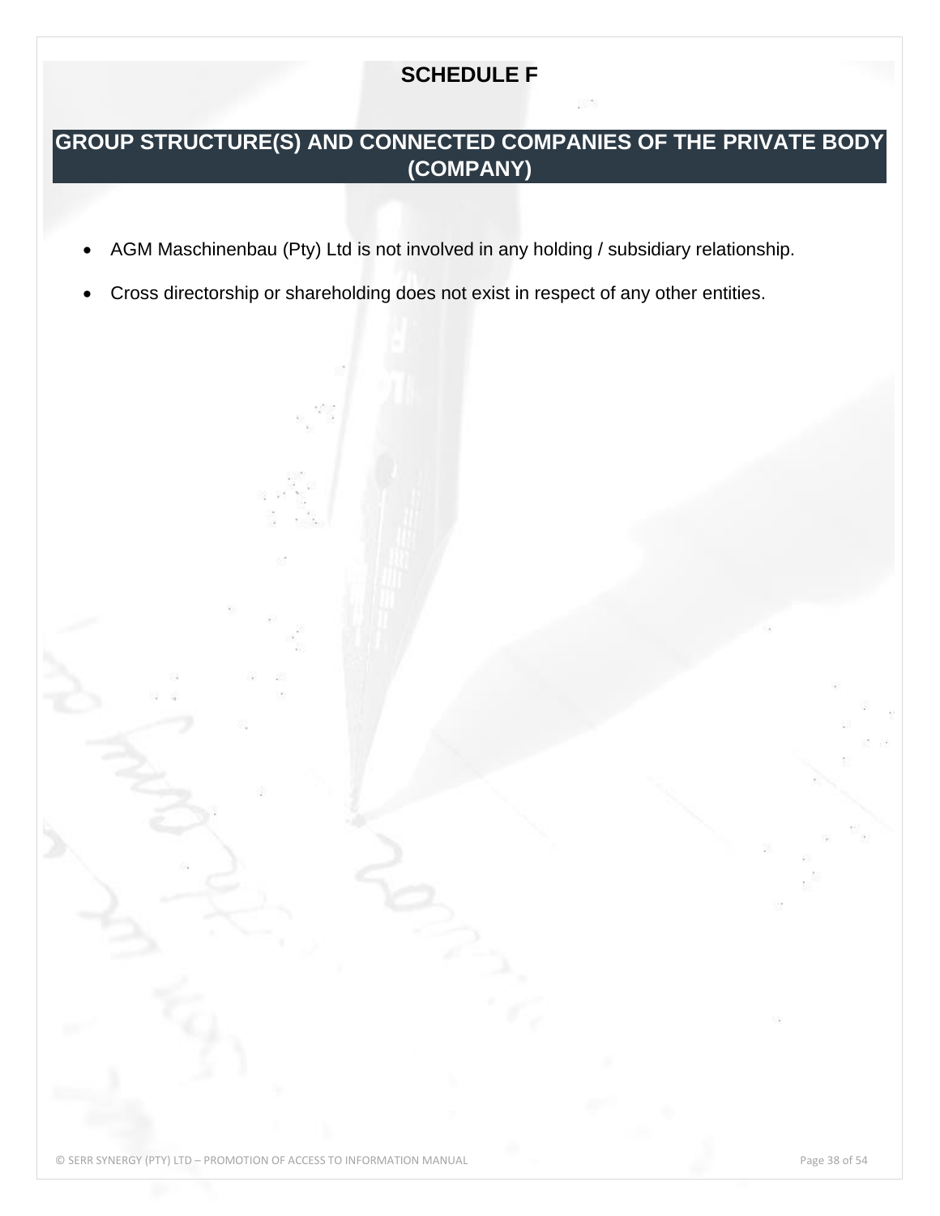# SCHEDULE F

## GROUP STRUCTURE(S) AND CONNECTED COMPANIES OF THE PRIVATE BODY (COMPANY)

- AGM Maschinenbau (Pty) Ltd is not involved in any holding / subsidiary relationship.
- Cross directorship or shareholding does not exist in respect of any other entities.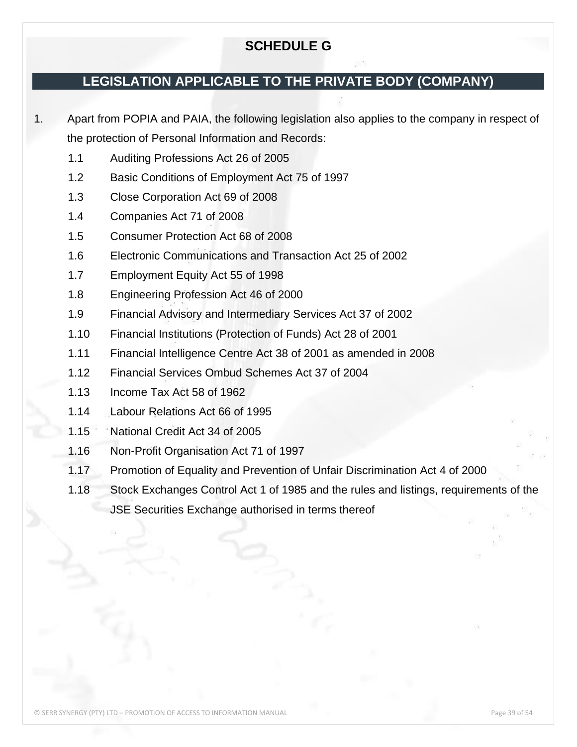# SCHEDULE G

## LEGISLATION APPLICABLE TO THE PRIVATE BODY (COMPANY)

1. Apart from POPIA and PAIA, the following legislation also applies to the company in respect of the protection of Personal Information and Records:
   - 1.1 Auditing Professions Act 26 of 2005
   - 1.2 Basic Conditions of Employment Act 75 of 1997
   - 1.3 Close Corporation Act 69 of 2008
   - 1.4 Companies Act 71 of 2008
   - 1.5 Consumer Protection Act 68 of 2008
   - 1.6 Electronic Communications and Transaction Act 25 of 2002
   - 1.7 Employment Equity Act 55 of 1998
   - 1.8 Engineering Profession Act 46 of 2000
   - 1.9 Financial Advisory and Intermediary Services Act 37 of 2002
   - 1.10 Financial Institutions (Protection of Funds) Act 28 of 2001
   - 1.11 Financial Intelligence Centre Act 38 of 2001 as amended in 2008
   - 1.12 Financial Services Ombud Schemes Act 37 of 2004
   - 1.13 Income Tax Act 58 of 1962
   - 1.14 Labour Relations Act 66 of 1995
   - 1.15 National Credit Act 34 of 2005
   - 1.16 Non-Profit Organisation Act 71 of 1997
   - 1.17 Promotion of Equality and Prevention of Unfair Discrimination Act 4 of 2000
   - 1.18 Stock Exchanges Control Act 1 of 1985 and the rules and listings, requirements of the JSE Securities Exchange authorised in terms thereof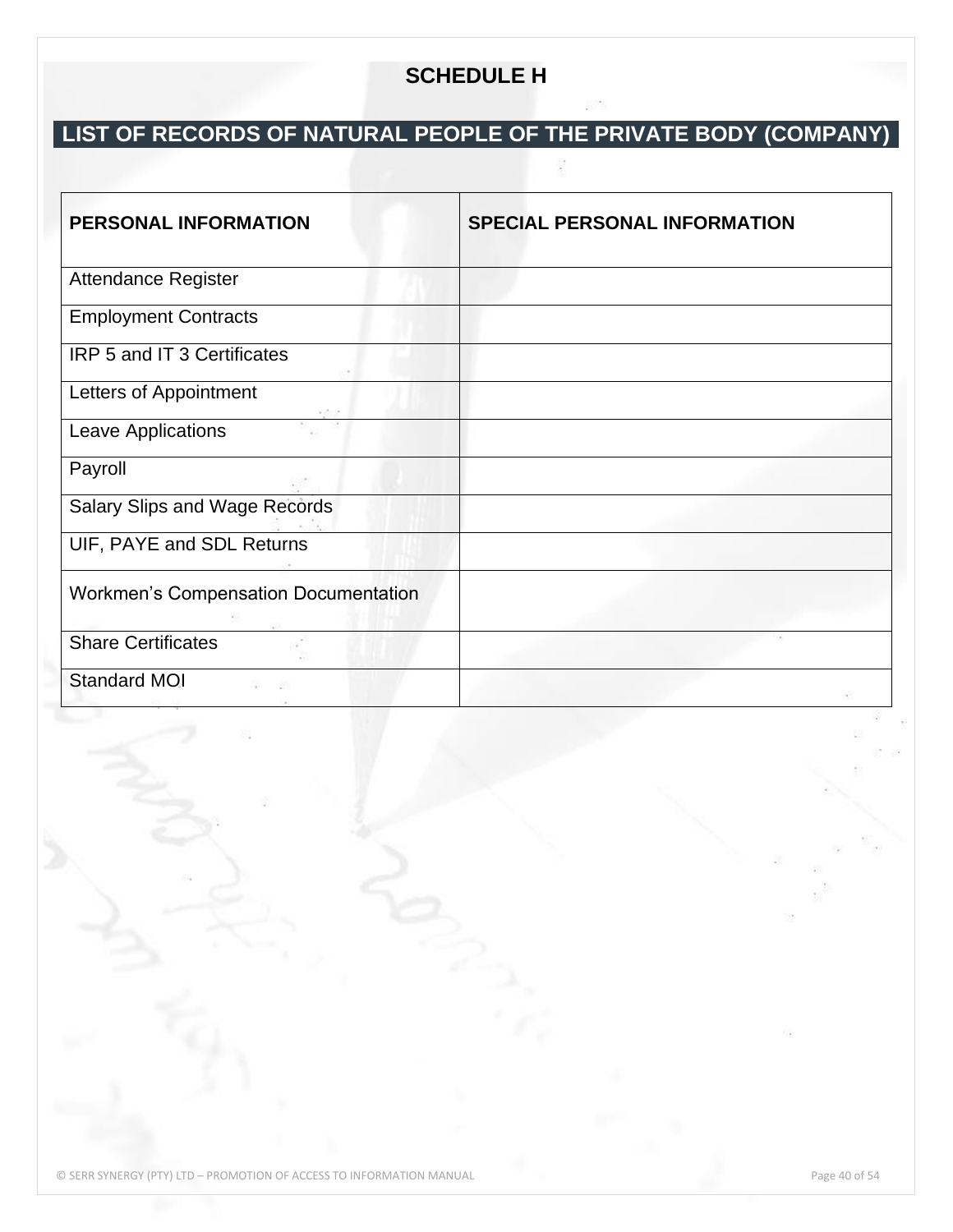# SCHEDULE H

## LIST OF RECORDS OF NATURAL PEOPLE OF THE PRIVATE BODY (COMPANY)

| PERSONAL INFORMATION | SPECIAL PERSONAL INFORMATION |
|---|---|
| Attendance Register | |
| Employment Contracts | |
| IRP 5 and IT 3 Certificates | |
| Letters of Appointment | |
| Leave Applications | |
| Payroll | |
| Salary Slips and Wage Records | |
| UIF, PAYE and SDL Returns | |
| Workmen's Compensation Documentation | |
| Share Certificates | |
| Standard MOI | |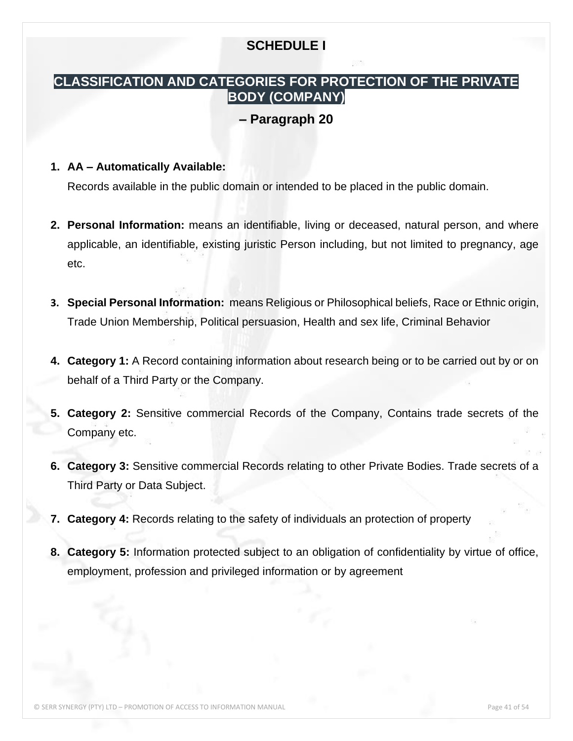# SCHEDULE I

## CLASSIFICATION AND CATEGORIES FOR PROTECTION OF THE PRIVATE BODY (COMPANY)

### – Paragraph 20

1. **AA – Automatically Available:**
   Records available in the public domain or intended to be placed in the public domain.

2. **Personal Information:** means an identifiable, living or deceased, natural person, and where applicable, an identifiable, existing juristic Person including, but not limited to pregnancy, age etc.

3. **Special Personal Information:** means Religious or Philosophical beliefs, Race or Ethnic origin, Trade Union Membership, Political persuasion, Health and sex life, Criminal Behavior

4. **Category 1:** A Record containing information about research being or to be carried out by or on behalf of a Third Party or the Company.

5. **Category 2:** Sensitive commercial Records of the Company, Contains trade secrets of the Company etc.

6. **Category 3:** Sensitive commercial Records relating to other Private Bodies. Trade secrets of a Third Party or Data Subject.

7. **Category 4:** Records relating to the safety of individuals an protection of property

8. **Category 5:** Information protected subject to an obligation of confidentiality by virtue of office, employment, profession and privileged information or by agreement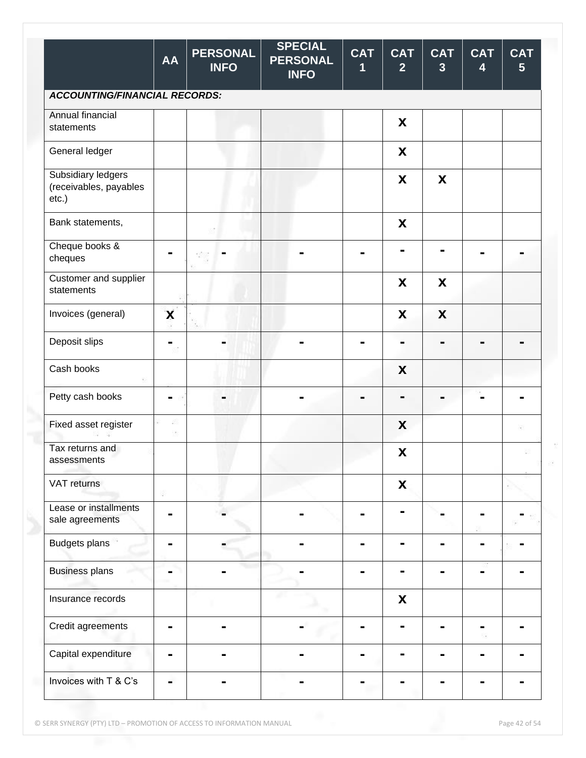| | AA | PERSONAL INFO | SPECIAL PERSONAL INFO | CAT 1 | CAT 2 | CAT 3 | CAT 4 | CAT 5 |
|---|---|---|---|---|---|---|---|---|
| ***ACCOUNTING/FINANCIAL RECORDS:*** | | | | | | | | |
| Annual financial statements | | | | | X | | | |
| General ledger | | | | | X | | | |
| Subsidiary ledgers (receivables, payables etc.) | | | | | X | X | | |
| Bank statements, | | | | | X | | | |
| Cheque books & cheques | - | - | - | - | - | - | - | - |
| Customer and supplier statements | | | | | X | X | | |
| Invoices (general) | X | | | | X | X | | |
| Deposit slips | - | - | - | - | - | - | - | - |
| Cash books | | | | | X | | | |
| Petty cash books | - | - | - | - | - | - | - | - |
| Fixed asset register | | | | | X | | | |
| Tax returns and assessments | | | | | X | | | |
| VAT returns | | | | | X | | | |
| Lease or installments sale agreements | - | - | - | - | - | - | - | - |
| Budgets plans | - | - | - | - | - | - | - | - |
| Business plans | - | - | - | - | - | - | - | - |
| Insurance records | | | | | X | | | |
| Credit agreements | - | - | - | - | - | - | - | - |
| Capital expenditure | - | - | - | - | - | - | - | - |
| Invoices with T & C's | - | - | - | - | - | - | - | - |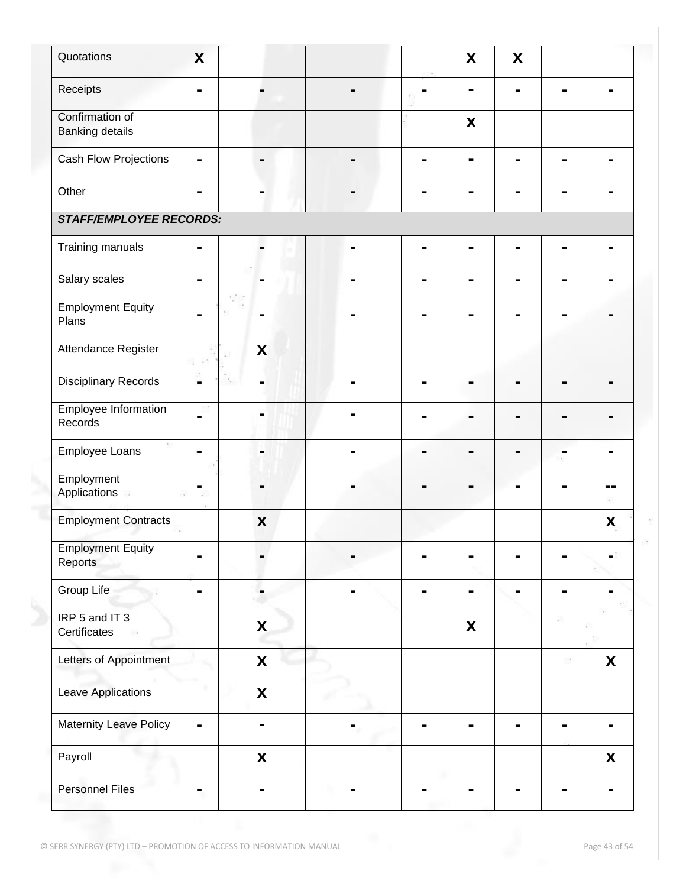| | | | | | | | | |
|---|---|---|---|---|---|---|---|---|
| Quotations | **X** | | | | **X** | **X** | | |
| Receipts | - | - | - | - | - | - | - | - |
| Confirmation of Banking details | | | | | **X** | | | |
| Cash Flow Projections | - | - | - | - | - | - | - | - |
| Other | - | - | - | - | - | - | - | - |
| ***STAFF/EMPLOYEE RECORDS:*** | | | | | | | | |
| Training manuals | - | - | - | - | - | - | - | - |
| Salary scales | - | - | - | - | - | - | - | - |
| Employment Equity Plans | - | - | - | - | - | - | - | - |
| Attendance Register | | **X** | | | | | | |
| Disciplinary Records | - | - | - | - | - | - | - | - |
| Employee Information Records | - | - | - | - | - | - | - | - |
| Employee Loans | - | - | - | - | - | - | - | - |
| Employment Applications | - | - | - | - | - | - | - | -- |
| Employment Contracts | | **X** | | | | | | **X** |
| Employment Equity Reports | - | - | - | - | - | - | - | - |
| Group Life | - | - | - | - | - | - | - | - |
| IRP 5 and IT 3 Certificates | | **X** | | | **X** | | | |
| Letters of Appointment | | **X** | | | | | | **X** |
| Leave Applications | | **X** | | | | | | |
| Maternity Leave Policy | - | - | - | - | - | - | - | - |
| Payroll | | **X** | | | | | | **X** |
| Personnel Files | - | - | - | - | - | - | - | - |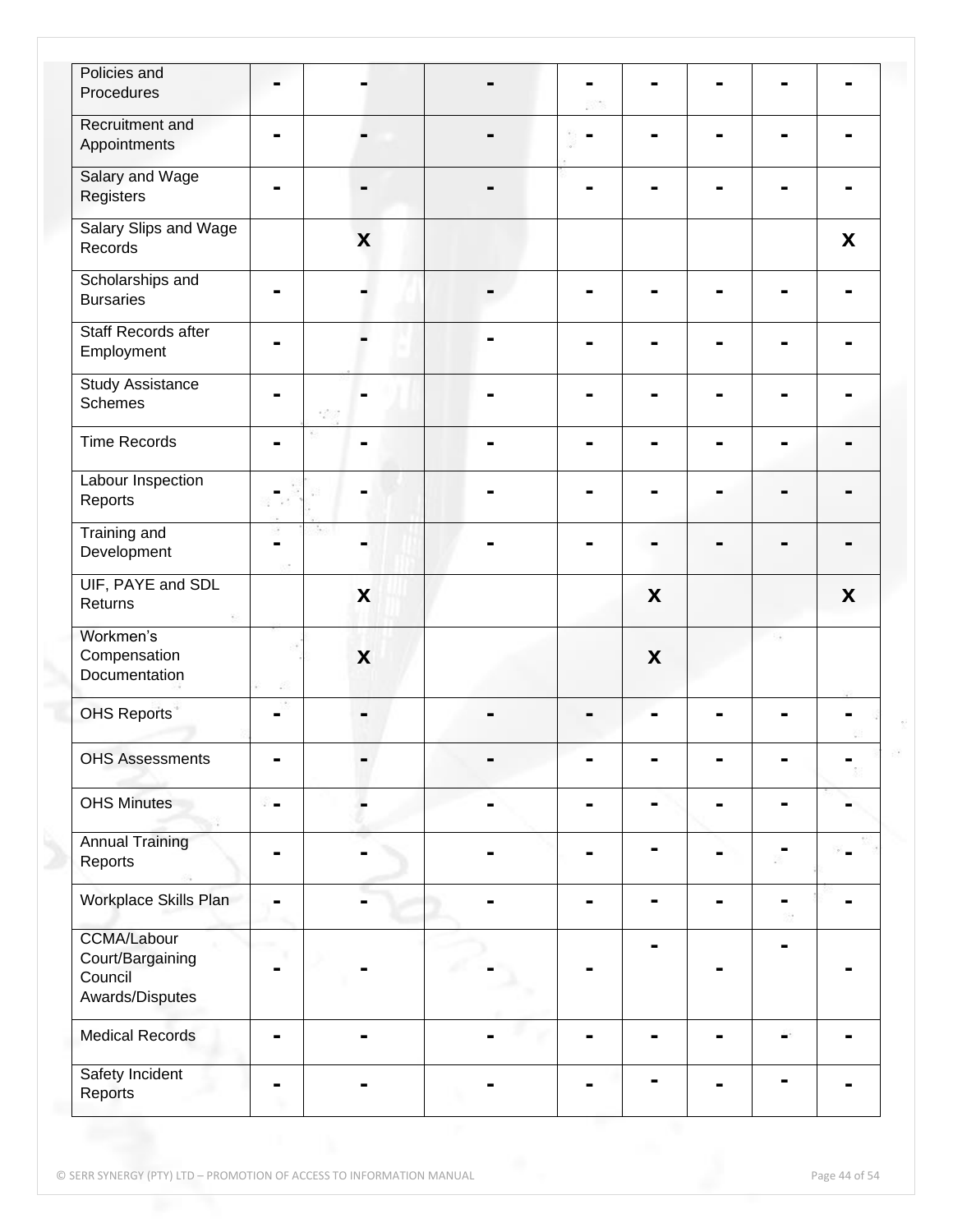| | | | | | | | | |
|---|---|---|---|---|---|---|---|---|
| Policies and Procedures | - | - | - | - | - | - | - | - |
| Recruitment and Appointments | - | - | - | - | - | - | - | - |
| Salary and Wage Registers | - | - | - | - | - | - | - | - |
| Salary Slips and Wage Records | | X | | | | | | X |
| Scholarships and Bursaries | - | - | - | - | - | - | - | - |
| Staff Records after Employment | - | - | - | - | - | - | - | - |
| Study Assistance Schemes | - | - | - | - | - | - | - | - |
| Time Records | - | - | - | - | - | - | - | - |
| Labour Inspection Reports | - | - | - | - | - | - | - | - |
| Training and Development | - | - | - | - | - | - | - | - |
| UIF, PAYE and SDL Returns | | X | | | X | | | X |
| Workmen's Compensation Documentation | | X | | | X | | | |
| OHS Reports | - | - | - | - | - | - | - | - |
| OHS Assessments | - | - | - | - | - | - | - | - |
| OHS Minutes | - | - | - | - | - | - | - | - |
| Annual Training Reports | - | - | - | - | - | - | - | - |
| Workplace Skills Plan | - | - | - | - | - | - | - | - |
| CCMA/Labour Court/Bargaining Council Awards/Disputes | - | - | - | - | - | - | - | - |
| Medical Records | - | - | - | - | - | - | - | - |
| Safety Incident Reports | - | - | - | - | - | - | - | - |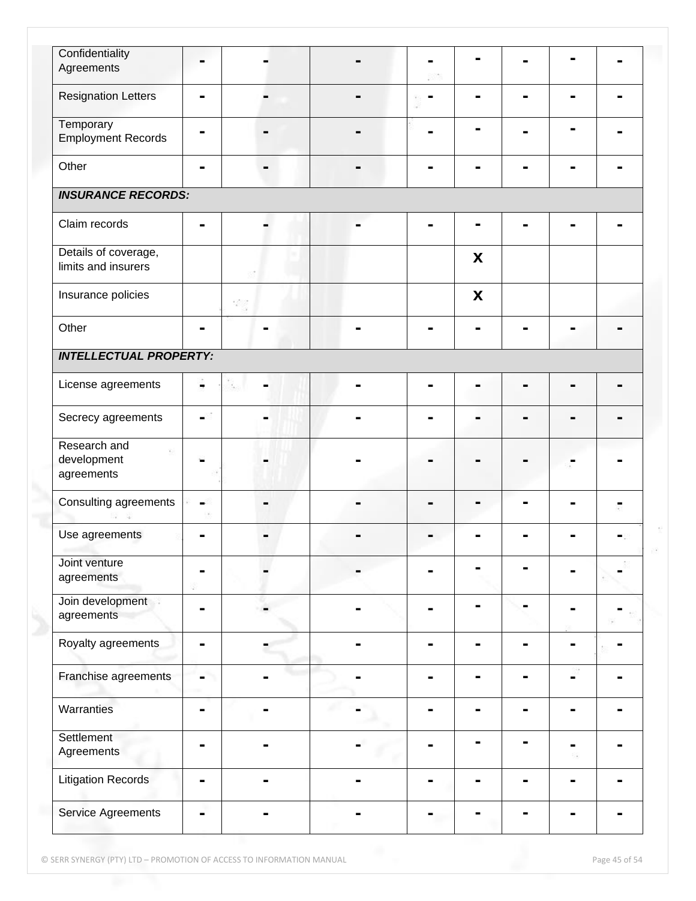| | | | | | | | | |
|---|---|---|---|---|---|---|---|---|
| Confidentiality Agreements | - | - | - | - | - | - | - | - |
| Resignation Letters | - | - | - | - | - | - | - | - |
| Temporary Employment Records | - | - | - | - | - | - | - | - |
| Other | - | - | - | - | - | - | - | - |
| ***INSURANCE RECORDS:*** | | | | | | | | |
| Claim records | - | - | - | - | - | - | - | - |
| Details of coverage, limits and insurers | | | | | X | | | |
| Insurance policies | | | | | X | | | |
| Other | - | - | - | - | - | - | - | - |
| ***INTELLECTUAL PROPERTY:*** | | | | | | | | |
| License agreements | - | - | - | - | - | - | - | - |
| Secrecy agreements | - | - | - | - | - | - | - | - |
| Research and development agreements | - | - | - | - | - | - | - | - |
| Consulting agreements | - | - | - | - | - | - | - | - |
| Use agreements | - | - | - | - | - | - | - | - |
| Joint venture agreements | - | - | - | - | - | - | - | - |
| Join development agreements | - | - | - | - | - | - | - | - |
| Royalty agreements | - | - | - | - | - | - | - | - |
| Franchise agreements | - | - | - | - | - | - | - | - |
| Warranties | - | - | - | - | - | - | - | - |
| Settlement Agreements | - | - | - | - | - | - | - | - |
| Litigation Records | - | - | - | - | - | - | - | - |
| Service Agreements | - | - | - | - | - | - | - | - |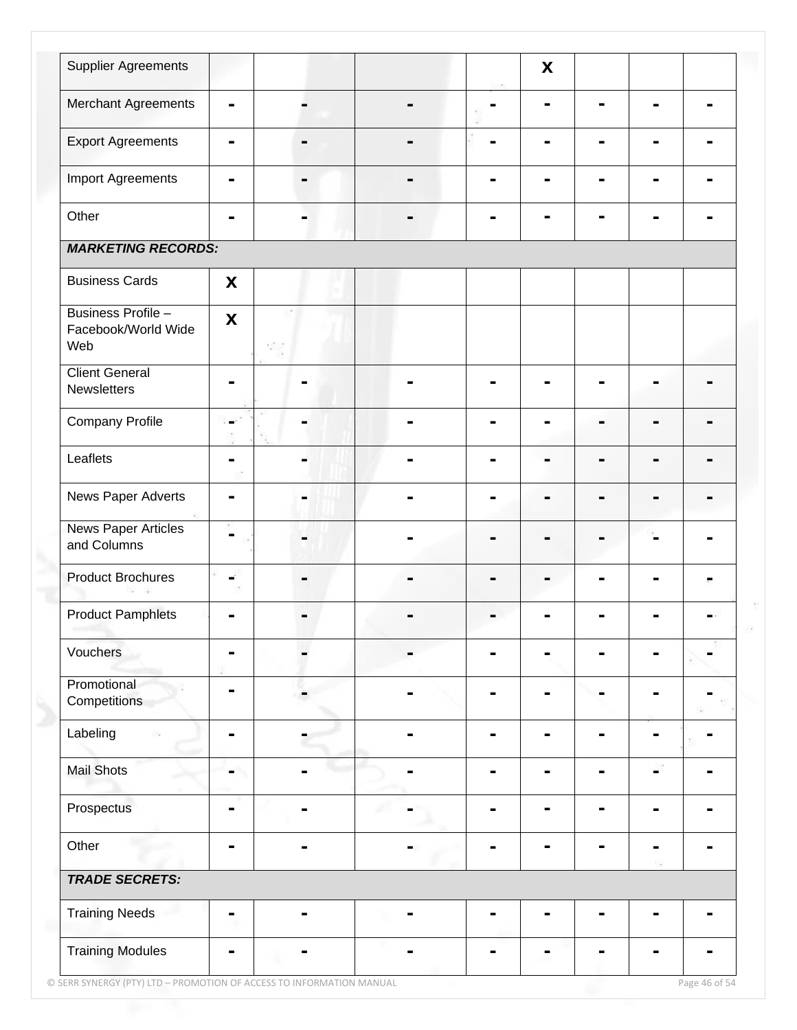| | | | | | | | | |
|---|---|---|---|---|---|---|---|---|
| Supplier Agreements | | | | | x | | | |
| Merchant Agreements | - | - | - | - | - | - | - | - |
| Export Agreements | - | - | - | - | - | - | - | - |
| Import Agreements | - | - | - | - | - | - | - | - |
| Other | - | - | - | - | - | - | - | - |
| ***MARKETING RECORDS:*** | | | | | | | | |
| Business Cards | x | | | | | | | |
| Business Profile – Facebook/World Wide Web | x | | | | | | | |
| Client General Newsletters | - | - | - | - | - | - | - | - |
| Company Profile | - | - | - | - | - | - | - | - |
| Leaflets | - | - | - | - | - | - | - | - |
| News Paper Adverts | - | - | - | - | - | - | - | - |
| News Paper Articles and Columns | - | - | - | - | - | - | - | - |
| Product Brochures | - | - | - | - | - | - | - | - |
| Product Pamphlets | - | - | - | - | - | - | - | - |
| Vouchers | - | - | - | - | - | - | - | - |
| Promotional Competitions | - | - | - | - | - | - | - | - |
| Labeling | - | - | - | - | - | - | - | - |
| Mail Shots | - | - | - | - | - | - | - | - |
| Prospectus | - | - | - | - | - | - | - | - |
| Other | - | - | - | - | - | - | - | - |
| ***TRADE SECRETS:*** | | | | | | | | |
| Training Needs | - | - | - | - | - | - | - | - |
| Training Modules | - | - | - | - | - | - | - | - |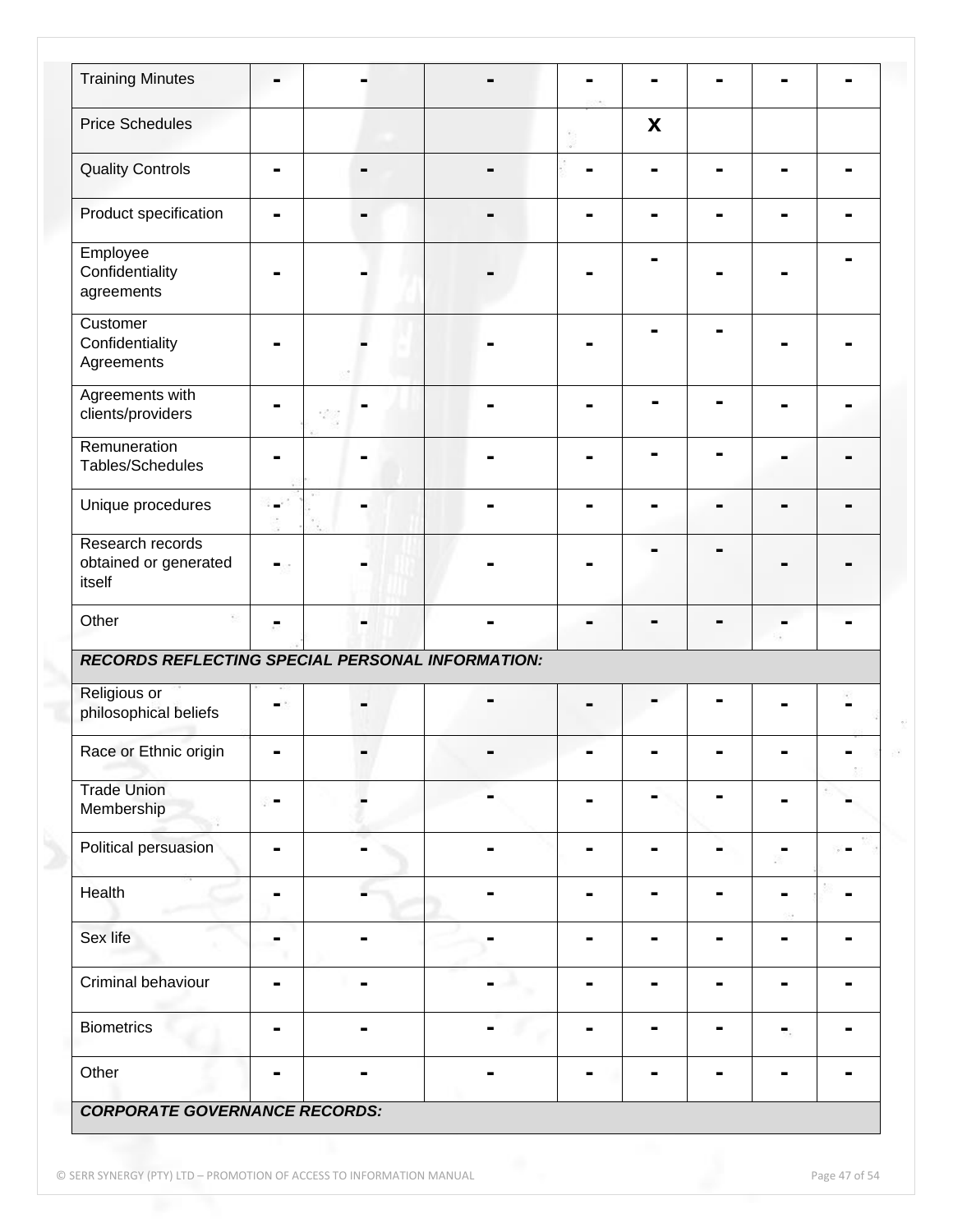| | | | | | | | | |
|---|---|---|---|---|---|---|---|---|
| Training Minutes | - | - | - | - | - | - | - | - |
| Price Schedules | | | | | X | | | |
| Quality Controls | - | - | - | - | - | - | - | - |
| Product specification | - | - | - | - | - | - | - | - |
| Employee Confidentiality agreements | - | - | - | - | - | - | - | - |
| Customer Confidentiality Agreements | - | - | - | - | - | - | - | - |
| Agreements with clients/providers | - | - | - | - | - | - | - | - |
| Remuneration Tables/Schedules | - | - | - | - | - | - | - | - |
| Unique procedures | - | - | - | - | - | - | - | - |
| Research records obtained or generated itself | - | - | - | - | - | - | - | - |
| Other | - | - | - | - | - | - | - | - |
| ***RECORDS REFLECTING SPECIAL PERSONAL INFORMATION:*** | | | | | | | | |
| Religious or philosophical beliefs | - | - | - | - | - | - | - | - |
| Race or Ethnic origin | - | - | - | - | - | - | - | - |
| Trade Union Membership | - | - | - | - | - | - | - | - |
| Political persuasion | - | - | - | - | - | - | - | - |
| Health | - | - | - | - | - | - | - | - |
| Sex life | - | - | - | - | - | - | - | - |
| Criminal behaviour | - | - | - | - | - | - | - | - |
| Biometrics | - | - | - | - | - | - | - | - |
| Other | - | - | - | - | - | - | - | - |
| ***CORPORATE GOVERNANCE RECORDS:*** | | | | | | | | |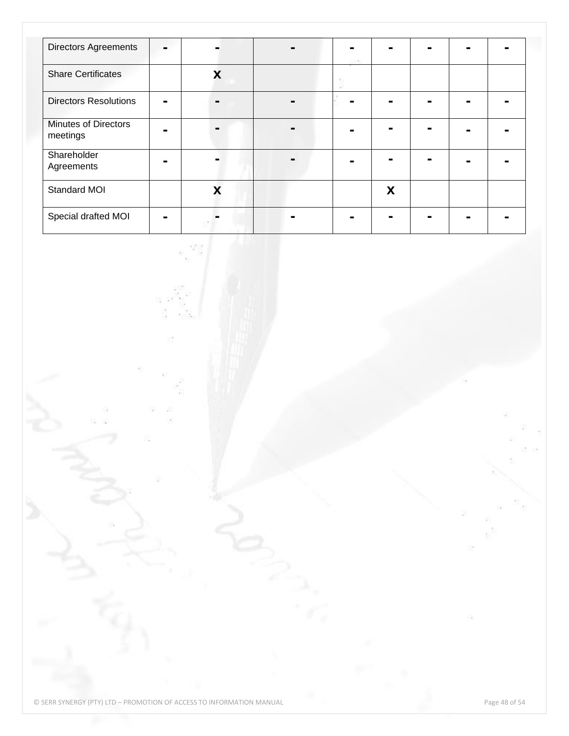| Directors Agreements | - | - | - | - | - | - | - | - |
|---|---|---|---|---|---|---|---|---|
| Share Certificates | | x | | | | | | |
| Directors Resolutions | - | - | - | - | - | - | - | - |
| Minutes of Directors meetings | - | - | - | - | - | - | - | - |
| Shareholder Agreements | - | - | - | - | - | - | - | - |
| Standard MOI | | x | | | x | | | |
| Special drafted MOI | - | - | - | - | - | - | - | - |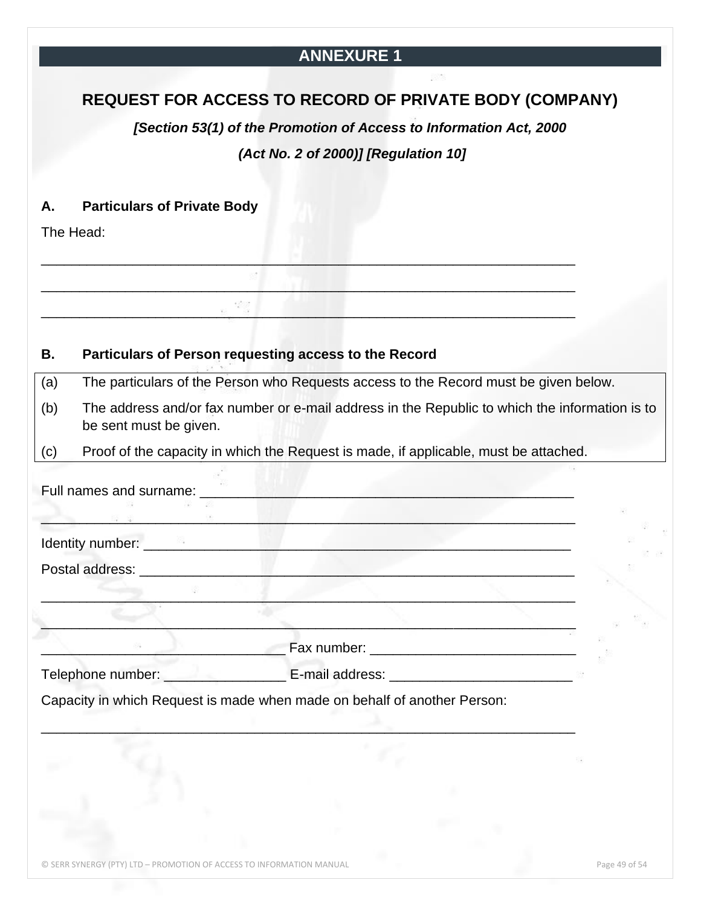## ANNEXURE 1

### REQUEST FOR ACCESS TO RECORD OF PRIVATE BODY (COMPANY)

***[Section 53(1) of the Promotion of Access to Information Act, 2000***

***(Act No. 2 of 2000)] [Regulation 10]***

**A. Particulars of Private Body**

The Head:

______________________________________________________________________

______________________________________________________________________

______________________________________________________________________

**B. Particulars of Person requesting access to the Record**

(a) The particulars of the Person who Requests access to the Record must be given below.

(b) The address and/or fax number or e-mail address in the Republic to which the information is to be sent must be given.

(c) Proof of the capacity in which the Request is made, if applicable, must be attached.

Full names and surname: _______________________________________________

______________________________________________________________________

Identity number: _____________________________________________________

Postal address: ______________________________________________________

______________________________________________________________________

______________________________________________________________________

________________________________ Fax number: ___________________________

Telephone number: ________________ E-mail address: ________________________

Capacity in which Request is made when made on behalf of another Person:

______________________________________________________________________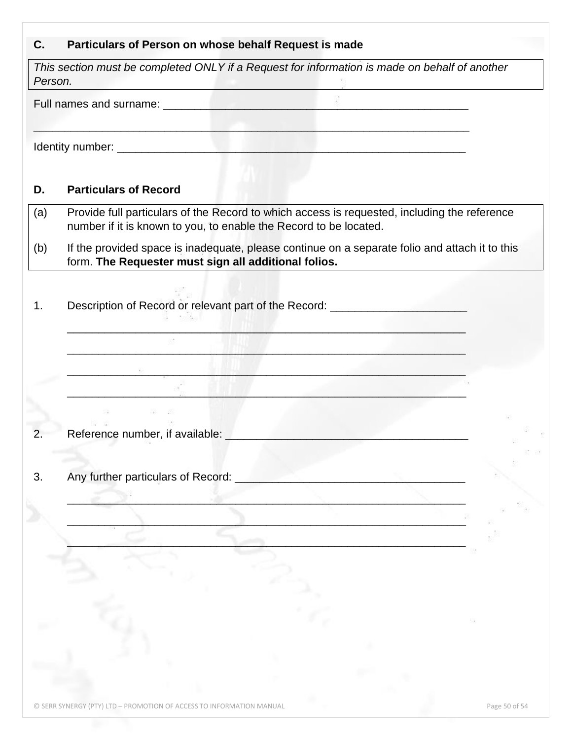**C. Particulars of Person on whose behalf Request is made**

*This section must be completed ONLY if a Request for information is made on behalf of another Person.*

Full names and surname: ___________________________________________________

_______________________________________________________________________

Identity number: _________________________________________________________

**D. Particulars of Record**

(a) Provide full particulars of the Record to which access is requested, including the reference number if it is known to you, to enable the Record to be located.

(b) If the provided space is inadequate, please continue on a separate folio and attach it to this form. **The Requester must sign all additional folios.**

1. Description of Record or relevant part of the Record: ______________________

   ____________________________________________________________________

   ____________________________________________________________________

   ____________________________________________________________________

   ____________________________________________________________________

2. Reference number, if available: _______________________________________

3. Any further particulars of Record: _____________________________________

   ____________________________________________________________________

   ____________________________________________________________________

   ____________________________________________________________________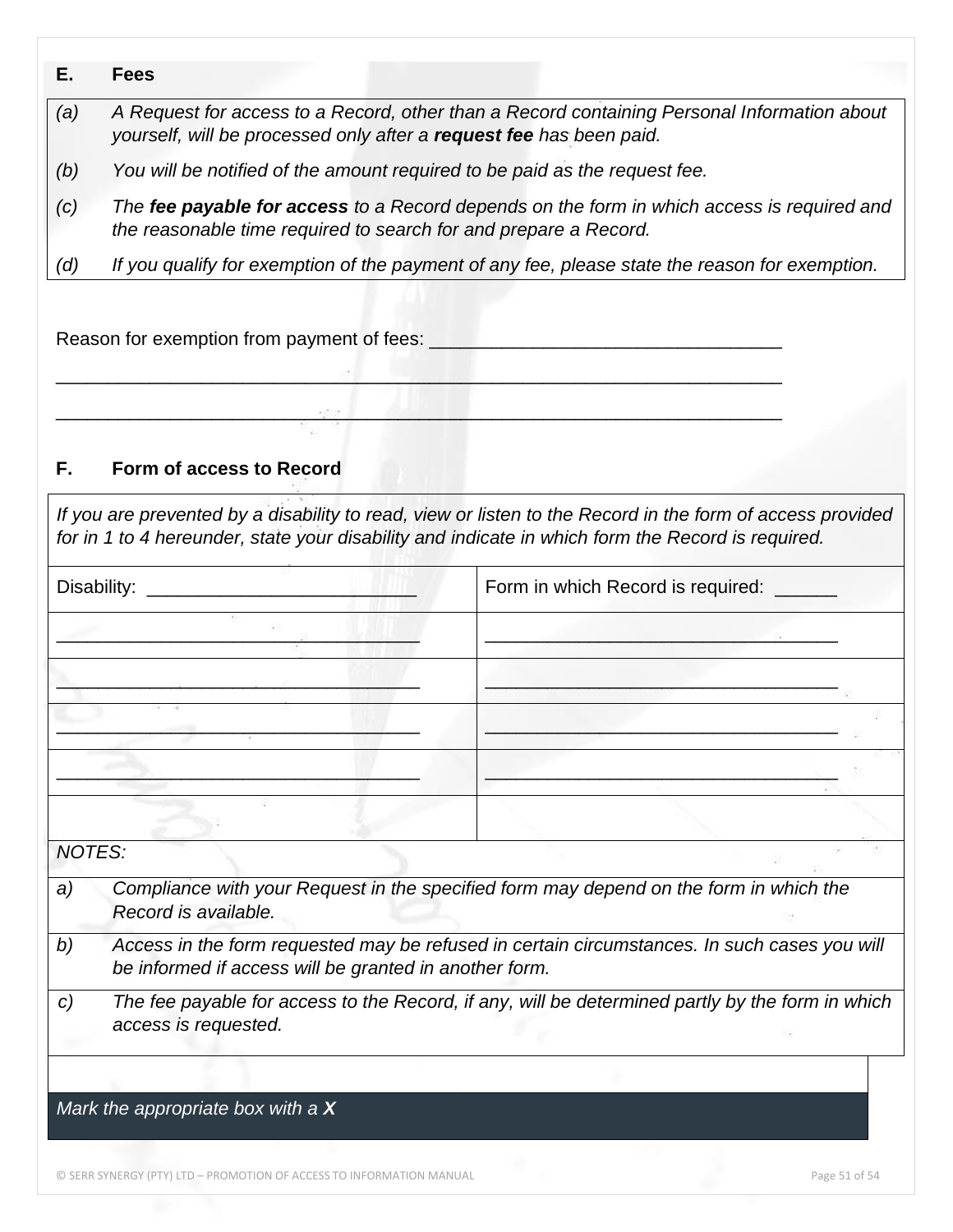## E. Fees

| | |
|---|---|
| *(a)* | *A Request for access to a Record, other than a Record containing Personal Information about yourself, will be processed only after a **request fee** has been paid.* |
| *(b)* | *You will be notified of the amount required to be paid as the request fee.* |
| *(c)* | *The **fee payable for access** to a Record depends on the form in which access is required and the reasonable time required to search for and prepare a Record.* |
| *(d)* | *If you qualify for exemption of the payment of any fee, please state the reason for exemption.* |

Reason for exemption from payment of fees: ___________________________________

_________________________________________________________________________

_________________________________________________________________________

## F. Form of access to Record

| *If you are prevented by a disability to read, view or listen to the Record in the form of access provided for in 1 to 4 hereunder, state your disability and indicate in which form the Record is required.* | |
|---|---|
| Disability: __________________________ | Form in which Record is required: ______ |
| ___________________________________ | ___________________________________ |
| ___________________________________ | ___________________________________ |
| ___________________________________ | ___________________________________ |
| ___________________________________ | ___________________________________ |
| | |

| *NOTES:* | |
|---|---|
| *a)* | *Compliance with your Request in the specified form may depend on the form in which the Record is available.* |
| *b)* | *Access in the form requested may be refused in certain circumstances. In such cases you will be informed if access will be granted in another form.* |
| *c)* | *The fee payable for access to the Record, if any, will be determined partly by the form in which access is requested.* |

*Mark the appropriate box with a **X***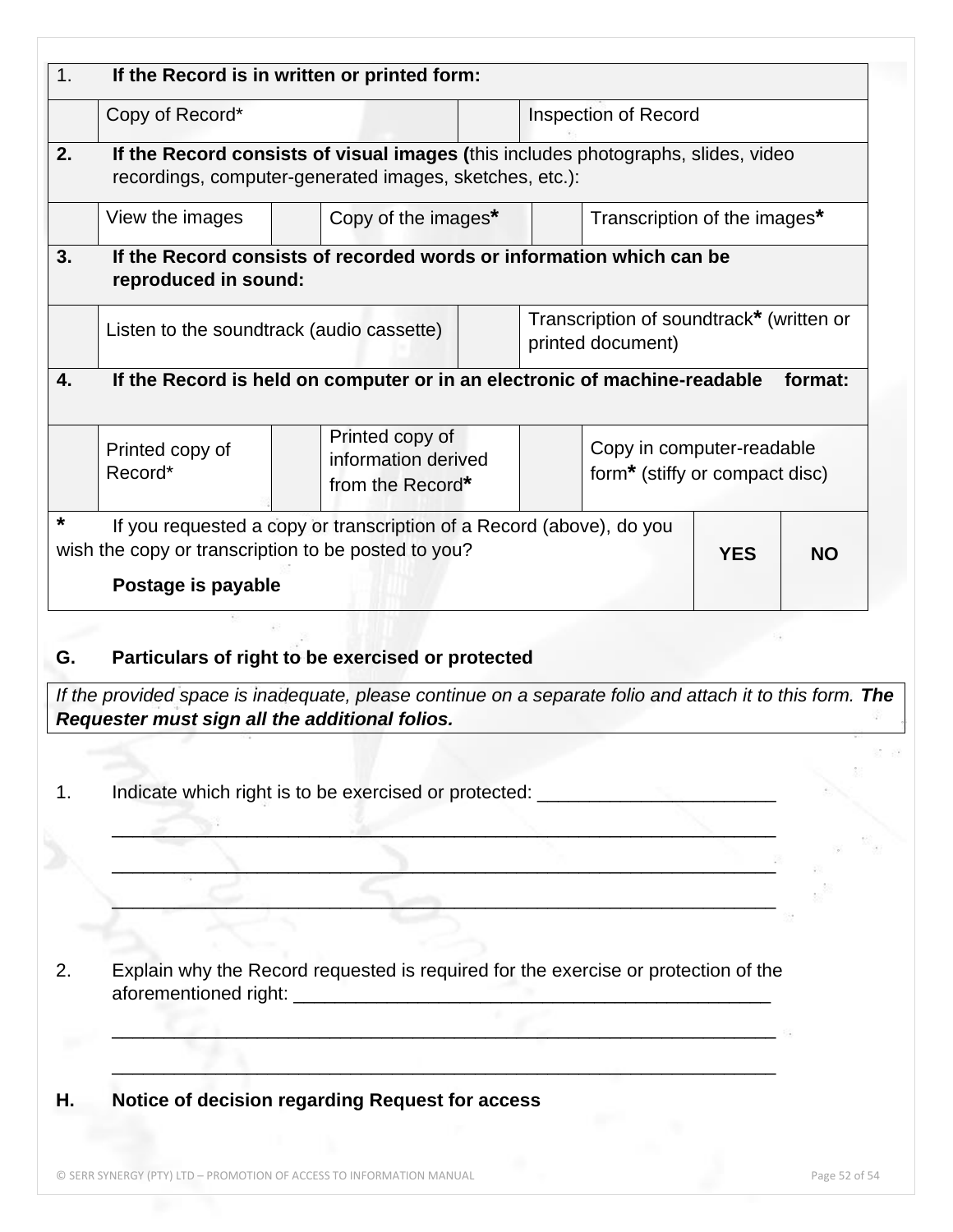| 1. | **If the Record is in written or printed form:** | | | | |
|---|---|---|---|---|---|
| | Copy of Record* | | | Inspection of Record | |
| **2.** | **If the Record consists of visual images (**this includes photographs, slides, video recordings, computer-generated images, sketches, etc.): | | | | |
| | View the images | | Copy of the images* | | Transcription of the images* |
| **3.** | **If the Record consists of recorded words or information which can be reproduced in sound:** | | | | |
| | Listen to the soundtrack (audio cassette) | | | Transcription of soundtrack* (written or printed document) | |
| **4.** | **If the Record is held on computer or in an electronic of machine-readable format:** | | | | |
| | Printed copy of Record* | | Printed copy of information derived from the Record* | | Copy in computer-readable form* (stiffy or compact disc) |
| * | If you requested a copy or transcription of a Record (above), do you wish the copy or transcription to be posted to you? **Postage is payable** | | | **YES** | **NO** |

**G. Particulars of right to be exercised or protected**

*If the provided space is inadequate, please continue on a separate folio and attach it to this form.* ***The Requester must sign all the additional folios.***

1. Indicate which right is to be exercised or protected: ______________________

_______________________________________________________________

_______________________________________________________________

_______________________________________________________________

2. Explain why the Record requested is required for the exercise or protection of the aforementioned right: _____________________________________________

_______________________________________________________________

_______________________________________________________________

**H. Notice of decision regarding Request for access**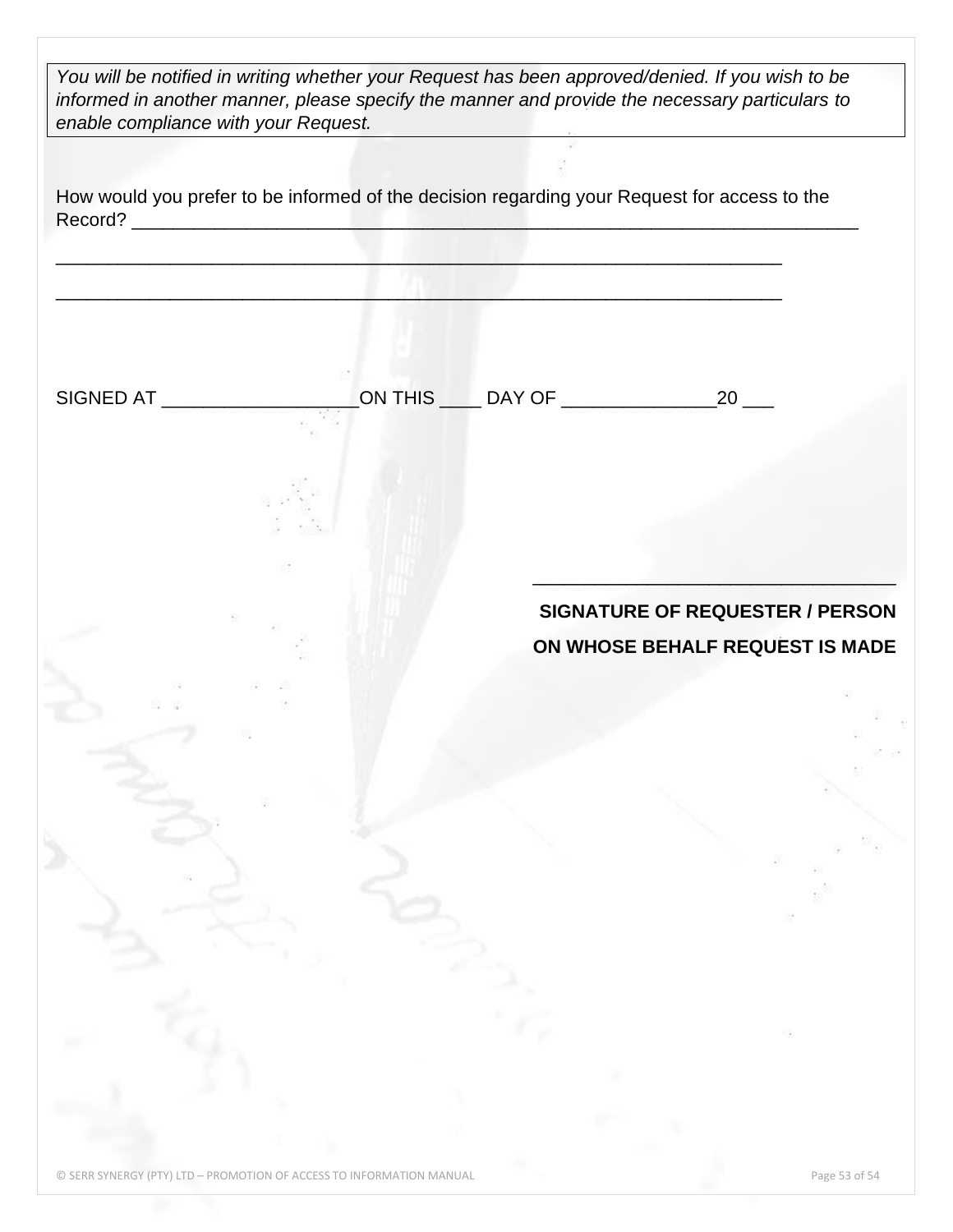*You will be notified in writing whether your Request has been approved/denied. If you wish to be informed in another manner, please specify the manner and provide the necessary particulars to enable compliance with your Request.*

How would you prefer to be informed of the decision regarding your Request for access to the Record? ___________________________________________________________________________

_____________________________________________________________________________

_____________________________________________________________________________

SIGNED AT ___________________ON THIS ____ DAY OF _______________20 ___

___________________________________

**SIGNATURE OF REQUESTER / PERSON ON WHOSE BEHALF REQUEST IS MADE**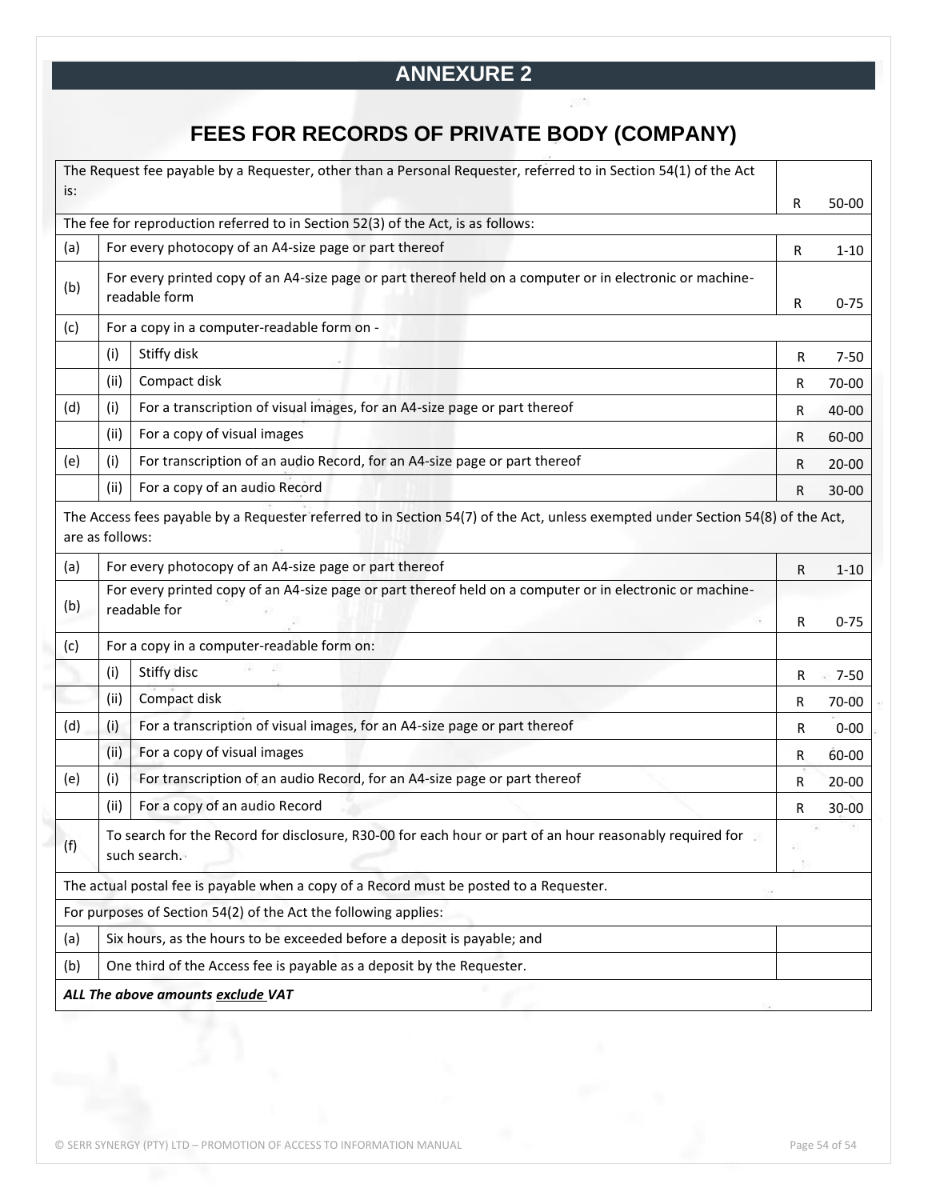# ANNEXURE 2

## FEES FOR RECORDS OF PRIVATE BODY (COMPANY)

| | | | | |
|---|---|---|---|---|
| The Request fee payable by a Requester, other than a Personal Requester, referred to in Section 54(1) of the Act is: | | | R | 50-00 |
| The fee for reproduction referred to in Section 52(3) of the Act, is as follows: | | | | |
| (a) | For every photocopy of an A4-size page or part thereof | | R | 1-10 |
| (b) | For every printed copy of an A4-size page or part thereof held on a computer or in electronic or machine-readable form | | R | 0-75 |
| (c) | For a copy in a computer-readable form on - | | | |
| | (i) | Stiffy disk | R | 7-50 |
| | (ii) | Compact disk | R | 70-00 |
| (d) | (i) | For a transcription of visual images, for an A4-size page or part thereof | R | 40-00 |
| | (ii) | For a copy of visual images | R | 60-00 |
| (e) | (i) | For transcription of an audio Record, for an A4-size page or part thereof | R | 20-00 |
| | (ii) | For a copy of an audio Record | R | 30-00 |
| The Access fees payable by a Requester referred to in Section 54(7) of the Act, unless exempted under Section 54(8) of the Act, are as follows: | | | | |
| (a) | For every photocopy of an A4-size page or part thereof | | R | 1-10 |
| (b) | For every printed copy of an A4-size page or part thereof held on a computer or in electronic or machine-readable for | | R | 0-75 |
| (c) | For a copy in a computer-readable form on: | | | |
| | (i) | Stiffy disc | R | 7-50 |
| | (ii) | Compact disk | R | 70-00 |
| (d) | (i) | For a transcription of visual images, for an A4-size page or part thereof | R | 0-00 |
| | (ii) | For a copy of visual images | R | 60-00 |
| (e) | (i) | For transcription of an audio Record, for an A4-size page or part thereof | R | 20-00 |
| | (ii) | For a copy of an audio Record | R | 30-00 |
| (f) | To search for the Record for disclosure, R30-00 for each hour or part of an hour reasonably required for such search. | | | |
| The actual postal fee is payable when a copy of a Record must be posted to a Requester. | | | | |
| For purposes of Section 54(2) of the Act the following applies: | | | | |
| (a) | Six hours, as the hours to be exceeded before a deposit is payable; and | | | |
| (b) | One third of the Access fee is payable as a deposit by the Requester. | | | |
| ***ALL The above amounts exclude VAT*** | | | | |